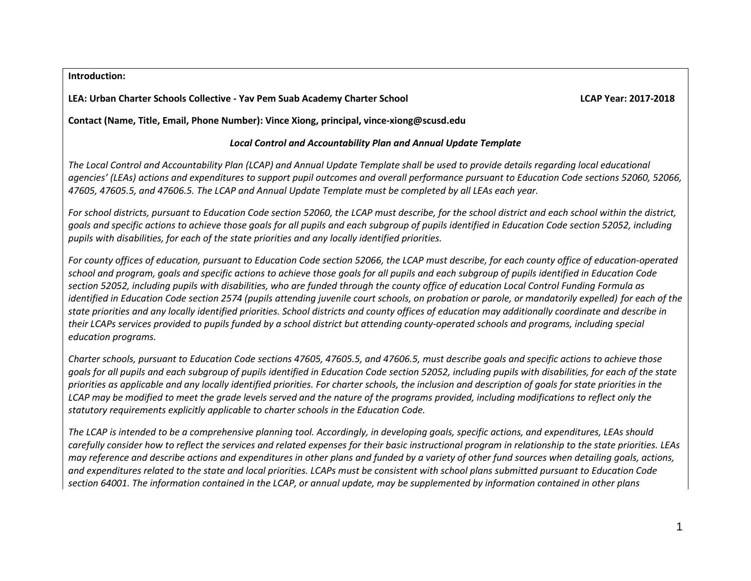**Introduction:**

**LEA: Urban Charter Schools Collective - Yav Pem Suab Academy Charter School** **LCAP Year: 2017-2018**

**Contact (Name, Title, Email, Phone Number): Vince Xiong, principal, vince-xiong@scusd.edu**

***Local Control and Accountability Plan and Annual Update Template***

*The Local Control and Accountability Plan (LCAP) and Annual Update Template shall be used to provide details regarding local educational agencies' (LEAs) actions and expenditures to support pupil outcomes and overall performance pursuant to Education Code sections 52060, 52066, 47605, 47605.5, and 47606.5. The LCAP and Annual Update Template must be completed by all LEAs each year.*

*For school districts, pursuant to Education Code section 52060, the LCAP must describe, for the school district and each school within the district, goals and specific actions to achieve those goals for all pupils and each subgroup of pupils identified in Education Code section 52052, including pupils with disabilities, for each of the state priorities and any locally identified priorities.*

*For county offices of education, pursuant to Education Code section 52066, the LCAP must describe, for each county office of education-operated school and program, goals and specific actions to achieve those goals for all pupils and each subgroup of pupils identified in Education Code section 52052, including pupils with disabilities, who are funded through the county office of education Local Control Funding Formula as identified in Education Code section 2574 (pupils attending juvenile court schools, on probation or parole, or mandatorily expelled) for each of the state priorities and any locally identified priorities. School districts and county offices of education may additionally coordinate and describe in their LCAPs services provided to pupils funded by a school district but attending county-operated schools and programs, including special education programs.*

*Charter schools, pursuant to Education Code sections 47605, 47605.5, and 47606.5, must describe goals and specific actions to achieve those goals for all pupils and each subgroup of pupils identified in Education Code section 52052, including pupils with disabilities, for each of the state priorities as applicable and any locally identified priorities. For charter schools, the inclusion and description of goals for state priorities in the LCAP may be modified to meet the grade levels served and the nature of the programs provided, including modifications to reflect only the statutory requirements explicitly applicable to charter schools in the Education Code.*

*The LCAP is intended to be a comprehensive planning tool. Accordingly, in developing goals, specific actions, and expenditures, LEAs should carefully consider how to reflect the services and related expenses for their basic instructional program in relationship to the state priorities. LEAs may reference and describe actions and expenditures in other plans and funded by a variety of other fund sources when detailing goals, actions, and expenditures related to the state and local priorities. LCAPs must be consistent with school plans submitted pursuant to Education Code section 64001. The information contained in the LCAP, or annual update, may be supplemented by information contained in other plans*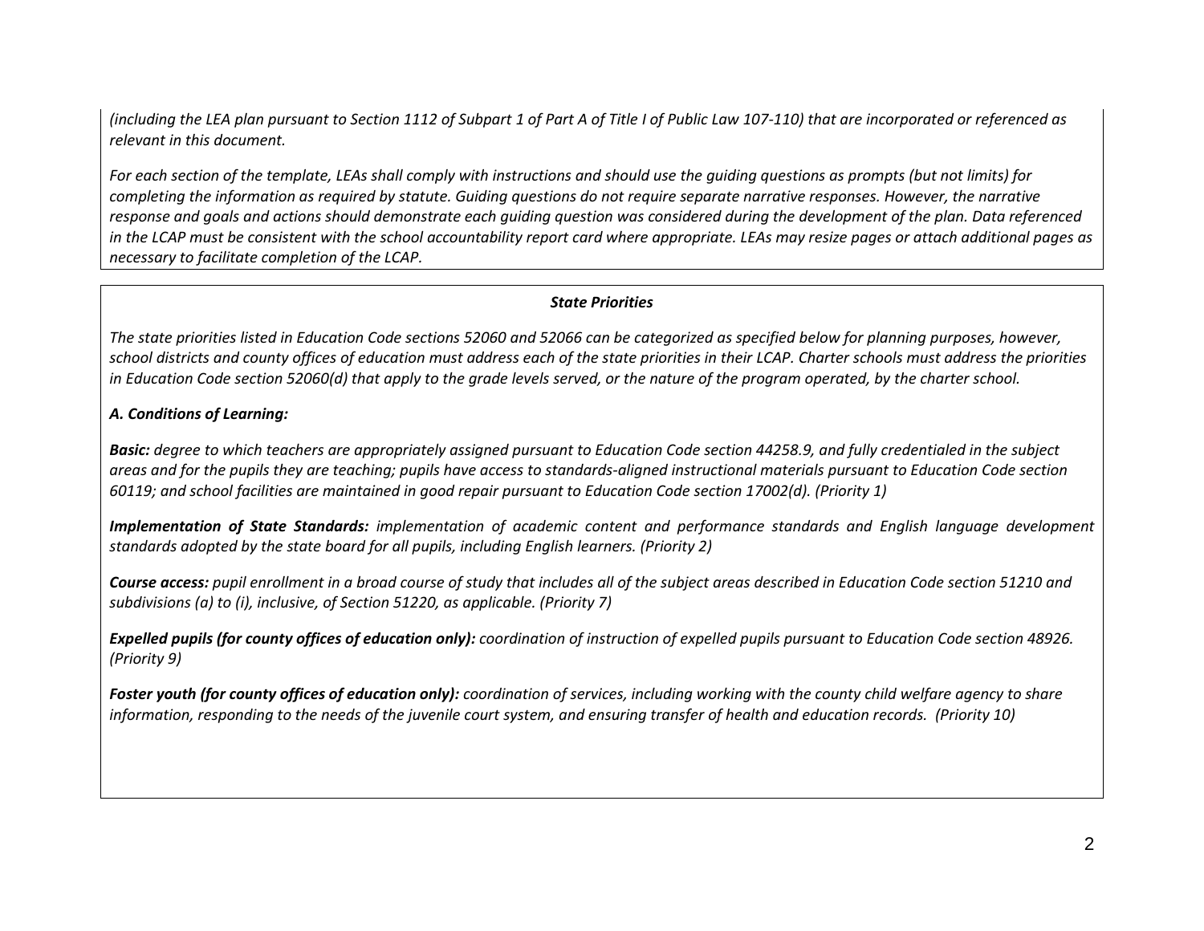*(including the LEA plan pursuant to Section 1112 of Subpart 1 of Part A of Title I of Public Law 107-110) that are incorporated or referenced as relevant in this document.*

*For each section of the template, LEAs shall comply with instructions and should use the guiding questions as prompts (but not limits) for completing the information as required by statute. Guiding questions do not require separate narrative responses. However, the narrative response and goals and actions should demonstrate each guiding question was considered during the development of the plan. Data referenced in the LCAP must be consistent with the school accountability report card where appropriate. LEAs may resize pages or attach additional pages as necessary to facilitate completion of the LCAP.*

***State Priorities***

*The state priorities listed in Education Code sections 52060 and 52066 can be categorized as specified below for planning purposes, however, school districts and county offices of education must address each of the state priorities in their LCAP. Charter schools must address the priorities in Education Code section 52060(d) that apply to the grade levels served, or the nature of the program operated, by the charter school.*

***A. Conditions of Learning:***

***Basic:*** *degree to which teachers are appropriately assigned pursuant to Education Code section 44258.9, and fully credentialed in the subject areas and for the pupils they are teaching; pupils have access to standards-aligned instructional materials pursuant to Education Code section 60119; and school facilities are maintained in good repair pursuant to Education Code section 17002(d). (Priority 1)*

***Implementation of State Standards:*** *implementation of academic content and performance standards and English language development standards adopted by the state board for all pupils, including English learners. (Priority 2)*

***Course access:*** *pupil enrollment in a broad course of study that includes all of the subject areas described in Education Code section 51210 and subdivisions (a) to (i), inclusive, of Section 51220, as applicable. (Priority 7)*

***Expelled pupils (for county offices of education only):*** *coordination of instruction of expelled pupils pursuant to Education Code section 48926. (Priority 9)*

***Foster youth (for county offices of education only):*** *coordination of services, including working with the county child welfare agency to share information, responding to the needs of the juvenile court system, and ensuring transfer of health and education records. (Priority 10)*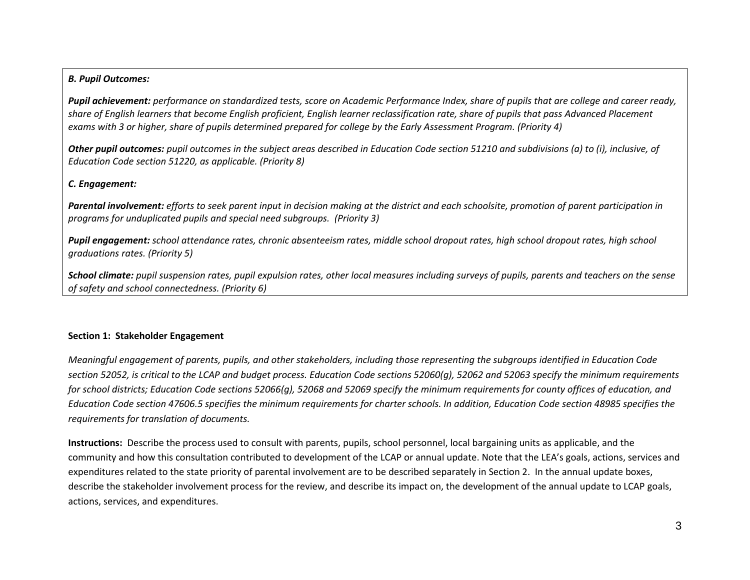***B. Pupil Outcomes:***

***Pupil achievement:*** *performance on standardized tests, score on Academic Performance Index, share of pupils that are college and career ready, share of English learners that become English proficient, English learner reclassification rate, share of pupils that pass Advanced Placement exams with 3 or higher, share of pupils determined prepared for college by the Early Assessment Program. (Priority 4)*

***Other pupil outcomes:*** *pupil outcomes in the subject areas described in Education Code section 51210 and subdivisions (a) to (i), inclusive, of Education Code section 51220, as applicable. (Priority 8)*

***C. Engagement:***

***Parental involvement:*** *efforts to seek parent input in decision making at the district and each schoolsite, promotion of parent participation in programs for unduplicated pupils and special need subgroups. (Priority 3)*

***Pupil engagement:*** *school attendance rates, chronic absenteeism rates, middle school dropout rates, high school dropout rates, high school graduations rates. (Priority 5)*

***School climate:*** *pupil suspension rates, pupil expulsion rates, other local measures including surveys of pupils, parents and teachers on the sense of safety and school connectedness. (Priority 6)*

**Section 1: Stakeholder Engagement**

*Meaningful engagement of parents, pupils, and other stakeholders, including those representing the subgroups identified in Education Code section 52052, is critical to the LCAP and budget process. Education Code sections 52060(g), 52062 and 52063 specify the minimum requirements for school districts; Education Code sections 52066(g), 52068 and 52069 specify the minimum requirements for county offices of education, and Education Code section 47606.5 specifies the minimum requirements for charter schools. In addition, Education Code section 48985 specifies the requirements for translation of documents.*

**Instructions:** Describe the process used to consult with parents, pupils, school personnel, local bargaining units as applicable, and the community and how this consultation contributed to development of the LCAP or annual update. Note that the LEA's goals, actions, services and expenditures related to the state priority of parental involvement are to be described separately in Section 2. In the annual update boxes, describe the stakeholder involvement process for the review, and describe its impact on, the development of the annual update to LCAP goals, actions, services, and expenditures.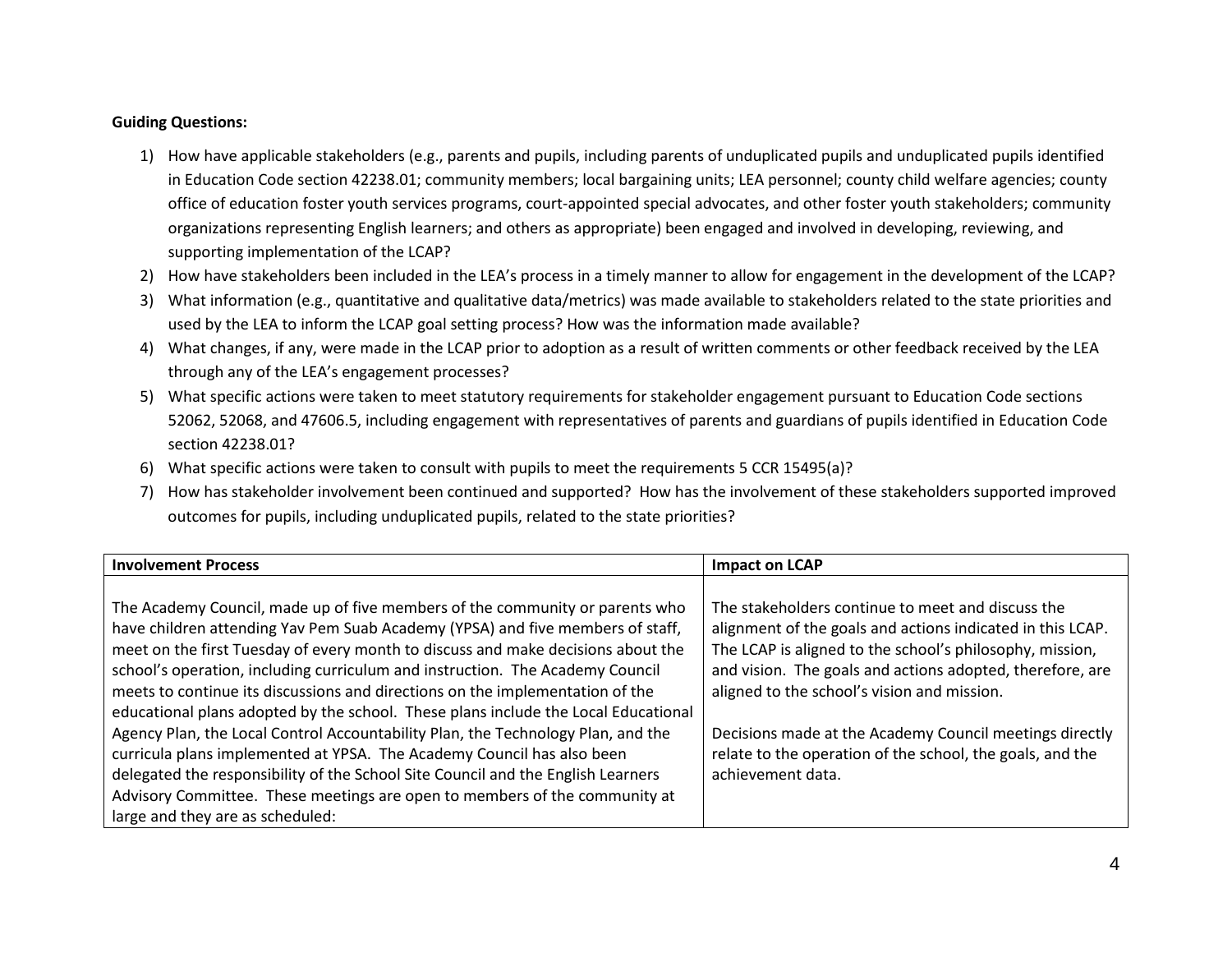**Guiding Questions:**

1) How have applicable stakeholders (e.g., parents and pupils, including parents of unduplicated pupils and unduplicated pupils identified in Education Code section 42238.01; community members; local bargaining units; LEA personnel; county child welfare agencies; county office of education foster youth services programs, court-appointed special advocates, and other foster youth stakeholders; community organizations representing English learners; and others as appropriate) been engaged and involved in developing, reviewing, and supporting implementation of the LCAP?
2) How have stakeholders been included in the LEA's process in a timely manner to allow for engagement in the development of the LCAP?
3) What information (e.g., quantitative and qualitative data/metrics) was made available to stakeholders related to the state priorities and used by the LEA to inform the LCAP goal setting process? How was the information made available?
4) What changes, if any, were made in the LCAP prior to adoption as a result of written comments or other feedback received by the LEA through any of the LEA's engagement processes?
5) What specific actions were taken to meet statutory requirements for stakeholder engagement pursuant to Education Code sections 52062, 52068, and 47606.5, including engagement with representatives of parents and guardians of pupils identified in Education Code section 42238.01?
6) What specific actions were taken to consult with pupils to meet the requirements 5 CCR 15495(a)?
7) How has stakeholder involvement been continued and supported? How has the involvement of these stakeholders supported improved outcomes for pupils, including unduplicated pupils, related to the state priorities?

| Involvement Process | Impact on LCAP |
|---|---|
| The Academy Council, made up of five members of the community or parents who have children attending Yav Pem Suab Academy (YPSA) and five members of staff, meet on the first Tuesday of every month to discuss and make decisions about the school's operation, including curriculum and instruction. The Academy Council meets to continue its discussions and directions on the implementation of the educational plans adopted by the school. These plans include the Local Educational Agency Plan, the Local Control Accountability Plan, the Technology Plan, and the curricula plans implemented at YPSA. The Academy Council has also been delegated the responsibility of the School Site Council and the English Learners Advisory Committee. These meetings are open to members of the community at large and they are as scheduled: | The stakeholders continue to meet and discuss the alignment of the goals and actions indicated in this LCAP. The LCAP is aligned to the school's philosophy, mission, and vision. The goals and actions adopted, therefore, are aligned to the school's vision and mission.<br><br>Decisions made at the Academy Council meetings directly relate to the operation of the school, the goals, and the achievement data. |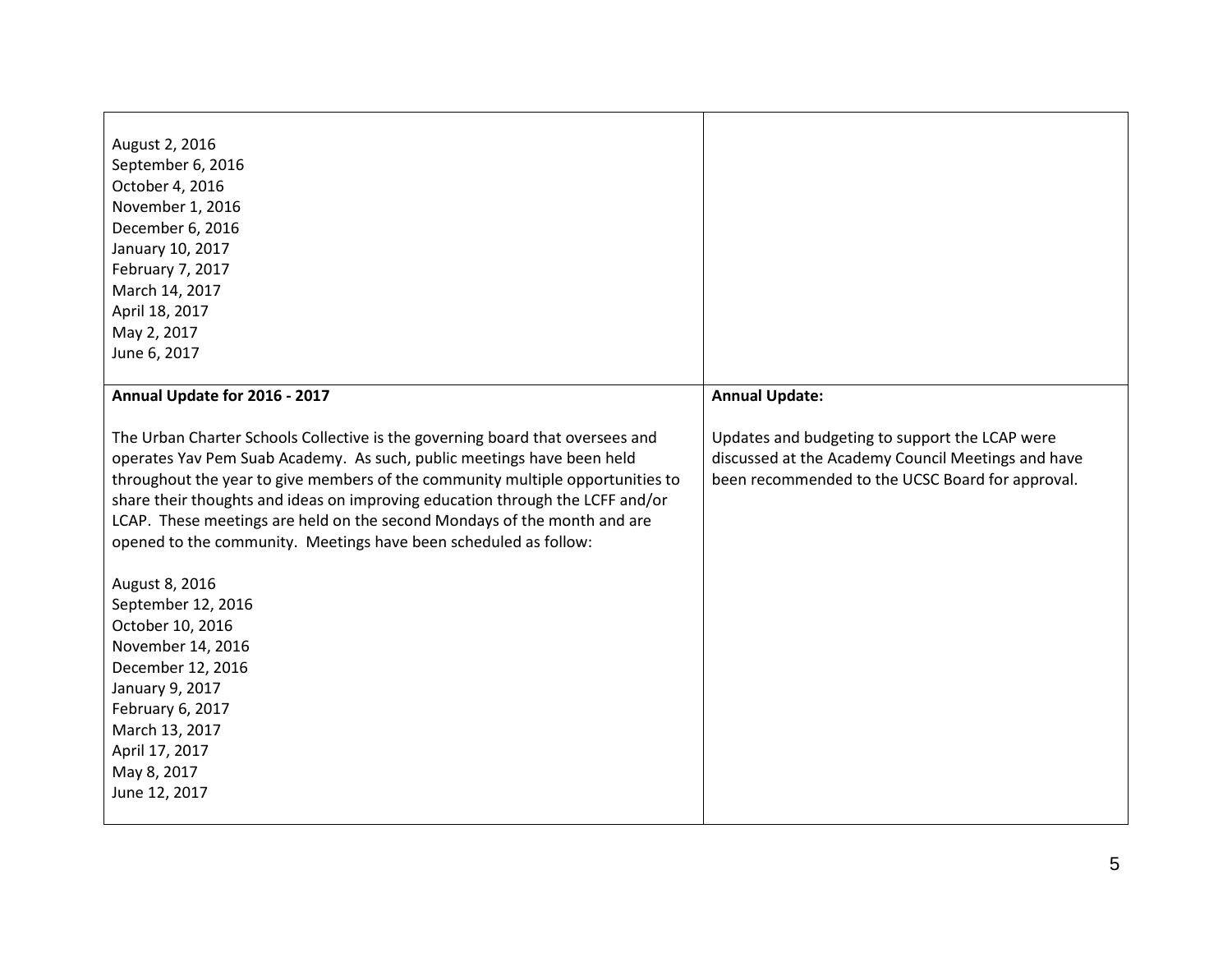| | |
|---|---|
| August 2, 2016<br>September 6, 2016<br>October 4, 2016<br>November 1, 2016<br>December 6, 2016<br>January 10, 2017<br>February 7, 2017<br>March 14, 2017<br>April 18, 2017<br>May 2, 2017<br>June 6, 2017 | |
| **Annual Update for 2016 - 2017**<br><br>The Urban Charter Schools Collective is the governing board that oversees and operates Yav Pem Suab Academy. As such, public meetings have been held throughout the year to give members of the community multiple opportunities to share their thoughts and ideas on improving education through the LCFF and/or LCAP. These meetings are held on the second Mondays of the month and are opened to the community. Meetings have been scheduled as follow:<br><br>August 8, 2016<br>September 12, 2016<br>October 10, 2016<br>November 14, 2016<br>December 12, 2016<br>January 9, 2017<br>February 6, 2017<br>March 13, 2017<br>April 17, 2017<br>May 8, 2017<br>June 12, 2017 | **Annual Update:**<br><br>Updates and budgeting to support the LCAP were discussed at the Academy Council Meetings and have been recommended to the UCSC Board for approval. |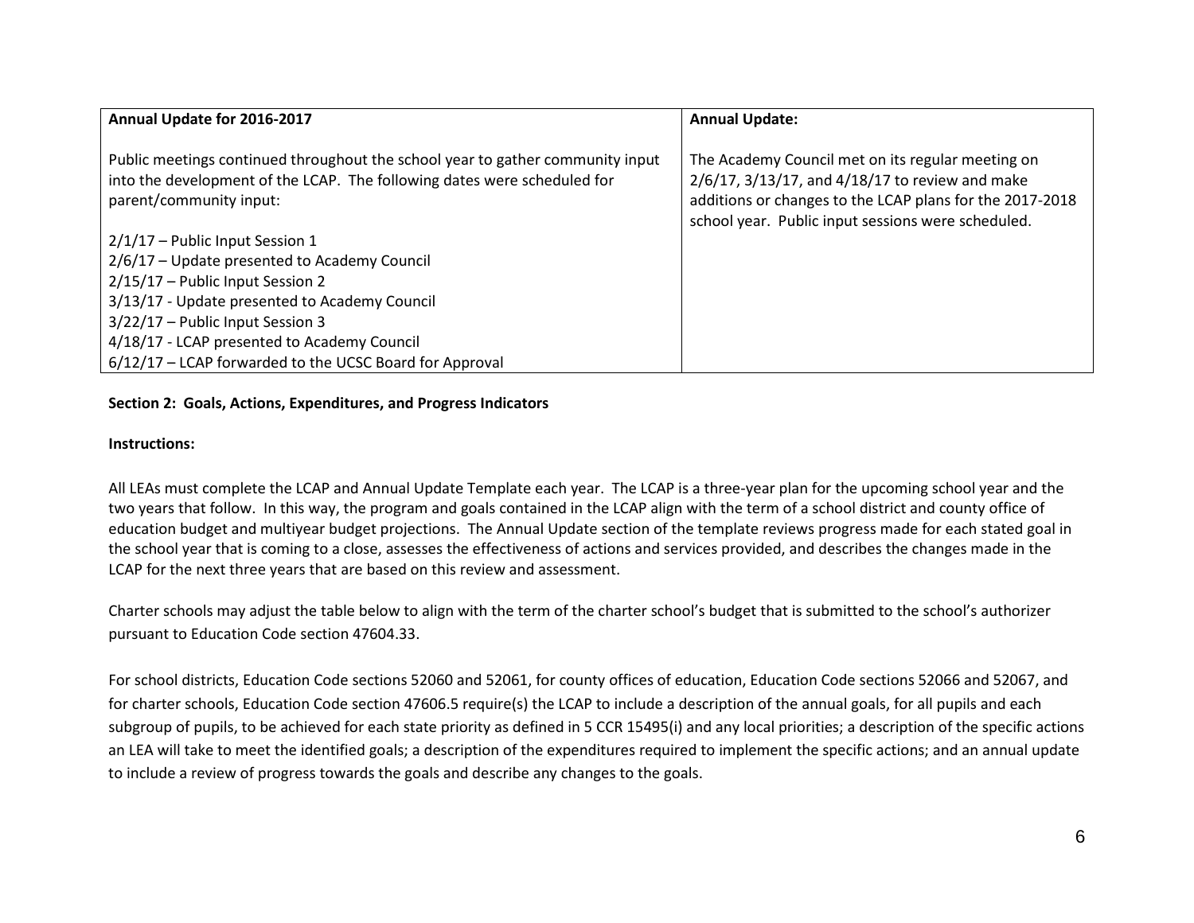| Annual Update for 2016-2017 | Annual Update: |
| --- | --- |
| Public meetings continued throughout the school year to gather community input into the development of the LCAP. The following dates were scheduled for parent/community input:<br><br>2/1/17 – Public Input Session 1<br>2/6/17 – Update presented to Academy Council<br>2/15/17 – Public Input Session 2<br>3/13/17 - Update presented to Academy Council<br>3/22/17 – Public Input Session 3<br>4/18/17 - LCAP presented to Academy Council<br>6/12/17 – LCAP forwarded to the UCSC Board for Approval | The Academy Council met on its regular meeting on 2/6/17, 3/13/17, and 4/18/17 to review and make additions or changes to the LCAP plans for the 2017-2018 school year. Public input sessions were scheduled. |

**Section 2: Goals, Actions, Expenditures, and Progress Indicators**

**Instructions:**

All LEAs must complete the LCAP and Annual Update Template each year. The LCAP is a three-year plan for the upcoming school year and the two years that follow. In this way, the program and goals contained in the LCAP align with the term of a school district and county office of education budget and multiyear budget projections. The Annual Update section of the template reviews progress made for each stated goal in the school year that is coming to a close, assesses the effectiveness of actions and services provided, and describes the changes made in the LCAP for the next three years that are based on this review and assessment.

Charter schools may adjust the table below to align with the term of the charter school's budget that is submitted to the school's authorizer pursuant to Education Code section 47604.33.

For school districts, Education Code sections 52060 and 52061, for county offices of education, Education Code sections 52066 and 52067, and for charter schools, Education Code section 47606.5 require(s) the LCAP to include a description of the annual goals, for all pupils and each subgroup of pupils, to be achieved for each state priority as defined in 5 CCR 15495(i) and any local priorities; a description of the specific actions an LEA will take to meet the identified goals; a description of the expenditures required to implement the specific actions; and an annual update to include a review of progress towards the goals and describe any changes to the goals.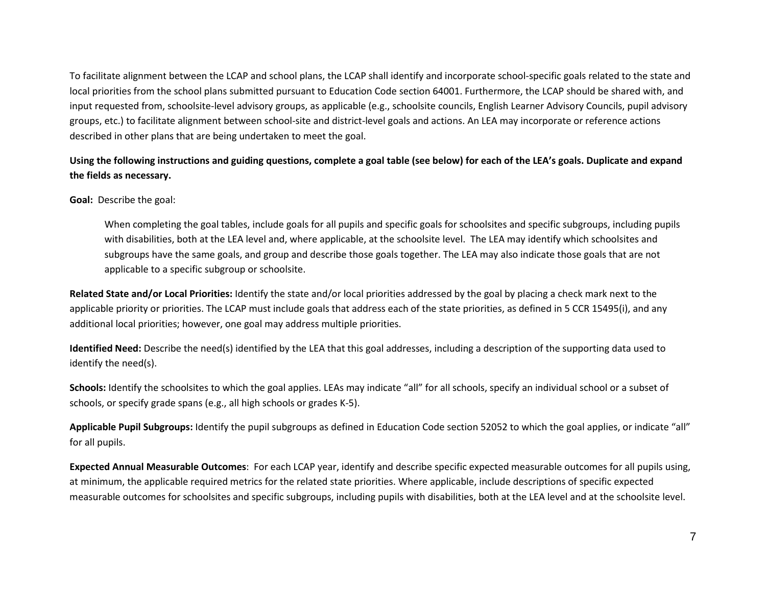To facilitate alignment between the LCAP and school plans, the LCAP shall identify and incorporate school-specific goals related to the state and local priorities from the school plans submitted pursuant to Education Code section 64001. Furthermore, the LCAP should be shared with, and input requested from, schoolsite-level advisory groups, as applicable (e.g., schoolsite councils, English Learner Advisory Councils, pupil advisory groups, etc.) to facilitate alignment between school-site and district-level goals and actions. An LEA may incorporate or reference actions described in other plans that are being undertaken to meet the goal.

**Using the following instructions and guiding questions, complete a goal table (see below) for each of the LEA's goals. Duplicate and expand the fields as necessary.**

**Goal:** Describe the goal:

> When completing the goal tables, include goals for all pupils and specific goals for schoolsites and specific subgroups, including pupils with disabilities, both at the LEA level and, where applicable, at the schoolsite level. The LEA may identify which schoolsites and subgroups have the same goals, and group and describe those goals together. The LEA may also indicate those goals that are not applicable to a specific subgroup or schoolsite.

**Related State and/or Local Priorities:** Identify the state and/or local priorities addressed by the goal by placing a check mark next to the applicable priority or priorities. The LCAP must include goals that address each of the state priorities, as defined in 5 CCR 15495(i), and any additional local priorities; however, one goal may address multiple priorities.

**Identified Need:** Describe the need(s) identified by the LEA that this goal addresses, including a description of the supporting data used to identify the need(s).

**Schools:** Identify the schoolsites to which the goal applies. LEAs may indicate "all" for all schools, specify an individual school or a subset of schools, or specify grade spans (e.g., all high schools or grades K-5).

**Applicable Pupil Subgroups:** Identify the pupil subgroups as defined in Education Code section 52052 to which the goal applies, or indicate "all" for all pupils.

**Expected Annual Measurable Outcomes**: For each LCAP year, identify and describe specific expected measurable outcomes for all pupils using, at minimum, the applicable required metrics for the related state priorities. Where applicable, include descriptions of specific expected measurable outcomes for schoolsites and specific subgroups, including pupils with disabilities, both at the LEA level and at the schoolsite level.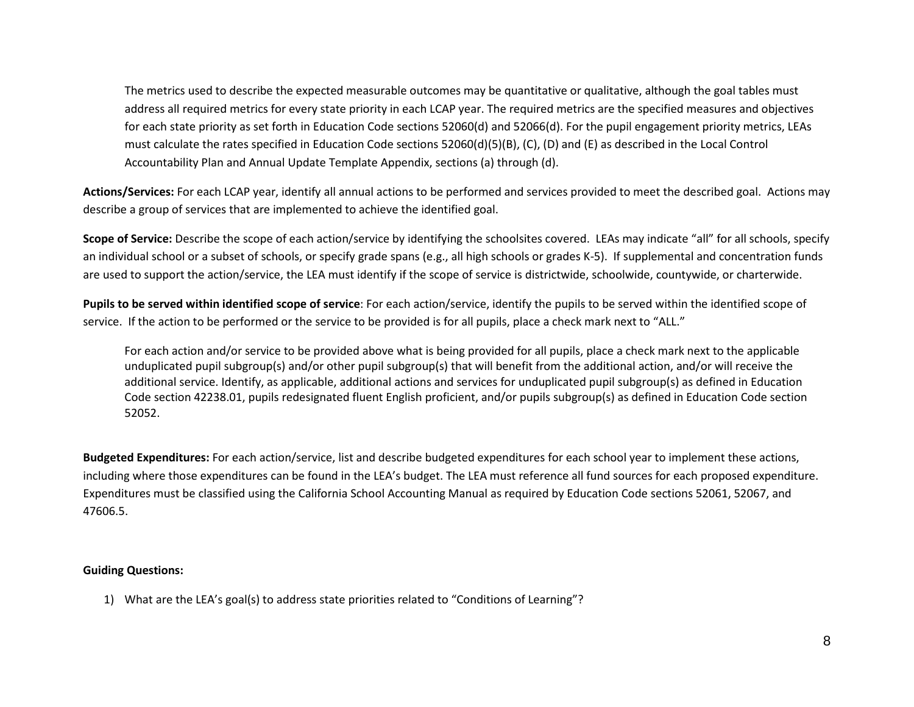The metrics used to describe the expected measurable outcomes may be quantitative or qualitative, although the goal tables must address all required metrics for every state priority in each LCAP year. The required metrics are the specified measures and objectives for each state priority as set forth in Education Code sections 52060(d) and 52066(d). For the pupil engagement priority metrics, LEAs must calculate the rates specified in Education Code sections 52060(d)(5)(B), (C), (D) and (E) as described in the Local Control Accountability Plan and Annual Update Template Appendix, sections (a) through (d).

**Actions/Services:** For each LCAP year, identify all annual actions to be performed and services provided to meet the described goal. Actions may describe a group of services that are implemented to achieve the identified goal.

**Scope of Service:** Describe the scope of each action/service by identifying the schoolsites covered. LEAs may indicate "all" for all schools, specify an individual school or a subset of schools, or specify grade spans (e.g., all high schools or grades K-5). If supplemental and concentration funds are used to support the action/service, the LEA must identify if the scope of service is districtwide, schoolwide, countywide, or charterwide.

**Pupils to be served within identified scope of service**: For each action/service, identify the pupils to be served within the identified scope of service. If the action to be performed or the service to be provided is for all pupils, place a check mark next to "ALL."

For each action and/or service to be provided above what is being provided for all pupils, place a check mark next to the applicable unduplicated pupil subgroup(s) and/or other pupil subgroup(s) that will benefit from the additional action, and/or will receive the additional service. Identify, as applicable, additional actions and services for unduplicated pupil subgroup(s) as defined in Education Code section 42238.01, pupils redesignated fluent English proficient, and/or pupils subgroup(s) as defined in Education Code section 52052.

**Budgeted Expenditures:** For each action/service, list and describe budgeted expenditures for each school year to implement these actions, including where those expenditures can be found in the LEA's budget. The LEA must reference all fund sources for each proposed expenditure. Expenditures must be classified using the California School Accounting Manual as required by Education Code sections 52061, 52067, and 47606.5.

**Guiding Questions:**

1) What are the LEA's goal(s) to address state priorities related to "Conditions of Learning"?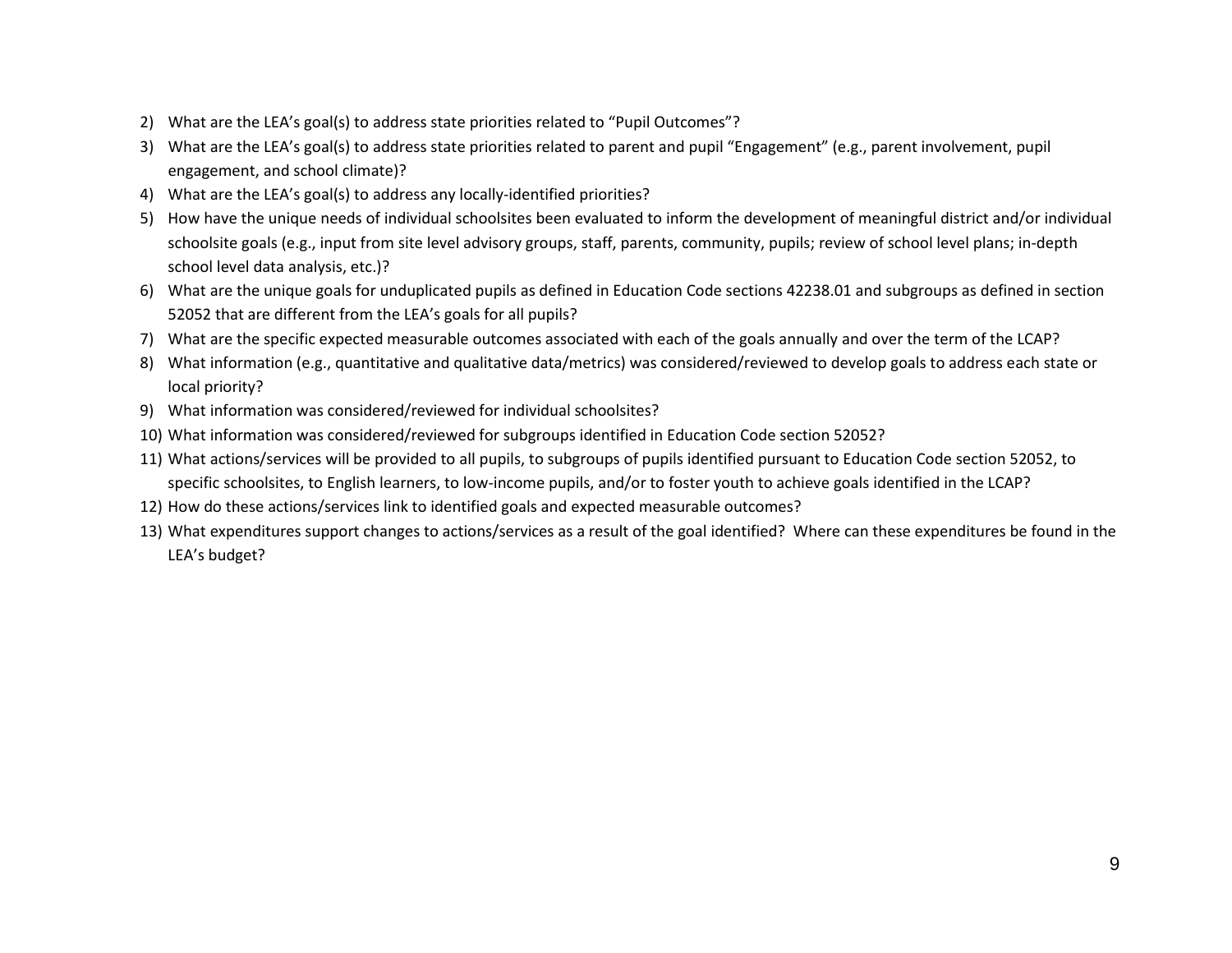2) What are the LEA's goal(s) to address state priorities related to "Pupil Outcomes"?
3) What are the LEA's goal(s) to address state priorities related to parent and pupil "Engagement" (e.g., parent involvement, pupil engagement, and school climate)?
4) What are the LEA's goal(s) to address any locally-identified priorities?
5) How have the unique needs of individual schoolsites been evaluated to inform the development of meaningful district and/or individual schoolsite goals (e.g., input from site level advisory groups, staff, parents, community, pupils; review of school level plans; in-depth school level data analysis, etc.)?
6) What are the unique goals for unduplicated pupils as defined in Education Code sections 42238.01 and subgroups as defined in section 52052 that are different from the LEA's goals for all pupils?
7) What are the specific expected measurable outcomes associated with each of the goals annually and over the term of the LCAP?
8) What information (e.g., quantitative and qualitative data/metrics) was considered/reviewed to develop goals to address each state or local priority?
9) What information was considered/reviewed for individual schoolsites?
10) What information was considered/reviewed for subgroups identified in Education Code section 52052?
11) What actions/services will be provided to all pupils, to subgroups of pupils identified pursuant to Education Code section 52052, to specific schoolsites, to English learners, to low-income pupils, and/or to foster youth to achieve goals identified in the LCAP?
12) How do these actions/services link to identified goals and expected measurable outcomes?
13) What expenditures support changes to actions/services as a result of the goal identified? Where can these expenditures be found in the LEA's budget?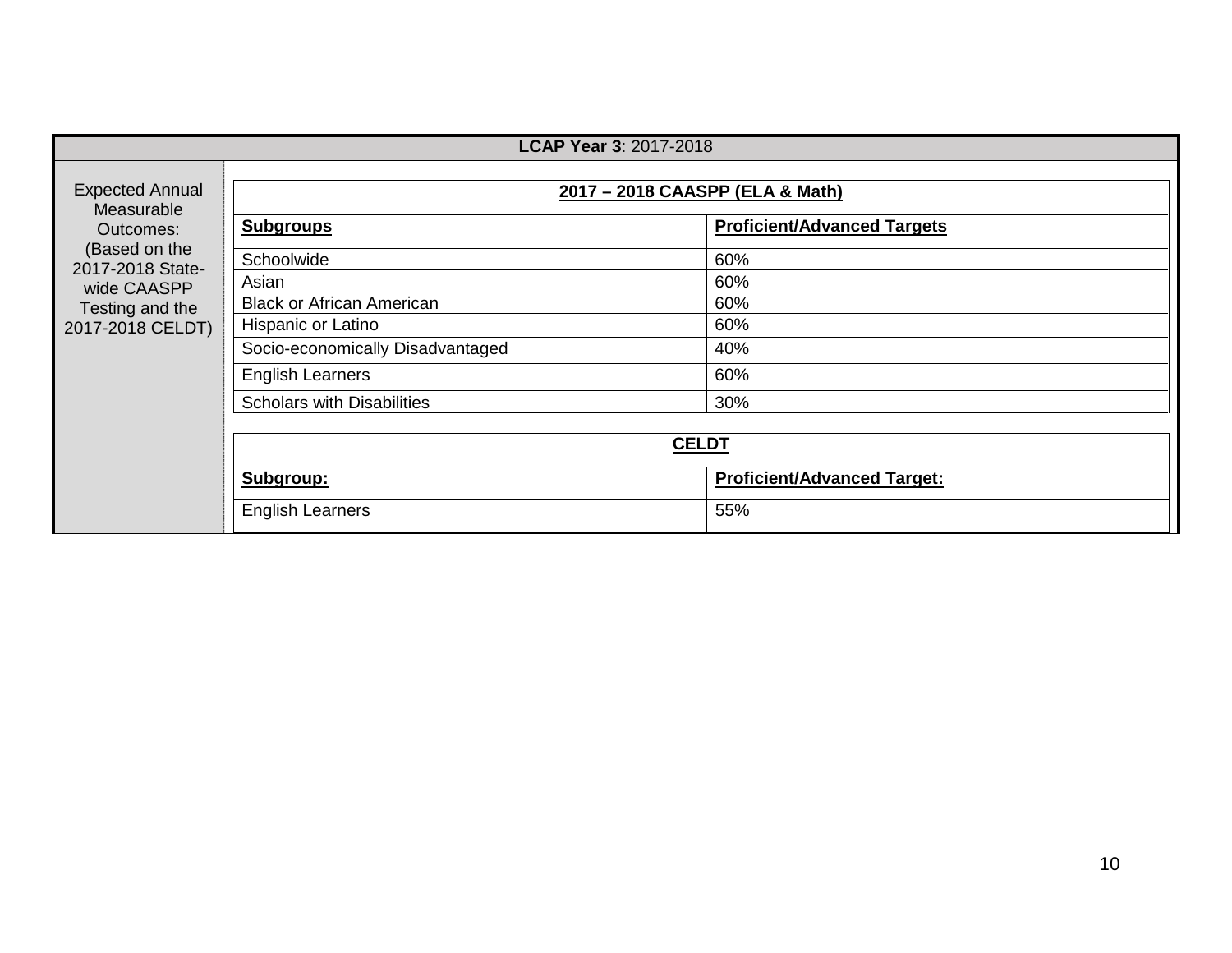| **LCAP Year 3**: 2017-2018 | | |
|---|---|---|
| Expected Annual Measurable Outcomes: (Based on the 2017-2018 State-wide CAASPP Testing and the 2017-2018 CELDT) | | |

**2017 – 2018 CAASPP (ELA & Math)**

| **Subgroups** | **Proficient/Advanced Targets** |
|---|---|
| Schoolwide | 60% |
| Asian | 60% |
| Black or African American | 60% |
| Hispanic or Latino | 60% |
| Socio-economically Disadvantaged | 40% |
| English Learners | 60% |
| Scholars with Disabilities | 30% |

**CELDT**

| **Subgroup:** | **Proficient/Advanced Target:** |
|---|---|
| English Learners | 55% |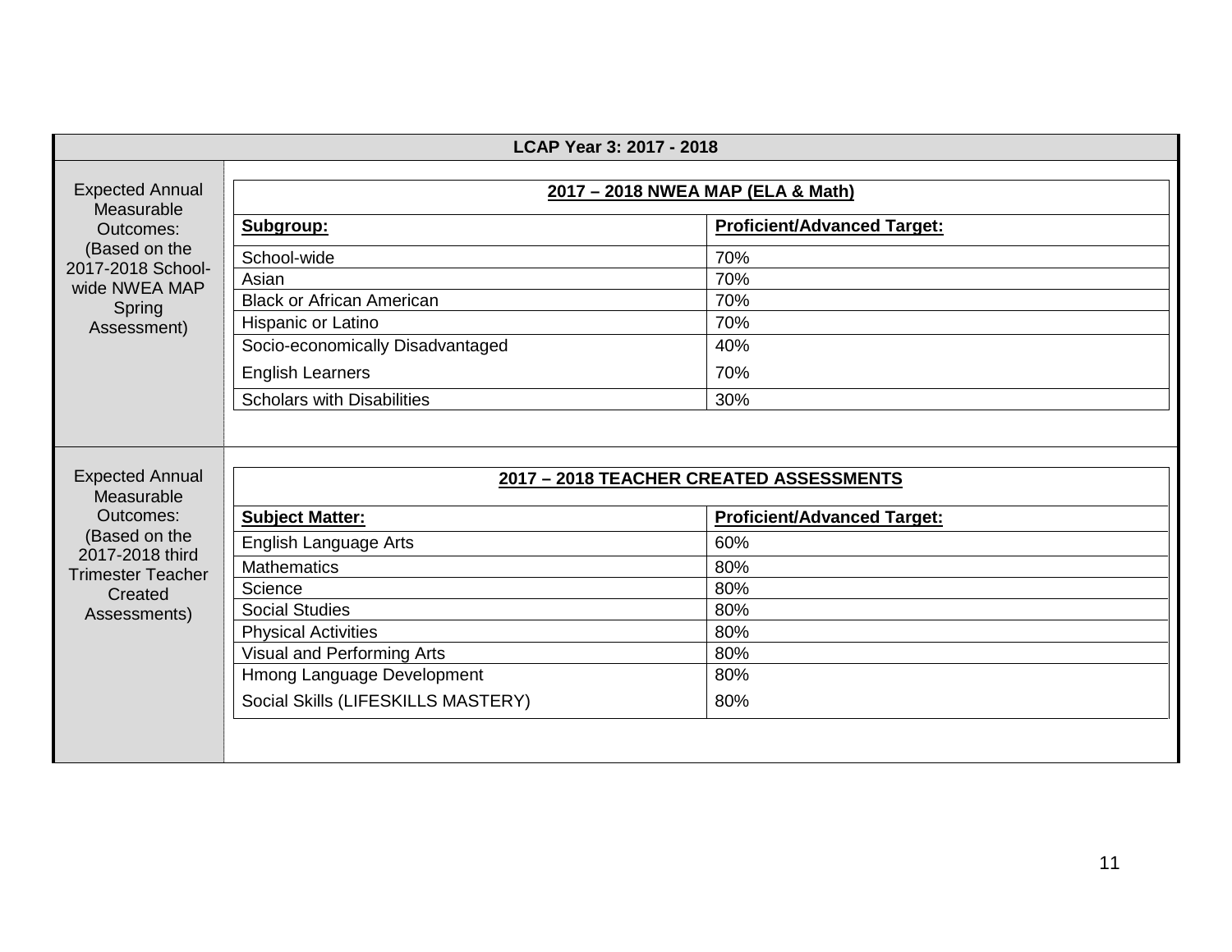**LCAP Year 3: 2017 - 2018**

Expected Annual Measurable Outcomes: (Based on the 2017-2018 School-wide NWEA MAP Spring Assessment)

**2017 – 2018 NWEA MAP (ELA & Math)**

| Subgroup: | Proficient/Advanced Target: |
|---|---|
| School-wide | 70% |
| Asian | 70% |
| Black or African American | 70% |
| Hispanic or Latino | 70% |
| Socio-economically Disadvantaged | 40% |
| English Learners | 70% |
| Scholars with Disabilities | 30% |

Expected Annual Measurable Outcomes: (Based on the 2017-2018 third Trimester Teacher Created Assessments)

**2017 – 2018 TEACHER CREATED ASSESSMENTS**

| Subject Matter: | Proficient/Advanced Target: |
|---|---|
| English Language Arts | 60% |
| Mathematics | 80% |
| Science | 80% |
| Social Studies | 80% |
| Physical Activities | 80% |
| Visual and Performing Arts | 80% |
| Hmong Language Development | 80% |
| Social Skills (LIFESKILLS MASTERY) | 80% |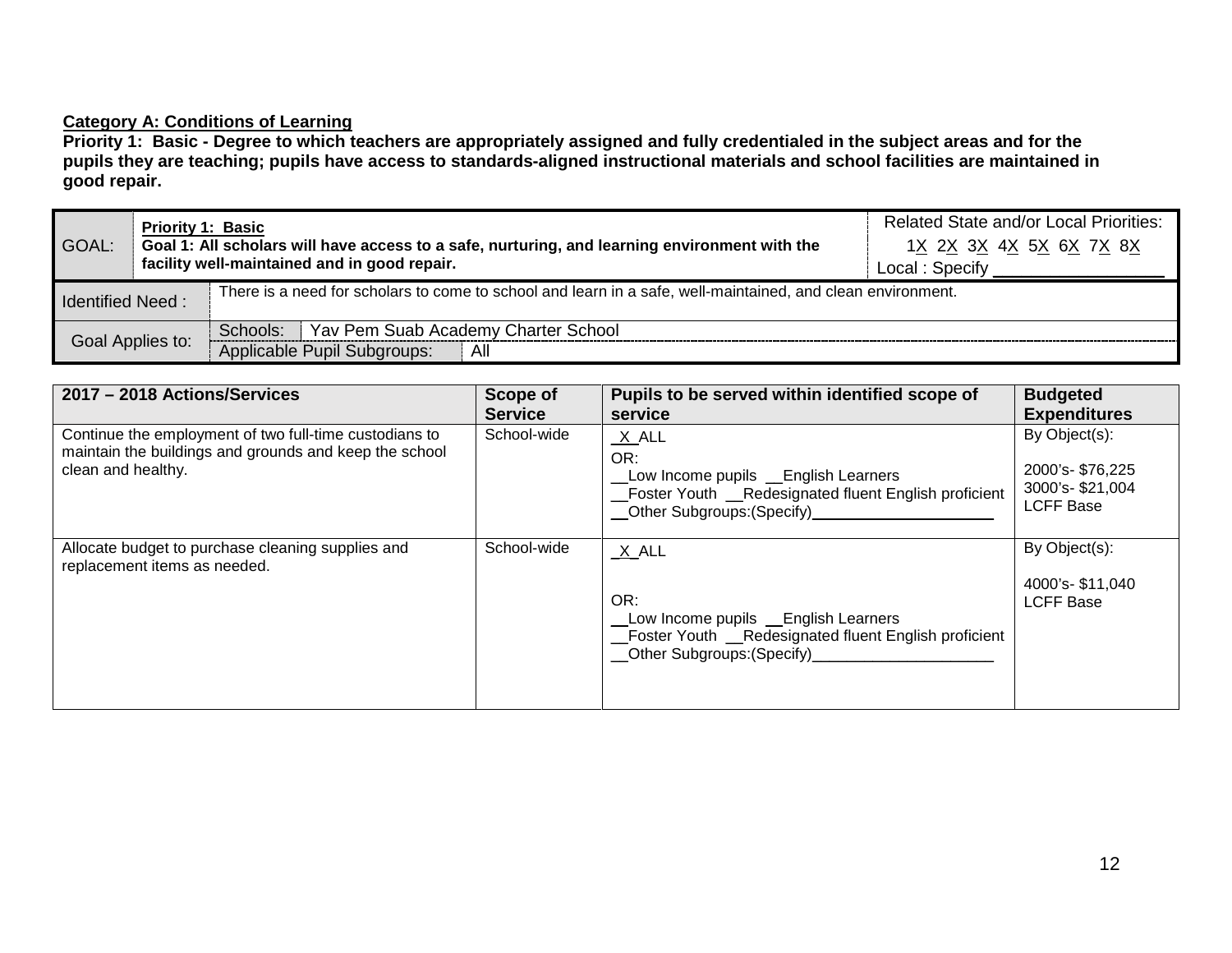**Category A: Conditions of Learning**

**Priority 1: Basic - Degree to which teachers are appropriately assigned and fully credentialed in the subject areas and for the pupils they are teaching; pupils have access to standards-aligned instructional materials and school facilities are maintained in good repair.**

| GOAL: | **Priority 1: Basic** **Goal 1: All scholars will have access to a safe, nurturing, and learning environment with the facility well-maintained and in good repair.** | Related State and/or Local Priorities: 1X 2X 3X 4X 5X 6X 7X 8X Local : Specify ___ |
|---|---|---|
| Identified Need : | There is a need for scholars to come to school and learn in a safe, well-maintained, and clean environment. | |
| Goal Applies to: | Schools: Yav Pem Suab Academy Charter School | |
| | Applicable Pupil Subgroups: All | |

| 2017 – 2018 Actions/Services | Scope of Service | Pupils to be served within identified scope of service | Budgeted Expenditures |
|---|---|---|---|
| Continue the employment of two full-time custodians to maintain the buildings and grounds and keep the school clean and healthy. | School-wide | _X_ALL<br>OR:<br>__Low Income pupils __English Learners<br>__Foster Youth __Redesignated fluent English proficient<br>__Other Subgroups:(Specify)___ | By Object(s):<br><br>2000's- $76,225<br>3000's- $21,004<br>LCFF Base |
| Allocate budget to purchase cleaning supplies and replacement items as needed. | School-wide | _X_ALL<br><br>OR:<br>__Low Income pupils __English Learners<br>__Foster Youth __Redesignated fluent English proficient<br>__Other Subgroups:(Specify)___ | By Object(s):<br><br>4000's- $11,040<br>LCFF Base |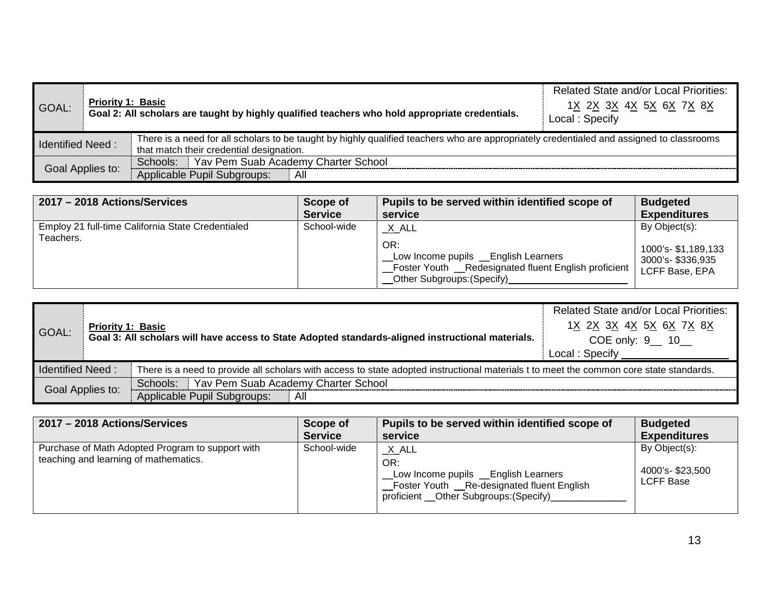| GOAL: | **Priority 1: Basic**<br>**Goal 2: All scholars are taught by highly qualified teachers who hold appropriate credentials.** | Related State and/or Local Priorities:<br>1X 2X 3X 4X 5X 6X 7X 8X<br>Local : Specify |
|---|---|---|
| Identified Need : | There is a need for all scholars to be taught by highly qualified teachers who are appropriately credentialed and assigned to classrooms that match their credential designation. | |
| Goal Applies to: | Schools: Yav Pem Suab Academy Charter School | |
| | Applicable Pupil Subgroups: All | |

| 2017 – 2018 Actions/Services | Scope of Service | Pupils to be served within identified scope of service | Budgeted Expenditures |
|---|---|---|---|
| Employ 21 full-time California State Credentialed Teachers. | School-wide | _X_ALL<br>OR:<br>__Low Income pupils __English Learners<br>__Foster Youth __Redesignated fluent English proficient<br>__Other Subgroups:(Specify)____________ | By Object(s):<br><br>1000's- $1,189,133<br>3000's- $336,935<br>LCFF Base, EPA |

| GOAL: | **Priority 1: Basic**<br>**Goal 3: All scholars will have access to State Adopted standards-aligned instructional materials.** | Related State and/or Local Priorities:<br>1X 2X 3X 4X 5X 6X 7X 8X<br>COE only: 9__ 10__<br>Local : Specify ____________ |
|---|---|---|
| Identified Need : | There is a need to provide all scholars with access to state adopted instructional materials t to meet the common core state standards. | |
| Goal Applies to: | Schools: Yav Pem Suab Academy Charter School | |
| | Applicable Pupil Subgroups: All | |

| 2017 – 2018 Actions/Services | Scope of Service | Pupils to be served within identified scope of service | Budgeted Expenditures |
|---|---|---|---|
| Purchase of Math Adopted Program to support with teaching and learning of mathematics. | School-wide | _X_ALL<br>OR:<br>__Low Income pupils __English Learners<br>__Foster Youth __Re-designated fluent English proficient __Other Subgroups:(Specify)____________ | By Object(s):<br><br>4000's- $23,500<br>LCFF Base |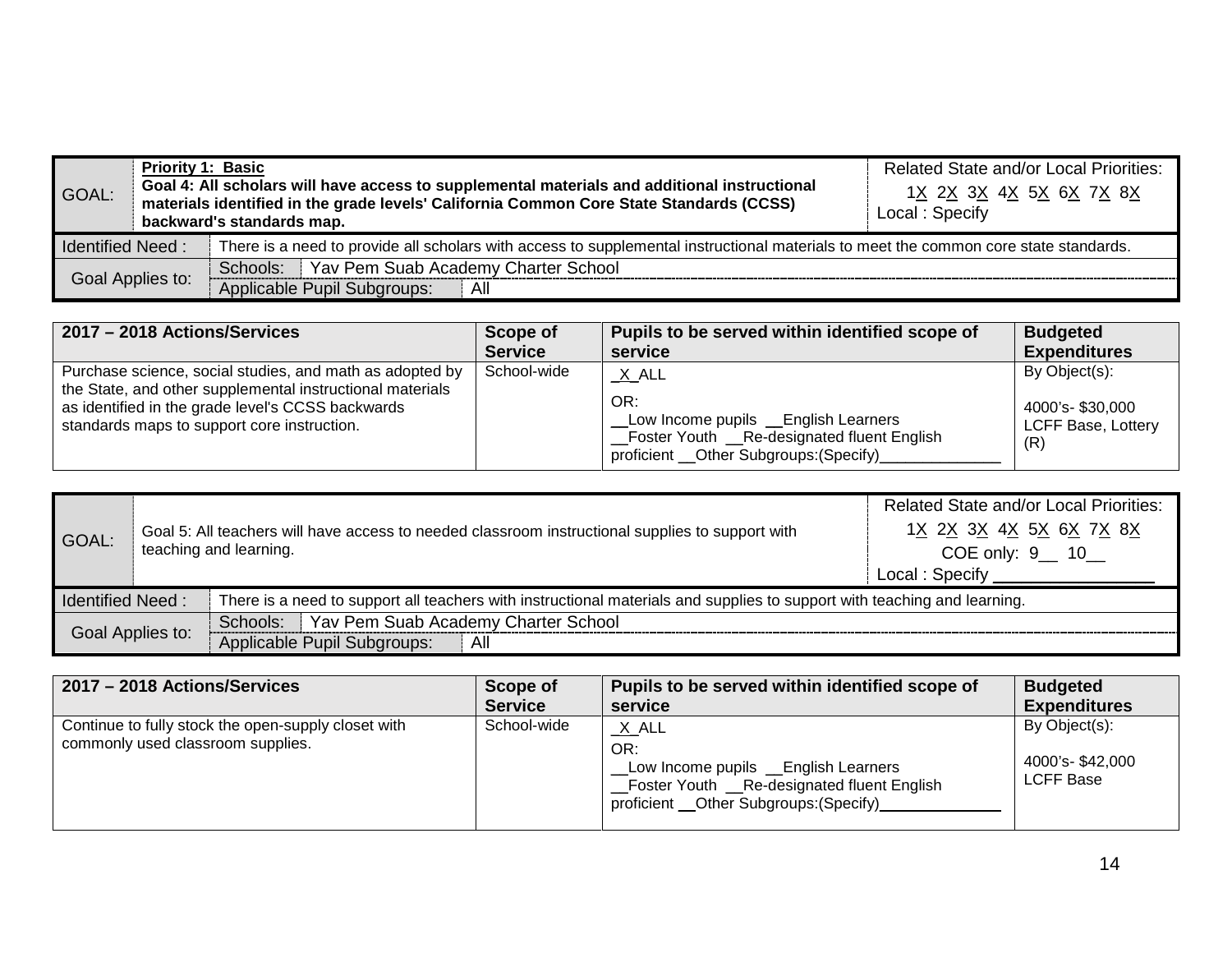| GOAL: | **Priority 1: Basic** **Goal 4: All scholars will have access to supplemental materials and additional instructional materials identified in the grade levels' California Common Core State Standards (CCSS) backward's standards map.** | Related State and/or Local Priorities: 1X 2X 3X 4X 5X 6X 7X 8X Local : Specify |
|---|---|---|
| Identified Need : | There is a need to provide all scholars with access to supplemental instructional materials to meet the common core state standards. | |
| Goal Applies to: | Schools: Yav Pem Suab Academy Charter School | |
| | Applicable Pupil Subgroups: All | |

| 2017 – 2018 Actions/Services | Scope of Service | Pupils to be served within identified scope of service | Budgeted Expenditures |
|---|---|---|---|
| Purchase science, social studies, and math as adopted by the State, and other supplemental instructional materials as identified in the grade level's CCSS backwards standards maps to support core instruction. | School-wide | _X_ALL<br>OR:<br>__Low Income pupils __English Learners<br>__Foster Youth __Re-designated fluent English proficient __Other Subgroups:(Specify)______________ | By Object(s):<br>4000's- $30,000<br>LCFF Base, Lottery (R) |

| GOAL: | Goal 5: All teachers will have access to needed classroom instructional supplies to support with teaching and learning. | Related State and/or Local Priorities: 1X 2X 3X 4X 5X 6X 7X 8X COE only: 9__ 10__ Local : Specify _________________ |
|---|---|---|
| Identified Need : | There is a need to support all teachers with instructional materials and supplies to support with teaching and learning. | |
| Goal Applies to: | Schools: Yav Pem Suab Academy Charter School | |
| | Applicable Pupil Subgroups: All | |

| 2017 – 2018 Actions/Services | Scope of Service | Pupils to be served within identified scope of service | Budgeted Expenditures |
|---|---|---|---|
| Continue to fully stock the open-supply closet with commonly used classroom supplies. | School-wide | _X_ALL<br>OR:<br>__Low Income pupils __English Learners<br>__Foster Youth __Re-designated fluent English proficient __Other Subgroups:(Specify)______________ | By Object(s):<br>4000's- $42,000<br>LCFF Base |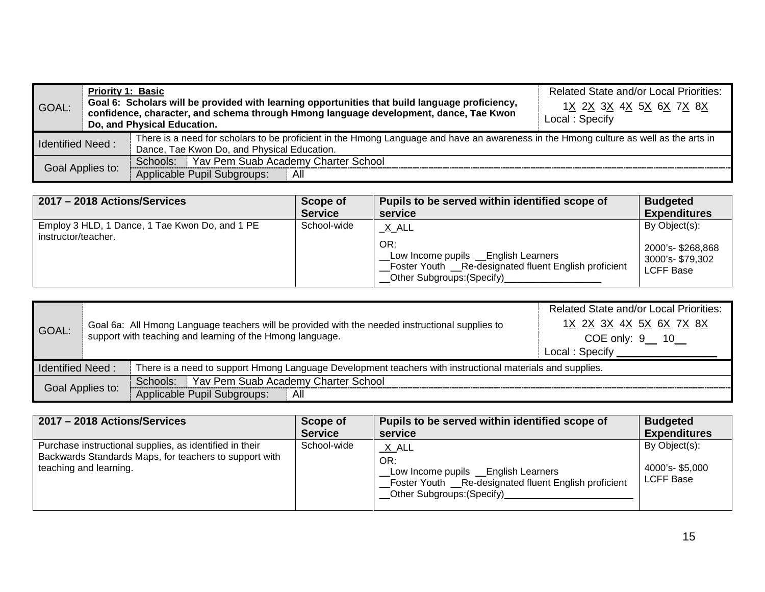| GOAL: | **Priority 1: Basic**<br>**Goal 6: Scholars will be provided with learning opportunities that build language proficiency, confidence, character, and schema through Hmong language development, dance, Tae Kwon Do, and Physical Education.** | Related State and/or Local Priorities:<br>1X 2X 3X 4X 5X 6X 7X 8X<br>Local : Specify |
|---|---|---|
| Identified Need : | There is a need for scholars to be proficient in the Hmong Language and have an awareness in the Hmong culture as well as the arts in Dance, Tae Kwon Do, and Physical Education. | |
| Goal Applies to: | Schools: Yav Pem Suab Academy Charter School | |
| | Applicable Pupil Subgroups: All | |

| 2017 – 2018 Actions/Services | Scope of Service | Pupils to be served within identified scope of service | Budgeted Expenditures |
|---|---|---|---|
| Employ 3 HLD, 1 Dance, 1 Tae Kwon Do, and 1 PE instructor/teacher. | School-wide | _X_ALL<br>OR:<br>__Low Income pupils __English Learners<br>__Foster Youth __Re-designated fluent English proficient<br>__Other Subgroups:(Specify)__________________ | By Object(s):<br>2000's- $268,868<br>3000's- $79,302<br>LCFF Base |

| GOAL: | Goal 6a: All Hmong Language teachers will be provided with the needed instructional supplies to support with teaching and learning of the Hmong language. | Related State and/or Local Priorities:<br>1X 2X 3X 4X 5X 6X 7X 8X<br>COE only: 9__ 10__<br>Local : Specify _________________ |
|---|---|---|
| Identified Need : | There is a need to support Hmong Language Development teachers with instructional materials and supplies. | |
| Goal Applies to: | Schools: Yav Pem Suab Academy Charter School | |
| | Applicable Pupil Subgroups: All | |

| 2017 – 2018 Actions/Services | Scope of Service | Pupils to be served within identified scope of service | Budgeted Expenditures |
|---|---|---|---|
| Purchase instructional supplies, as identified in their Backwards Standards Maps, for teachers to support with teaching and learning. | School-wide | _X_ALL<br>OR:<br>__Low Income pupils __English Learners<br>__Foster Youth __Re-designated fluent English proficient<br>__Other Subgroups:(Specify)______________________ | By Object(s):<br>4000's- $5,000<br>LCFF Base |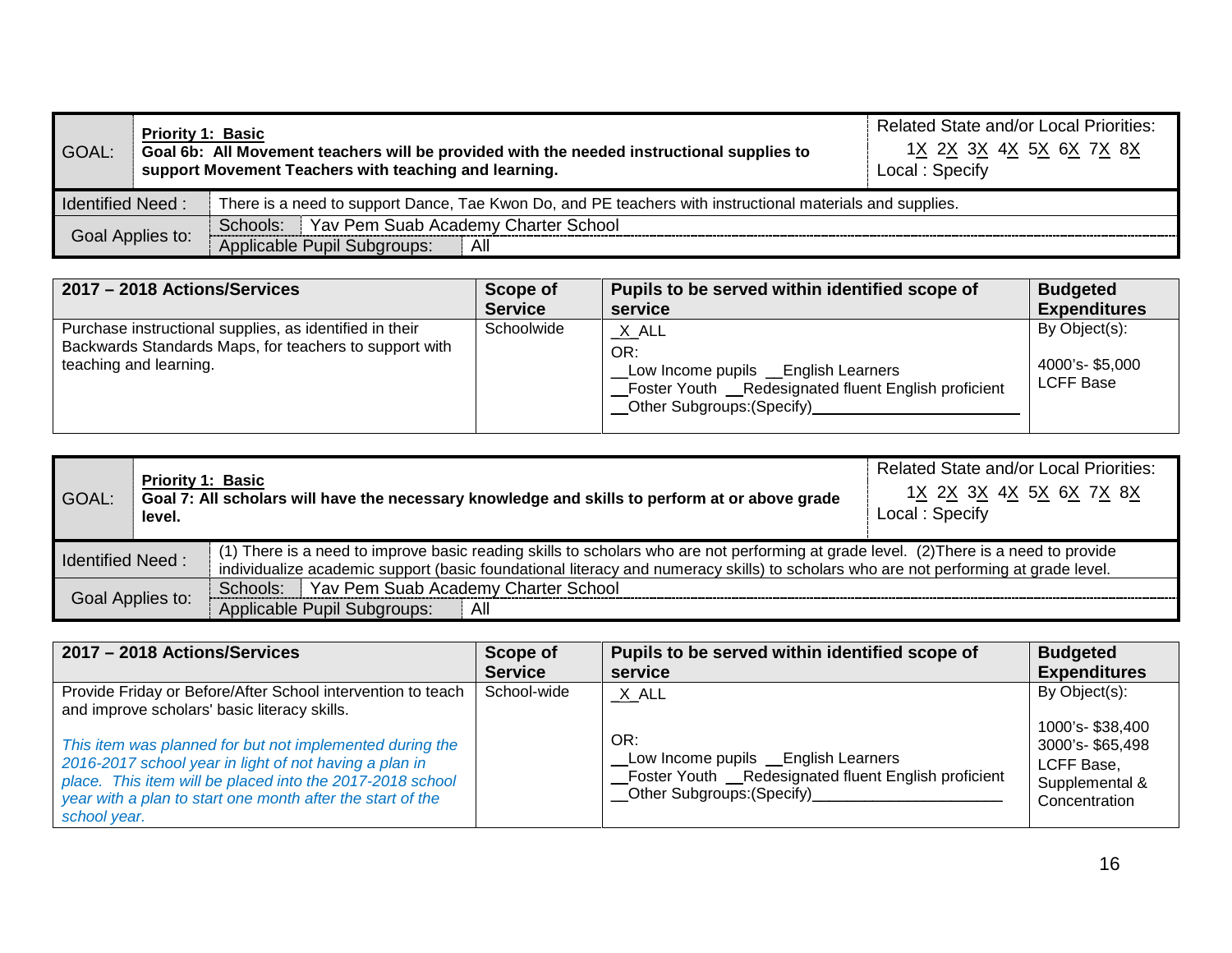| GOAL: | **Priority 1: Basic**<br>**Goal 6b: All Movement teachers will be provided with the needed instructional supplies to support Movement Teachers with teaching and learning.** | Related State and/or Local Priorities:<br>1X 2X 3X 4X 5X 6X 7X 8X<br>Local : Specify |
|---|---|---|

| Identified Need : | There is a need to support Dance, Tae Kwon Do, and PE teachers with instructional materials and supplies. |
|---|---|
| Goal Applies to: | Schools: Yav Pem Suab Academy Charter School<br>Applicable Pupil Subgroups: All |

| 2017 – 2018 Actions/Services | Scope of Service | Pupils to be served within identified scope of service | Budgeted Expenditures |
|---|---|---|---|
| Purchase instructional supplies, as identified in their Backwards Standards Maps, for teachers to support with teaching and learning. | Schoolwide | _X_ALL<br>OR:<br>__Low Income pupils __English Learners<br>__Foster Youth __Redesignated fluent English proficient<br>__Other Subgroups:(Specify)________ | By Object(s):<br>4000's- $5,000<br>LCFF Base |

| GOAL: | **Priority 1: Basic**<br>**Goal 7: All scholars will have the necessary knowledge and skills to perform at or above grade level.** | Related State and/or Local Priorities:<br>1X 2X 3X 4X 5X 6X 7X 8X<br>Local : Specify |
|---|---|---|

| Identified Need : | (1) There is a need to improve basic reading skills to scholars who are not performing at grade level. (2)There is a need to provide individualize academic support (basic foundational literacy and numeracy skills) to scholars who are not performing at grade level. |
|---|---|
| Goal Applies to: | Schools: Yav Pem Suab Academy Charter School<br>Applicable Pupil Subgroups: All |

| 2017 – 2018 Actions/Services | Scope of Service | Pupils to be served within identified scope of service | Budgeted Expenditures |
|---|---|---|---|
| Provide Friday or Before/After School intervention to teach and improve scholars' basic literacy skills.<br><br>*This item was planned for but not implemented during the 2016-2017 school year in light of not having a plan in place. This item will be placed into the 2017-2018 school year with a plan to start one month after the start of the school year.* | School-wide | _X_ALL<br><br>OR:<br>__Low Income pupils __English Learners<br>__Foster Youth __Redesignated fluent English proficient<br>__Other Subgroups:(Specify)________ | By Object(s):<br><br>1000's- $38,400<br>3000's- $65,498<br>LCFF Base, Supplemental & Concentration |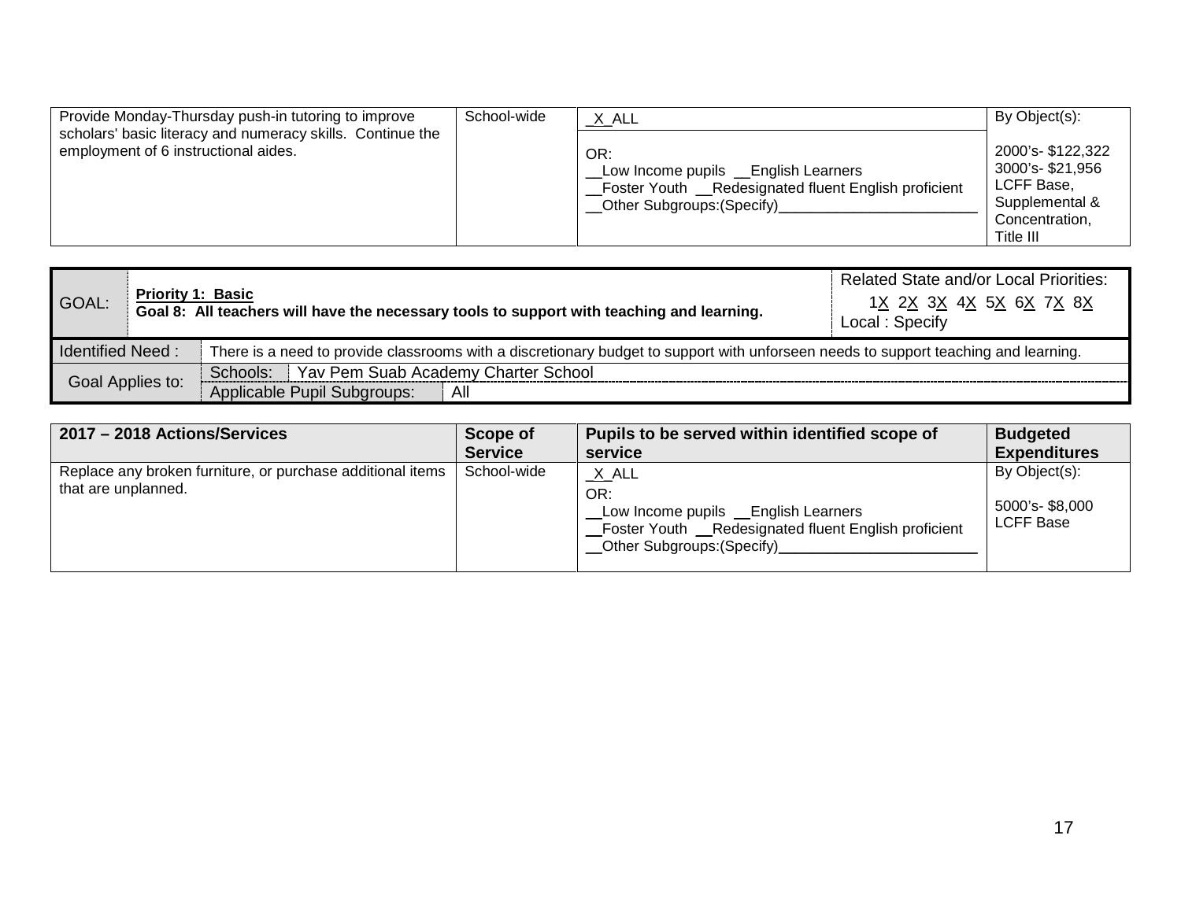| Provide Monday-Thursday push-in tutoring to improve scholars' basic literacy and numeracy skills. Continue the employment of 6 instructional aides. | School-wide | _X_ALL<br><br>OR:<br>__Low Income pupils __English Learners<br>__Foster Youth __Redesignated fluent English proficient<br>__Other Subgroups:(Specify)________________________ | By Object(s):<br><br>2000's- $122,322<br>3000's- $21,956<br>LCFF Base, Supplemental & Concentration, Title III |
|---|---|---|---|

| GOAL: | **Priority 1: Basic**<br>**Goal 8: All teachers will have the necessary tools to support with teaching and learning.** | Related State and/or Local Priorities:<br>1X 2X 3X 4X 5X 6X 7X 8X<br>Local : Specify |
|---|---|---|
| Identified Need : | There is a need to provide classrooms with a discretionary budget to support with unforseen needs to support teaching and learning. | |
| Goal Applies to: | Schools: Yav Pem Suab Academy Charter School | |
| | Applicable Pupil Subgroups: All | |

| 2017 – 2018 Actions/Services | Scope of Service | Pupils to be served within identified scope of service | Budgeted Expenditures |
|---|---|---|---|
| Replace any broken furniture, or purchase additional items that are unplanned. | School-wide | _X_ALL<br>OR:<br>__Low Income pupils __English Learners<br>__Foster Youth __Redesignated fluent English proficient<br>__Other Subgroups:(Specify)________________________ | By Object(s):<br><br>5000's- $8,000<br>LCFF Base |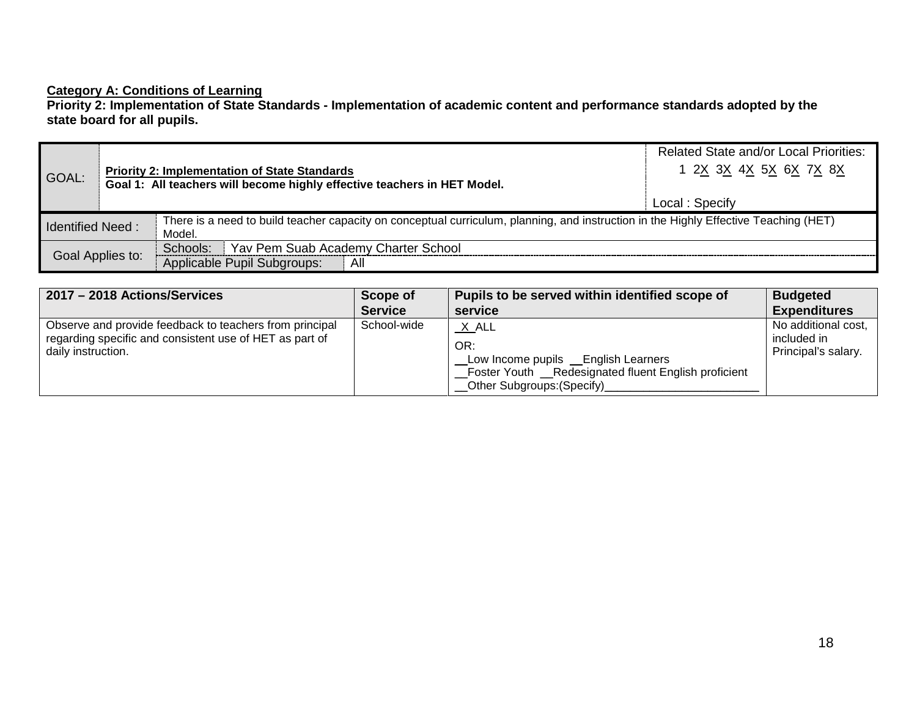**Category A: Conditions of Learning**

**Priority 2: Implementation of State Standards - Implementation of academic content and performance standards adopted by the state board for all pupils.**

| GOAL: | **Priority 2: Implementation of State Standards**<br>**Goal 1: All teachers will become highly effective teachers in HET Model.** | Related State and/or Local Priorities:<br>1 2X 3X 4X 5X 6X 7X 8X<br><br>Local : Specify |
|---|---|---|
| Identified Need : | There is a need to build teacher capacity on conceptual curriculum, planning, and instruction in the Highly Effective Teaching (HET) Model. | |
| Goal Applies to: | Schools: Yav Pem Suab Academy Charter School | |
| | Applicable Pupil Subgroups: All | |

| 2017 – 2018 Actions/Services | Scope of Service | Pupils to be served within identified scope of service | Budgeted Expenditures |
|---|---|---|---|
| Observe and provide feedback to teachers from principal regarding specific and consistent use of HET as part of daily instruction. | School-wide | _X_ALL<br>OR:<br>__Low Income pupils __English Learners<br>__Foster Youth __Redesignated fluent English proficient<br>__Other Subgroups:(Specify)________________________ | No additional cost, included in Principal's salary. |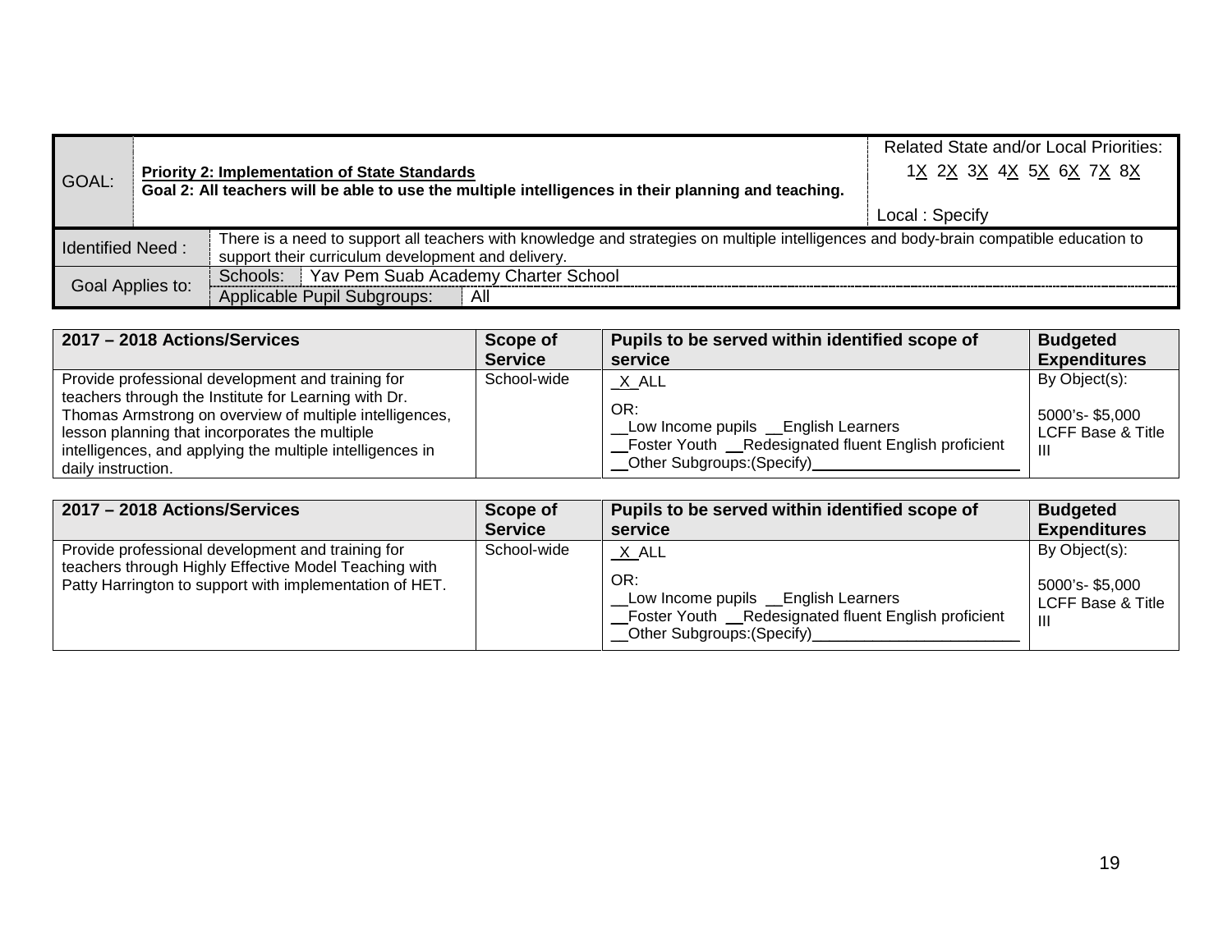| GOAL: | **Priority 2: Implementation of State Standards**<br>**Goal 2: All teachers will be able to use the multiple intelligences in their planning and teaching.** | Related State and/or Local Priorities:<br>1X 2X 3X 4X 5X 6X 7X 8X<br><br>Local : Specify |
|---|---|---|
| Identified Need : | There is a need to support all teachers with knowledge and strategies on multiple intelligences and body-brain compatible education to support their curriculum development and delivery. | |
| Goal Applies to: | Schools: Yav Pem Suab Academy Charter School | |
| | Applicable Pupil Subgroups: All | |

| 2017 – 2018 Actions/Services | Scope of Service | Pupils to be served within identified scope of service | Budgeted Expenditures |
|---|---|---|---|
| Provide professional development and training for teachers through the Institute for Learning with Dr. Thomas Armstrong on overview of multiple intelligences, lesson planning that incorporates the multiple intelligences, and applying the multiple intelligences in daily instruction. | School-wide | _X_ALL<br>OR:<br>__Low Income pupils __English Learners<br>__Foster Youth __Redesignated fluent English proficient<br>__Other Subgroups:(Specify)________________________ | By Object(s):<br><br>5000's- $5,000<br>LCFF Base & Title III |

| 2017 – 2018 Actions/Services | Scope of Service | Pupils to be served within identified scope of service | Budgeted Expenditures |
|---|---|---|---|
| Provide professional development and training for teachers through Highly Effective Model Teaching with Patty Harrington to support with implementation of HET. | School-wide | _X_ALL<br>OR:<br>__Low Income pupils __English Learners<br>__Foster Youth __Redesignated fluent English proficient<br>__Other Subgroups:(Specify)________________________ | By Object(s):<br><br>5000's- $5,000<br>LCFF Base & Title III |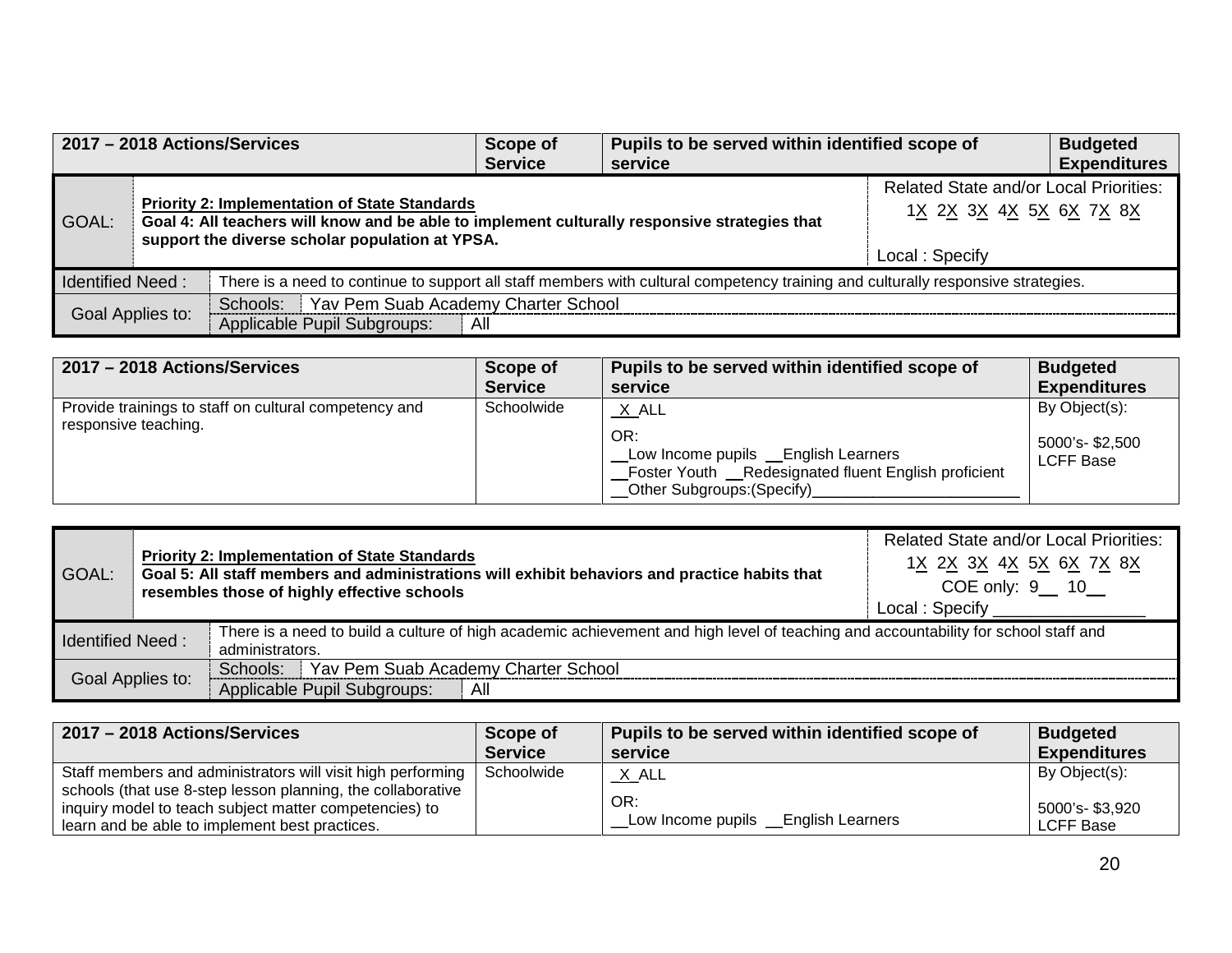| 2017 – 2018 Actions/Services | Scope of Service | Pupils to be served within identified scope of service | Budgeted Expenditures |
|---|---|---|---|

| GOAL: | **Priority 2: Implementation of State Standards**<br>**Goal 4: All teachers will know and be able to implement culturally responsive strategies that support the diverse scholar population at YPSA.** | Related State and/or Local Priorities:<br>1X 2X 3X 4X 5X 6X 7X 8X<br><br>Local : Specify |
|---|---|---|

| Identified Need : | There is a need to continue to support all staff members with cultural competency training and culturally responsive strategies. |
|---|---|
| Goal Applies to: | Schools: Yav Pem Suab Academy Charter School<br>Applicable Pupil Subgroups: All |

| 2017 – 2018 Actions/Services | Scope of Service | Pupils to be served within identified scope of service | Budgeted Expenditures |
|---|---|---|---|
| Provide trainings to staff on cultural competency and responsive teaching. | Schoolwide | _X_ALL<br>OR:<br>__Low Income pupils __English Learners<br>__Foster Youth __Redesignated fluent English proficient<br>__Other Subgroups:(Specify)________________________ | By Object(s):<br><br>5000's- $2,500<br>LCFF Base |

| GOAL: | **Priority 2: Implementation of State Standards**<br>**Goal 5: All staff members and administrations will exhibit behaviors and practice habits that resembles those of highly effective schools** | Related State and/or Local Priorities:<br>1X 2X 3X 4X 5X 6X 7X 8X<br>COE only: 9__ 10__<br>Local : Specify ________________ |
|---|---|---|

| Identified Need : | There is a need to build a culture of high academic achievement and high level of teaching and accountability for school staff and administrators. |
|---|---|
| Goal Applies to: | Schools: Yav Pem Suab Academy Charter School<br>Applicable Pupil Subgroups: All |

| 2017 – 2018 Actions/Services | Scope of Service | Pupils to be served within identified scope of service | Budgeted Expenditures |
|---|---|---|---|
| Staff members and administrators will visit high performing schools (that use 8-step lesson planning, the collaborative inquiry model to teach subject matter competencies) to learn and be able to implement best practices. | Schoolwide | _X_ALL<br>OR:<br>__Low Income pupils __English Learners | By Object(s):<br><br>5000's- $3,920<br>LCFF Base |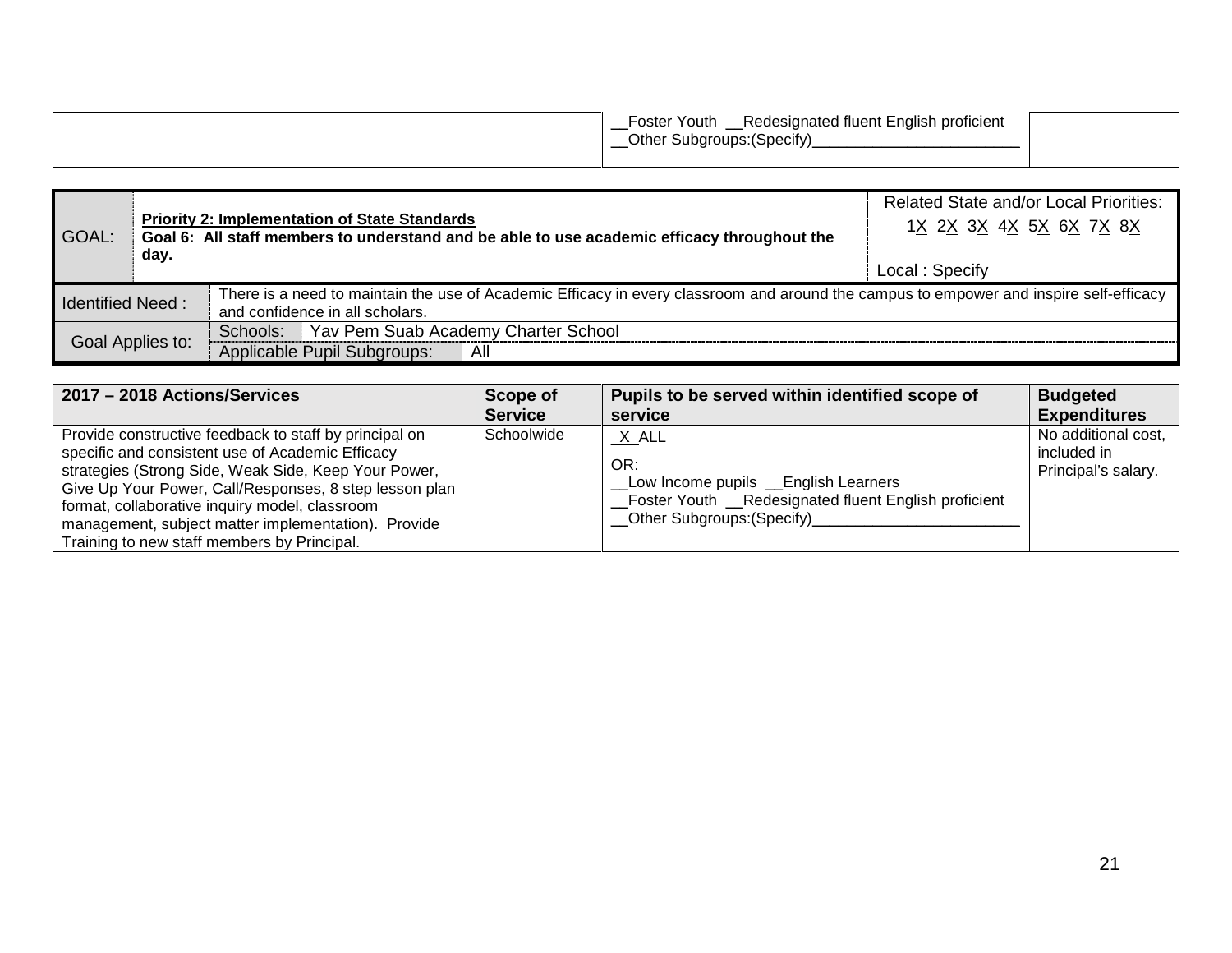| | | __Foster Youth __Redesignated fluent English proficient<br>__Other Subgroups:(Specify)________________________ | |
|---|---|---|---|

| GOAL: | **Priority 2: Implementation of State Standards**<br>**Goal 6: All staff members to understand and be able to use academic efficacy throughout the day.** | Related State and/or Local Priorities:<br>1X 2X 3X 4X 5X 6X 7X 8X<br><br>Local : Specify |
|---|---|---|
| Identified Need : | There is a need to maintain the use of Academic Efficacy in every classroom and around the campus to empower and inspire self-efficacy and confidence in all scholars. | |
| Goal Applies to: | Schools: Yav Pem Suab Academy Charter School | |
| | Applicable Pupil Subgroups: All | |

| 2017 – 2018 Actions/Services | Scope of Service | Pupils to be served within identified scope of service | Budgeted Expenditures |
|---|---|---|---|
| Provide constructive feedback to staff by principal on specific and consistent use of Academic Efficacy strategies (Strong Side, Weak Side, Keep Your Power, Give Up Your Power, Call/Responses, 8 step lesson plan format, collaborative inquiry model, classroom management, subject matter implementation). Provide Training to new staff members by Principal. | Schoolwide | _X_ALL<br>OR:<br>__Low Income pupils __English Learners<br>__Foster Youth __Redesignated fluent English proficient<br>__Other Subgroups:(Specify)________________________ | No additional cost, included in Principal's salary. |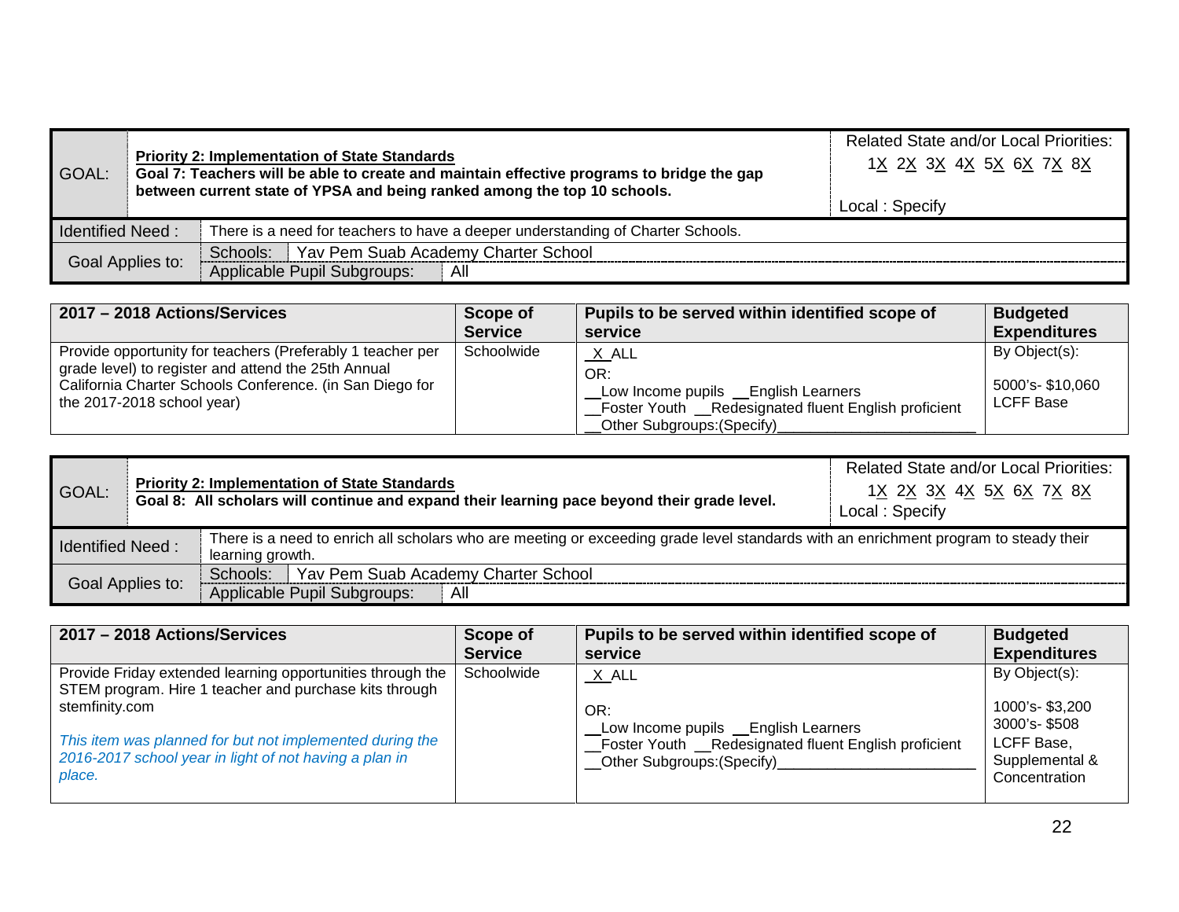| GOAL: | **Priority 2: Implementation of State Standards** **Goal 7: Teachers will be able to create and maintain effective programs to bridge the gap between current state of YPSA and being ranked among the top 10 schools.** | Related State and/or Local Priorities: 1X 2X 3X 4X 5X 6X 7X 8X Local : Specify |
|---|---|---|
| Identified Need : | There is a need for teachers to have a deeper understanding of Charter Schools. | |
| Goal Applies to: | Schools: Yav Pem Suab Academy Charter School | |
| | Applicable Pupil Subgroups: All | |

| 2017 – 2018 Actions/Services | Scope of Service | Pupils to be served within identified scope of service | Budgeted Expenditures |
|---|---|---|---|
| Provide opportunity for teachers (Preferably 1 teacher per grade level) to register and attend the 25th Annual California Charter Schools Conference. (in San Diego for the 2017-2018 school year) | Schoolwide | _X_ALL OR: __Low Income pupils __English Learners __Foster Youth __Redesignated fluent English proficient __Other Subgroups:(Specify)________________________ | By Object(s): 5000's- $10,060 LCFF Base |

| GOAL: | **Priority 2: Implementation of State Standards** **Goal 8: All scholars will continue and expand their learning pace beyond their grade level.** | Related State and/or Local Priorities: 1X 2X 3X 4X 5X 6X 7X 8X Local : Specify |
|---|---|---|
| Identified Need : | There is a need to enrich all scholars who are meeting or exceeding grade level standards with an enrichment program to steady their learning growth. | |
| Goal Applies to: | Schools: Yav Pem Suab Academy Charter School | |
| | Applicable Pupil Subgroups: All | |

| 2017 – 2018 Actions/Services | Scope of Service | Pupils to be served within identified scope of service | Budgeted Expenditures |
|---|---|---|---|
| Provide Friday extended learning opportunities through the STEM program. Hire 1 teacher and purchase kits through stemfinity.com *This item was planned for but not implemented during the 2016-2017 school year in light of not having a plan in place.* | Schoolwide | _X_ALL OR: __Low Income pupils __English Learners __Foster Youth __Redesignated fluent English proficient __Other Subgroups:(Specify)________________________ | By Object(s): 1000's- $3,200 3000's- $508 LCFF Base, Supplemental & Concentration |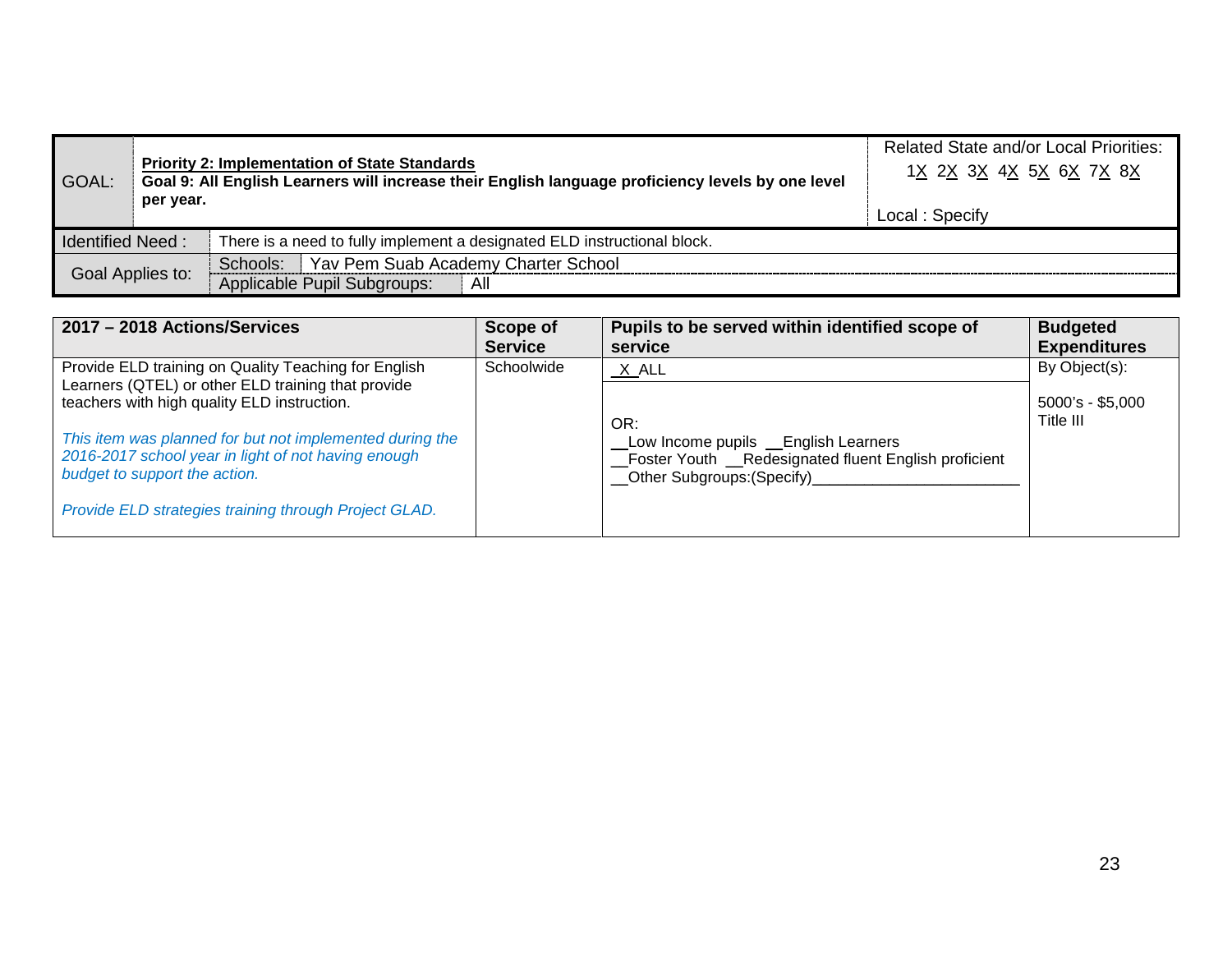| GOAL: | **Priority 2: Implementation of State Standards**<br>**Goal 9: All English Learners will increase their English language proficiency levels by one level per year.** | Related State and/or Local Priorities:<br>1X 2X 3X 4X 5X 6X 7X 8X<br><br>Local : Specify |
|---|---|---|
| Identified Need : | There is a need to fully implement a designated ELD instructional block. | |
| Goal Applies to: | Schools: Yav Pem Suab Academy Charter School | |
| | Applicable Pupil Subgroups: All | |

| 2017 – 2018 Actions/Services | Scope of Service | Pupils to be served within identified scope of service | Budgeted Expenditures |
|---|---|---|---|
| Provide ELD training on Quality Teaching for English Learners (QTEL) or other ELD training that provide teachers with high quality ELD instruction.<br><br>*This item was planned for but not implemented during the 2016-2017 school year in light of not having enough budget to support the action.*<br><br>*Provide ELD strategies training through Project GLAD.* | Schoolwide | _X_ALL<br><br>OR:<br>__Low Income pupils __English Learners<br>__Foster Youth __Redesignated fluent English proficient<br>__Other Subgroups:(Specify)________________________ | By Object(s):<br><br>5000's - $5,000<br>Title III |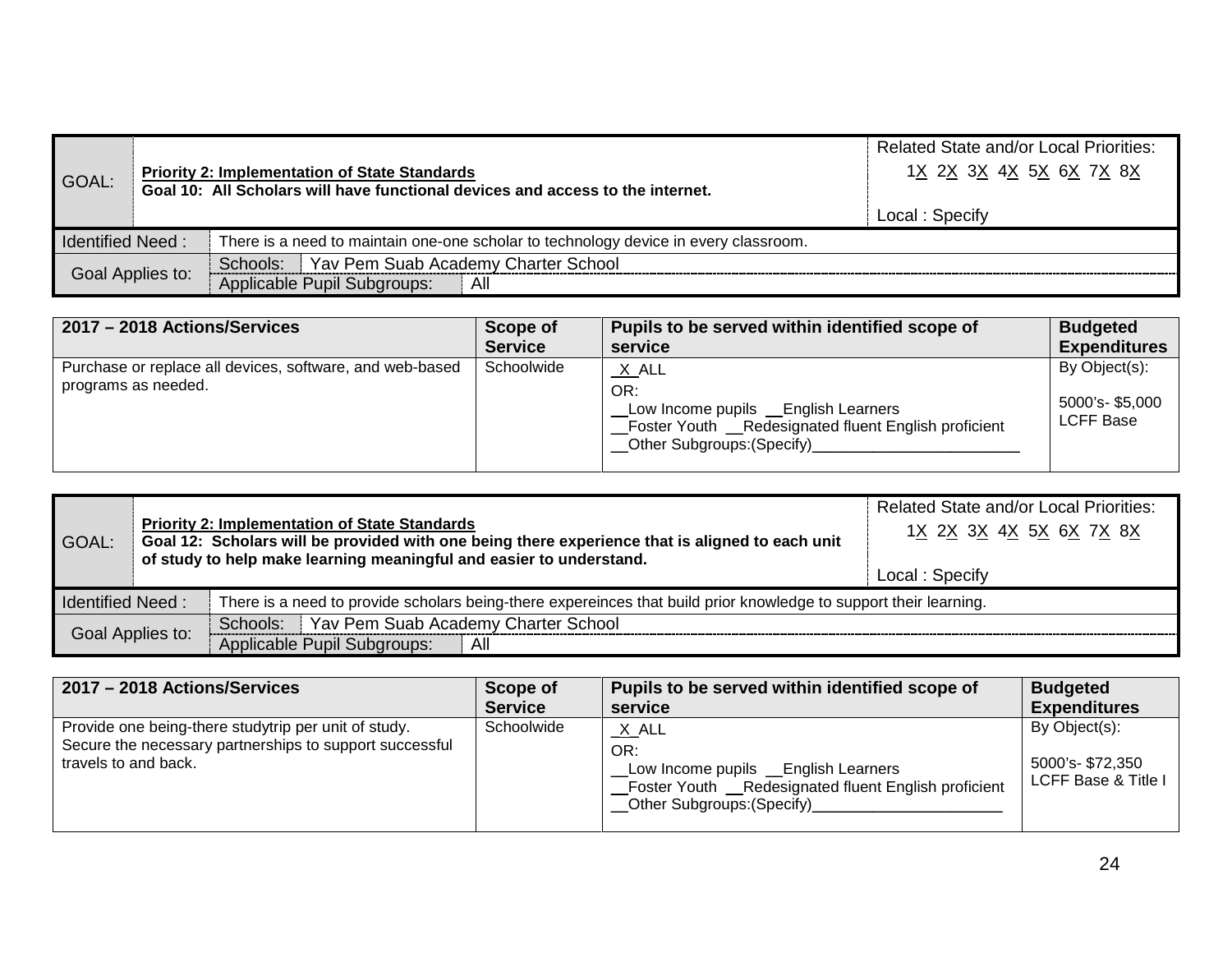| GOAL: | **Priority 2: Implementation of State Standards** **Goal 10: All Scholars will have functional devices and access to the internet.** | Related State and/or Local Priorities: 1X 2X 3X 4X 5X 6X 7X 8X Local : Specify |
|---|---|---|
| Identified Need : | There is a need to maintain one-one scholar to technology device in every classroom. | |
| Goal Applies to: | Schools: Yav Pem Suab Academy Charter School | |
| | Applicable Pupil Subgroups: All | |

| 2017 – 2018 Actions/Services | Scope of Service | Pupils to be served within identified scope of service | Budgeted Expenditures |
|---|---|---|---|
| Purchase or replace all devices, software, and web-based programs as needed. | Schoolwide | _X_ALL<br>OR:<br>__Low Income pupils __English Learners<br>__Foster Youth __Redesignated fluent English proficient<br>__Other Subgroups:(Specify)________________________ | By Object(s):<br>5000's- $5,000<br>LCFF Base |

| GOAL: | **Priority 2: Implementation of State Standards** **Goal 12: Scholars will be provided with one being there experience that is aligned to each unit of study to help make learning meaningful and easier to understand.** | Related State and/or Local Priorities: 1X 2X 3X 4X 5X 6X 7X 8X Local : Specify |
|---|---|---|
| Identified Need : | There is a need to provide scholars being-there expereinces that build prior knowledge to support their learning. | |
| Goal Applies to: | Schools: Yav Pem Suab Academy Charter School | |
| | Applicable Pupil Subgroups: All | |

| 2017 – 2018 Actions/Services | Scope of Service | Pupils to be served within identified scope of service | Budgeted Expenditures |
|---|---|---|---|
| Provide one being-there studytrip per unit of study. Secure the necessary partnerships to support successful travels to and back. | Schoolwide | _X_ALL<br>OR:<br>__Low Income pupils __English Learners<br>__Foster Youth __Redesignated fluent English proficient<br>__Other Subgroups:(Specify)______________________ | By Object(s):<br>5000's- $72,350<br>LCFF Base & Title I |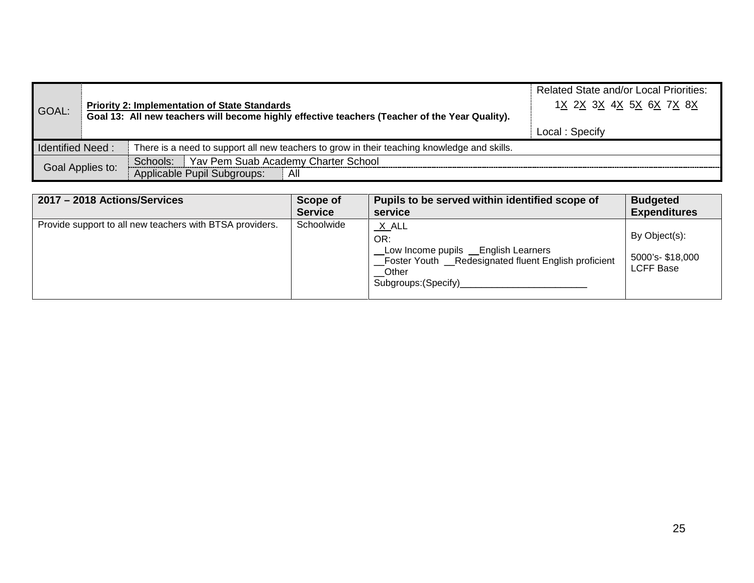| GOAL: | **Priority 2: Implementation of State Standards**<br>**Goal 13: All new teachers will become highly effective teachers (Teacher of the Year Quality).** | Related State and/or Local Priorities:<br>1X 2X 3X 4X 5X 6X 7X 8X<br><br>Local : Specify |
|---|---|---|
| Identified Need : | There is a need to support all new teachers to grow in their teaching knowledge and skills. | |
| Goal Applies to: | Schools: Yav Pem Suab Academy Charter School | |
| | Applicable Pupil Subgroups: All | |

| 2017 – 2018 Actions/Services | Scope of Service | Pupils to be served within identified scope of service | Budgeted Expenditures |
|---|---|---|---|
| Provide support to all new teachers with BTSA providers. | Schoolwide | _X_ALL<br>OR:<br>__Low Income pupils __English Learners<br>__Foster Youth __Redesignated fluent English proficient<br>__Other Subgroups:(Specify)________________________ | By Object(s):<br><br>5000's- $18,000<br>LCFF Base |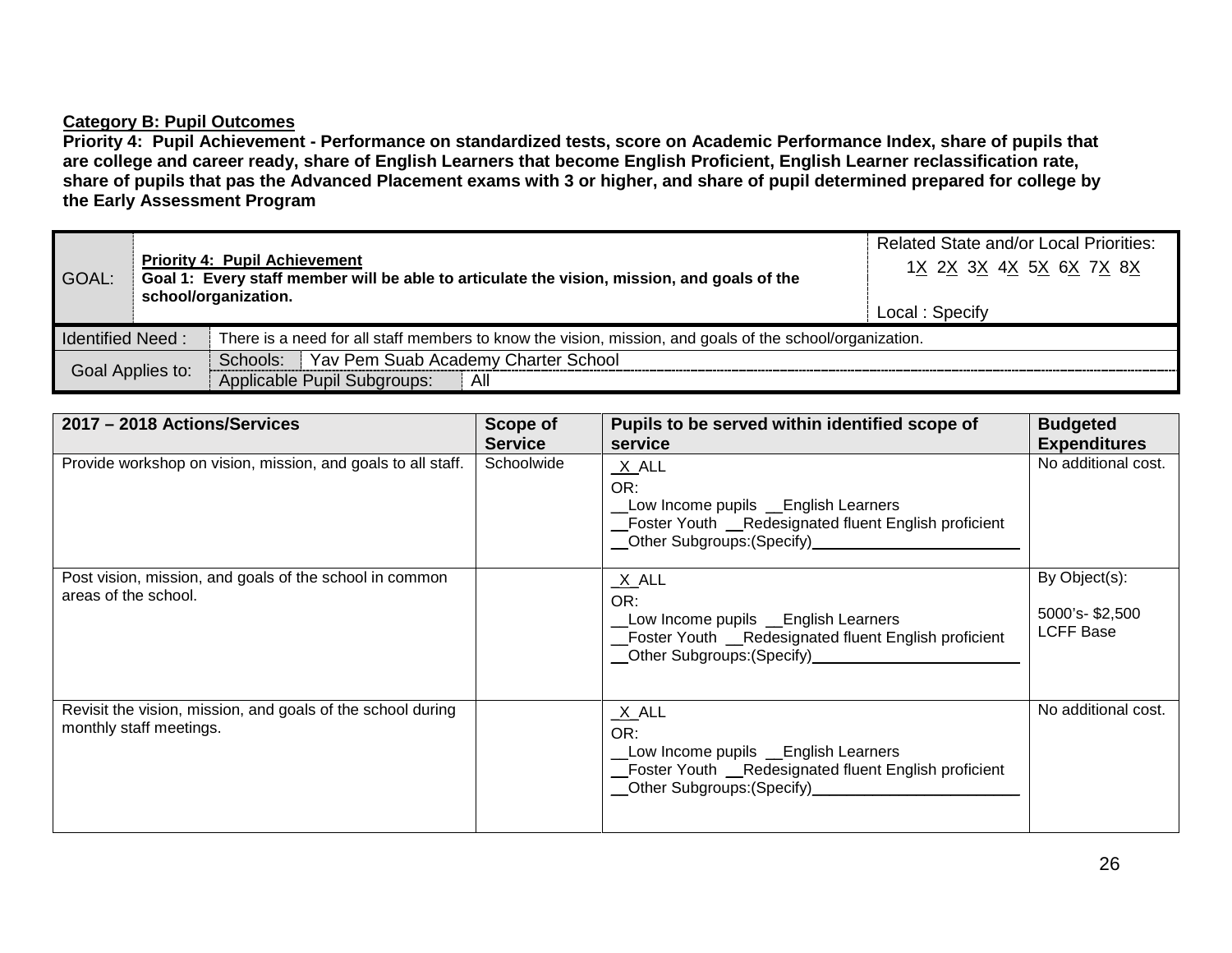**Category B: Pupil Outcomes**

**Priority 4: Pupil Achievement - Performance on standardized tests, score on Academic Performance Index, share of pupils that are college and career ready, share of English Learners that become English Proficient, English Learner reclassification rate, share of pupils that pas the Advanced Placement exams with 3 or higher, and share of pupil determined prepared for college by the Early Assessment Program**

| GOAL: | **Priority 4: Pupil Achievement**<br>**Goal 1: Every staff member will be able to articulate the vision, mission, and goals of the school/organization.** | Related State and/or Local Priorities:<br>1X 2X 3X 4X 5X 6X 7X 8X<br><br>Local : Specify |
|---|---|---|
| Identified Need : | There is a need for all staff members to know the vision, mission, and goals of the school/organization. | |
| Goal Applies to: | Schools: Yav Pem Suab Academy Charter School | |
| | Applicable Pupil Subgroups: All | |

| 2017 – 2018 Actions/Services | Scope of Service | Pupils to be served within identified scope of service | Budgeted Expenditures |
|---|---|---|---|
| Provide workshop on vision, mission, and goals to all staff. | Schoolwide | _X_ALL<br>OR:<br>__Low Income pupils __English Learners<br>__Foster Youth __Redesignated fluent English proficient<br>__Other Subgroups:(Specify)________________ | No additional cost. |
| Post vision, mission, and goals of the school in common areas of the school. | | _X_ALL<br>OR:<br>__Low Income pupils __English Learners<br>__Foster Youth __Redesignated fluent English proficient<br>__Other Subgroups:(Specify)________________ | By Object(s):<br><br>5000's- $2,500<br>LCFF Base |
| Revisit the vision, mission, and goals of the school during monthly staff meetings. | | _X_ALL<br>OR:<br>__Low Income pupils __English Learners<br>__Foster Youth __Redesignated fluent English proficient<br>__Other Subgroups:(Specify)________________ | No additional cost. |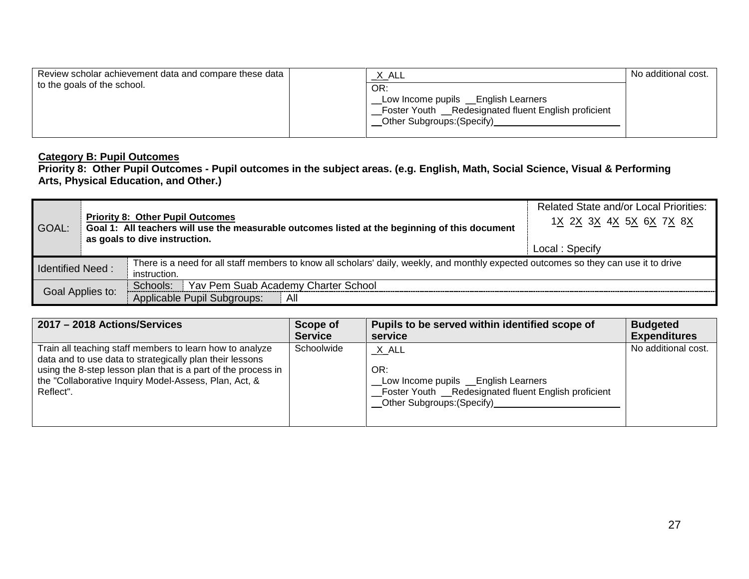| | | | |
|---|---|---|---|
| Review scholar achievement data and compare these data to the goals of the school. | | _X_ALL<br>OR:<br>__Low Income pupils __English Learners<br>__Foster Youth __Redesignated fluent English proficient<br>__Other Subgroups:(Specify)________________________ | No additional cost. |

**Category B: Pupil Outcomes**
**Priority 8: Other Pupil Outcomes - Pupil outcomes in the subject areas. (e.g. English, Math, Social Science, Visual & Performing Arts, Physical Education, and Other.)**

| | | | |
|---|---|---|---|
| GOAL: | **Priority 8: Other Pupil Outcomes**<br>**Goal 1: All teachers will use the measurable outcomes listed at the beginning of this document as goals to dive instruction.** | | Related State and/or Local Priorities:<br>1X 2X 3X 4X 5X 6X 7X 8X<br><br>Local : Specify |
| Identified Need : | There is a need for all staff members to know all scholars' daily, weekly, and monthly expected outcomes so they can use it to drive instruction. | | |
| Goal Applies to: | Schools: | Yav Pem Suab Academy Charter School | |
| | Applicable Pupil Subgroups: | All | |

| 2017 – 2018 Actions/Services | Scope of Service | Pupils to be served within identified scope of service | Budgeted Expenditures |
|---|---|---|---|
| Train all teaching staff members to learn how to analyze data and to use data to strategically plan their lessons using the 8-step lesson plan that is a part of the process in the "Collaborative Inquiry Model-Assess, Plan, Act, & Reflect". | Schoolwide | _X_ALL<br><br>OR:<br>__Low Income pupils __English Learners<br>__Foster Youth __Redesignated fluent English proficient<br>__Other Subgroups:(Specify)________________________ | No additional cost. |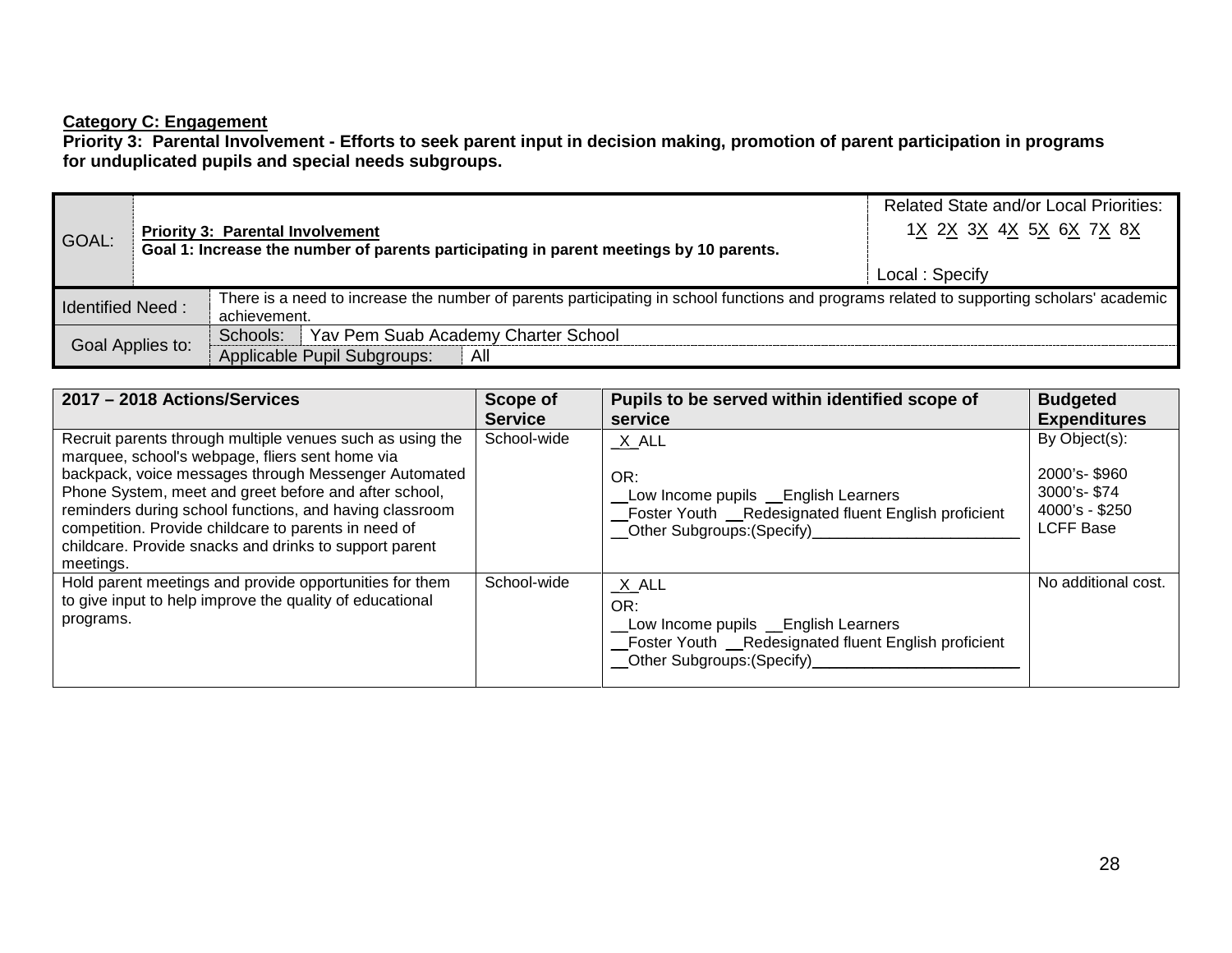**Category C: Engagement**

**Priority 3: Parental Involvement - Efforts to seek parent input in decision making, promotion of parent participation in programs for unduplicated pupils and special needs subgroups.**

| GOAL: | **Priority 3: Parental Involvement** **Goal 1: Increase the number of parents participating in parent meetings by 10 parents.** | Related State and/or Local Priorities: 1X 2X 3X 4X 5X 6X 7X 8X Local : Specify |
|---|---|---|
| Identified Need : | There is a need to increase the number of parents participating in school functions and programs related to supporting scholars' academic achievement. | |
| Goal Applies to: | Schools: Yav Pem Suab Academy Charter School | |
| | Applicable Pupil Subgroups: All | |

| 2017 – 2018 Actions/Services | Scope of Service | Pupils to be served within identified scope of service | Budgeted Expenditures |
|---|---|---|---|
| Recruit parents through multiple venues such as using the marquee, school's webpage, fliers sent home via backpack, voice messages through Messenger Automated Phone System, meet and greet before and after school, reminders during school functions, and having classroom competition. Provide childcare to parents in need of childcare. Provide snacks and drinks to support parent meetings. | School-wide | _X_ALL<br><br>OR:<br>__Low Income pupils __English Learners<br>__Foster Youth __Redesignated fluent English proficient<br>__Other Subgroups:(Specify)________________________ | By Object(s):<br><br>2000's- $960<br>3000's- $74<br>4000's - $250<br>LCFF Base |
| Hold parent meetings and provide opportunities for them to give input to help improve the quality of educational programs. | School-wide | _X_ALL<br>OR:<br>__Low Income pupils __English Learners<br>__Foster Youth __Redesignated fluent English proficient<br>__Other Subgroups:(Specify)________________________ | No additional cost. |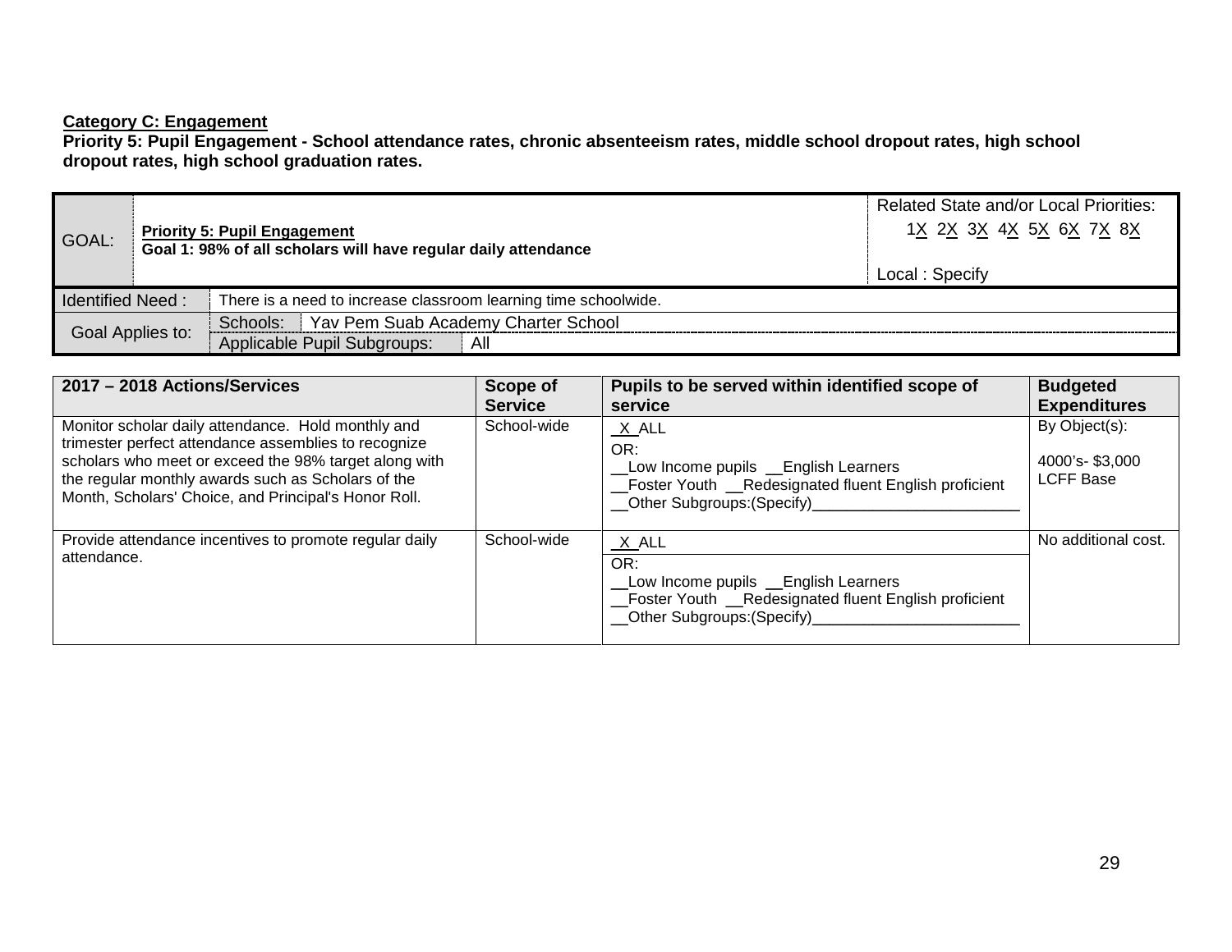**Category C: Engagement**

**Priority 5: Pupil Engagement - School attendance rates, chronic absenteeism rates, middle school dropout rates, high school dropout rates, high school graduation rates.**

| GOAL: | **Priority 5: Pupil Engagement**<br>**Goal 1: 98% of all scholars will have regular daily attendance** | | Related State and/or Local Priorities:<br>1X 2X 3X 4X 5X 6X 7X 8X<br><br>Local : Specify |
|---|---|---|---|
| Identified Need : | There is a need to increase classroom learning time schoolwide. | | |
| Goal Applies to: | Schools: | Yav Pem Suab Academy Charter School | |
| | Applicable Pupil Subgroups: | All | |

| 2017 – 2018 Actions/Services | Scope of Service | Pupils to be served within identified scope of service | Budgeted Expenditures |
|---|---|---|---|
| Monitor scholar daily attendance. Hold monthly and trimester perfect attendance assemblies to recognize scholars who meet or exceed the 98% target along with the regular monthly awards such as Scholars of the Month, Scholars' Choice, and Principal's Honor Roll. | School-wide | _X_ALL<br>OR:<br>__Low Income pupils __English Learners<br>__Foster Youth __Redesignated fluent English proficient<br>__Other Subgroups:(Specify)________________________ | By Object(s):<br><br>4000's- $3,000<br>LCFF Base |
| Provide attendance incentives to promote regular daily attendance. | School-wide | _X_ALL<br>OR:<br>__Low Income pupils __English Learners<br>__Foster Youth __Redesignated fluent English proficient<br>__Other Subgroups:(Specify)________________________ | No additional cost. |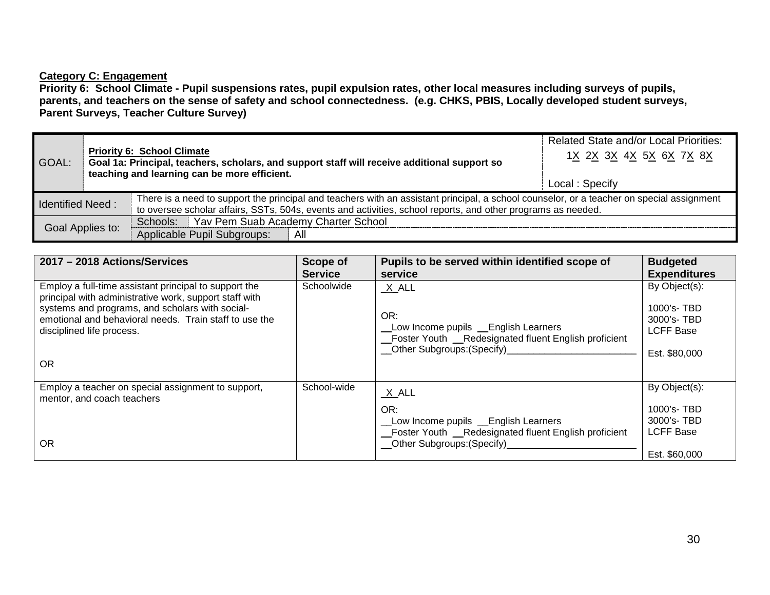**Category C: Engagement**

**Priority 6: School Climate - Pupil suspensions rates, pupil expulsion rates, other local measures including surveys of pupils, parents, and teachers on the sense of safety and school connectedness. (e.g. CHKS, PBIS, Locally developed student surveys, Parent Surveys, Teacher Culture Survey)**

| GOAL: | **Priority 6: School Climate** **Goal 1a: Principal, teachers, scholars, and support staff will receive additional support so teaching and learning can be more efficient.** | Related State and/or Local Priorities: 1X 2X 3X 4X 5X 6X 7X 8X Local : Specify |
|---|---|---|
| Identified Need : | There is a need to support the principal and teachers with an assistant principal, a school counselor, or a teacher on special assignment to oversee scholar affairs, SSTs, 504s, events and activities, school reports, and other programs as needed. | |
| Goal Applies to: | Schools: Yav Pem Suab Academy Charter School | |
| | Applicable Pupil Subgroups: All | |

| 2017 – 2018 Actions/Services | Scope of Service | Pupils to be served within identified scope of service | Budgeted Expenditures |
|---|---|---|---|
| Employ a full-time assistant principal to support the principal with administrative work, support staff with systems and programs, and scholars with social-emotional and behavioral needs. Train staff to use the disciplined life process.<br><br>OR | Schoolwide | _X_ALL<br><br>OR:<br>__Low Income pupils __English Learners<br>__Foster Youth __Redesignated fluent English proficient<br>__Other Subgroups:(Specify)________________________ | By Object(s):<br><br>1000's- TBD<br>3000's- TBD<br>LCFF Base<br><br>Est. $80,000 |
| Employ a teacher on special assignment to support, mentor, and coach teachers<br><br>OR | School-wide | _X_ALL<br><br>OR:<br>__Low Income pupils __English Learners<br>__Foster Youth __Redesignated fluent English proficient<br>__Other Subgroups:(Specify)________________________ | By Object(s):<br><br>1000's- TBD<br>3000's- TBD<br>LCFF Base<br><br>Est. $60,000 |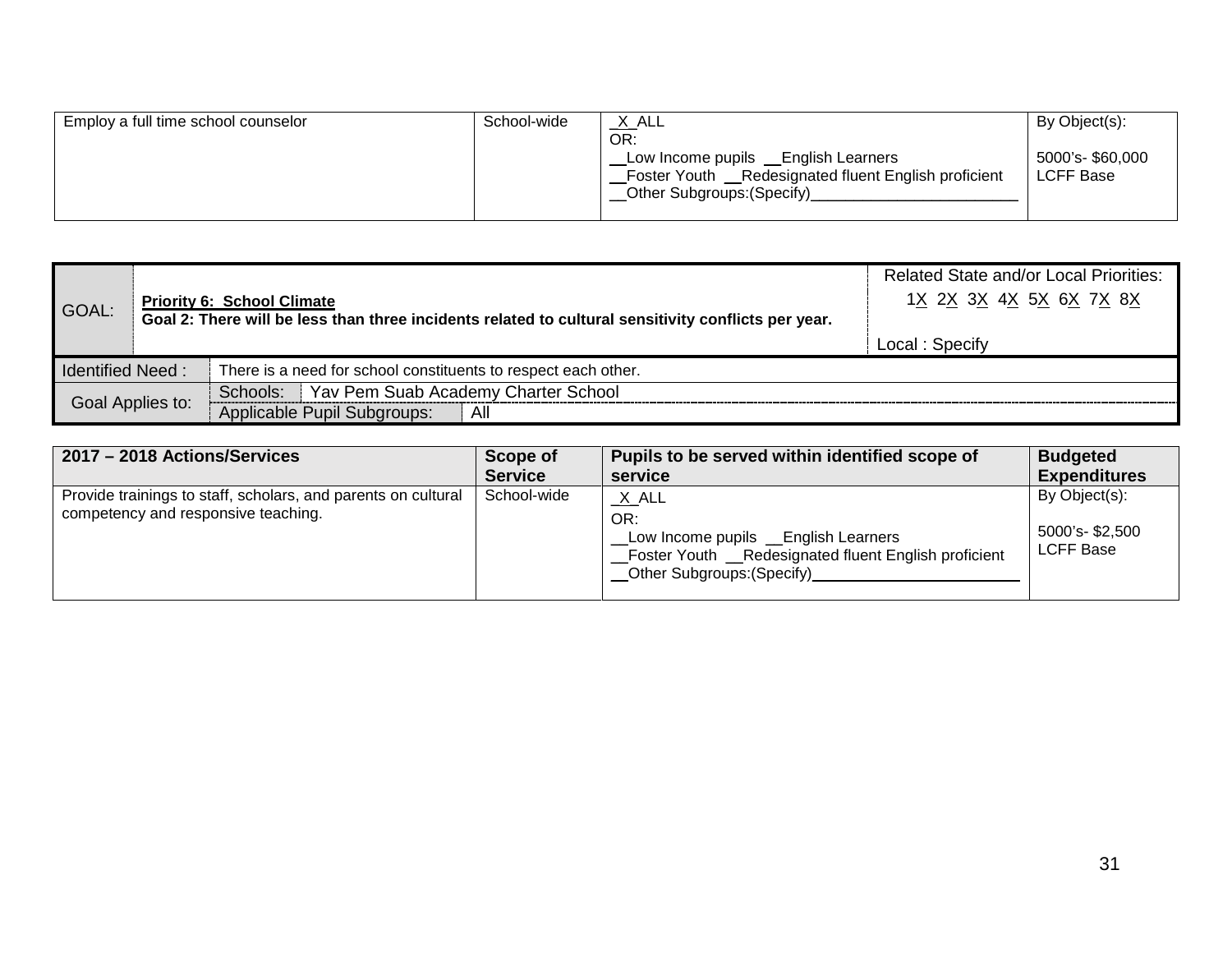| | | | |
|---|---|---|---|
| Employ a full time school counselor | School-wide | _X_ALL<br>OR:<br>__Low Income pupils __English Learners<br>__Foster Youth __Redesignated fluent English proficient<br>__Other Subgroups:(Specify)________________________ | By Object(s):<br><br>5000's- $60,000<br>LCFF Base |

| GOAL: | **Priority 6: School Climate**<br>**Goal 2: There will be less than three incidents related to cultural sensitivity conflicts per year.** | Related State and/or Local Priorities:<br>1X 2X 3X 4X 5X 6X 7X 8X<br><br>Local : Specify |
|---|---|---|
| Identified Need : | There is a need for school constituents to respect each other. | |
| Goal Applies to: | Schools: Yav Pem Suab Academy Charter School | |
| | Applicable Pupil Subgroups: All | |

| 2017 – 2018 Actions/Services | Scope of Service | Pupils to be served within identified scope of service | Budgeted Expenditures |
|---|---|---|---|
| Provide trainings to staff, scholars, and parents on cultural competency and responsive teaching. | School-wide | _X_ALL<br>OR:<br>__Low Income pupils __English Learners<br>__Foster Youth __Redesignated fluent English proficient<br>__Other Subgroups:(Specify)________________________ | By Object(s):<br><br>5000's- $2,500<br>LCFF Base |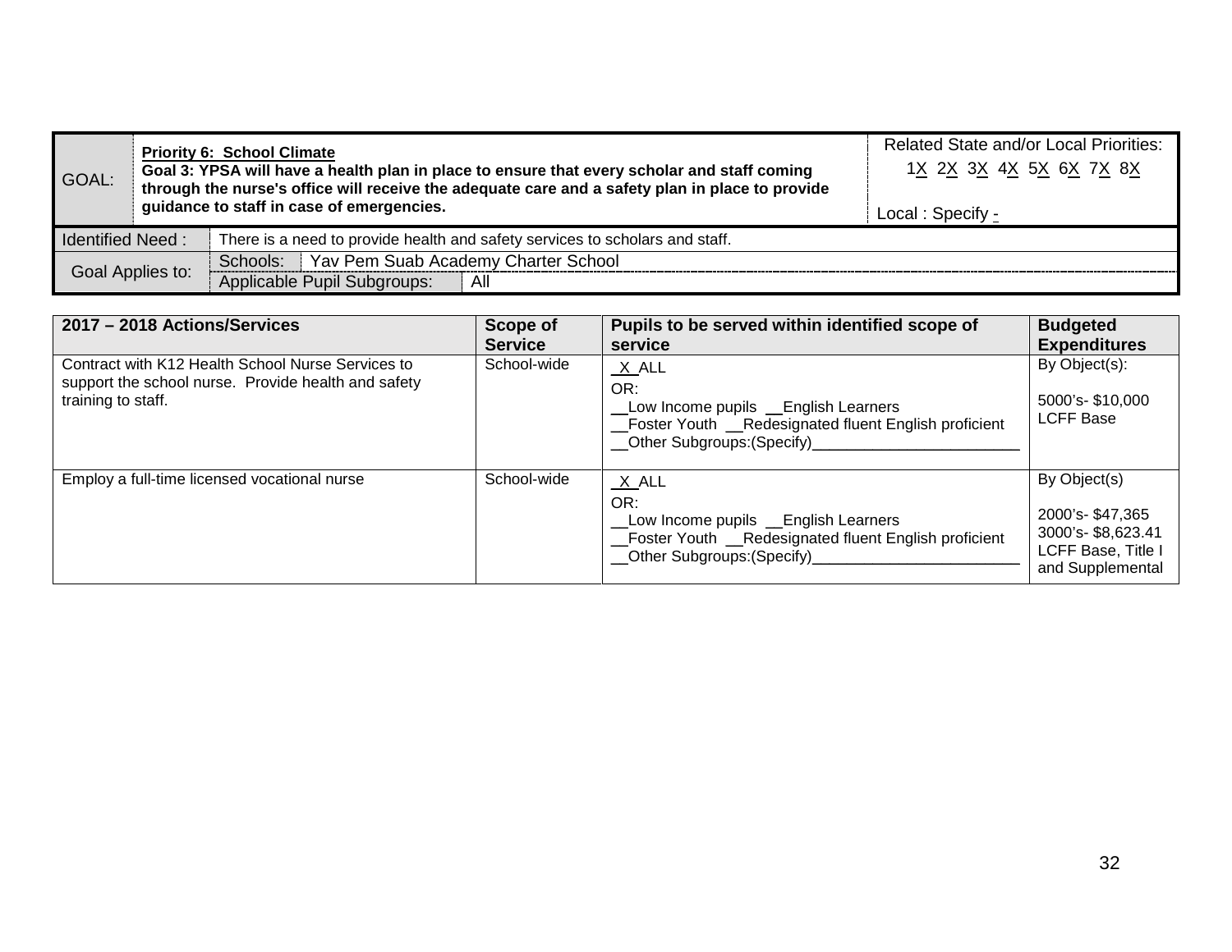| GOAL: | **Priority 6: School Climate**<br>**Goal 3: YPSA will have a health plan in place to ensure that every scholar and staff coming through the nurse's office will receive the adequate care and a safety plan in place to provide guidance to staff in case of emergencies.** | Related State and/or Local Priorities:<br>1X 2X 3X 4X 5X 6X 7X 8X<br><br>Local : Specify - |
|---|---|---|

| Identified Need : | There is a need to provide health and safety services to scholars and staff. | |
|---|---|---|
| Goal Applies to: | Schools: | Yav Pem Suab Academy Charter School |
| | Applicable Pupil Subgroups: | All |

| 2017 – 2018 Actions/Services | Scope of Service | Pupils to be served within identified scope of service | Budgeted Expenditures |
|---|---|---|---|
| Contract with K12 Health School Nurse Services to support the school nurse. Provide health and safety training to staff. | School-wide | _X_ALL<br>OR:<br>__Low Income pupils __English Learners<br>__Foster Youth __Redesignated fluent English proficient<br>__Other Subgroups:(Specify)________________________ | By Object(s):<br><br>5000's- $10,000<br>LCFF Base |
| Employ a full-time licensed vocational nurse | School-wide | _X_ALL<br>OR:<br>__Low Income pupils __English Learners<br>__Foster Youth __Redesignated fluent English proficient<br>__Other Subgroups:(Specify)________________________ | By Object(s)<br><br>2000's- $47,365<br>3000's- $8,623.41<br>LCFF Base, Title I and Supplemental |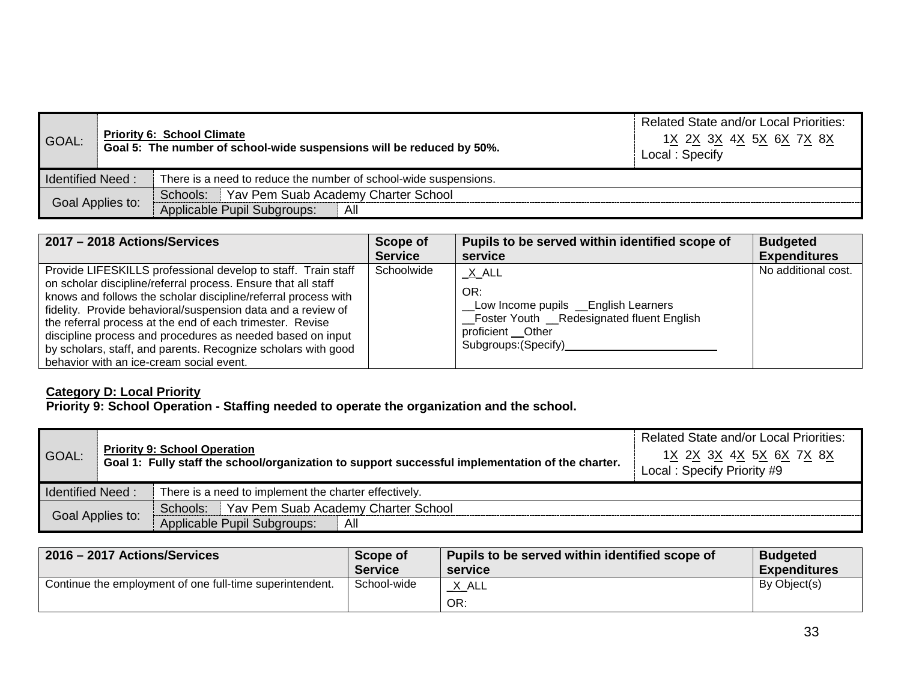| GOAL: | **Priority 6: School Climate** **Goal 5: The number of school-wide suspensions will be reduced by 50%.** | Related State and/or Local Priorities: 1X 2X 3X 4X 5X 6X 7X 8X Local : Specify |
|---|---|---|
| Identified Need : | There is a need to reduce the number of school-wide suspensions. | |
| Goal Applies to: | Schools: Yav Pem Suab Academy Charter School | |
| | Applicable Pupil Subgroups: All | |

| 2017 – 2018 Actions/Services | Scope of Service | Pupils to be served within identified scope of service | Budgeted Expenditures |
|---|---|---|---|
| Provide LIFESKILLS professional develop to staff. Train staff on scholar discipline/referral process. Ensure that all staff knows and follows the scholar discipline/referral process with fidelity. Provide behavioral/suspension data and a review of the referral process at the end of each trimester. Revise discipline process and procedures as needed based on input by scholars, staff, and parents. Recognize scholars with good behavior with an ice-cream social event. | Schoolwide | _X_ALL<br>OR:<br>__Low Income pupils __English Learners<br>__Foster Youth __Redesignated fluent English proficient __Other Subgroups:(Specify)________________________ | No additional cost. |

**Category D: Local Priority**
**Priority 9: School Operation - Staffing needed to operate the organization and the school.**

| GOAL: | **Priority 9: School Operation** **Goal 1: Fully staff the school/organization to support successful implementation of the charter.** | Related State and/or Local Priorities: 1X 2X 3X 4X 5X 6X 7X 8X Local : Specify Priority #9 |
|---|---|---|
| Identified Need : | There is a need to implement the charter effectively. | |
| Goal Applies to: | Schools: Yav Pem Suab Academy Charter School | |
| | Applicable Pupil Subgroups: All | |

| 2016 – 2017 Actions/Services | Scope of Service | Pupils to be served within identified scope of service | Budgeted Expenditures |
|---|---|---|---|
| Continue the employment of one full-time superintendent. | School-wide | _X_ALL<br>OR: | By Object(s) |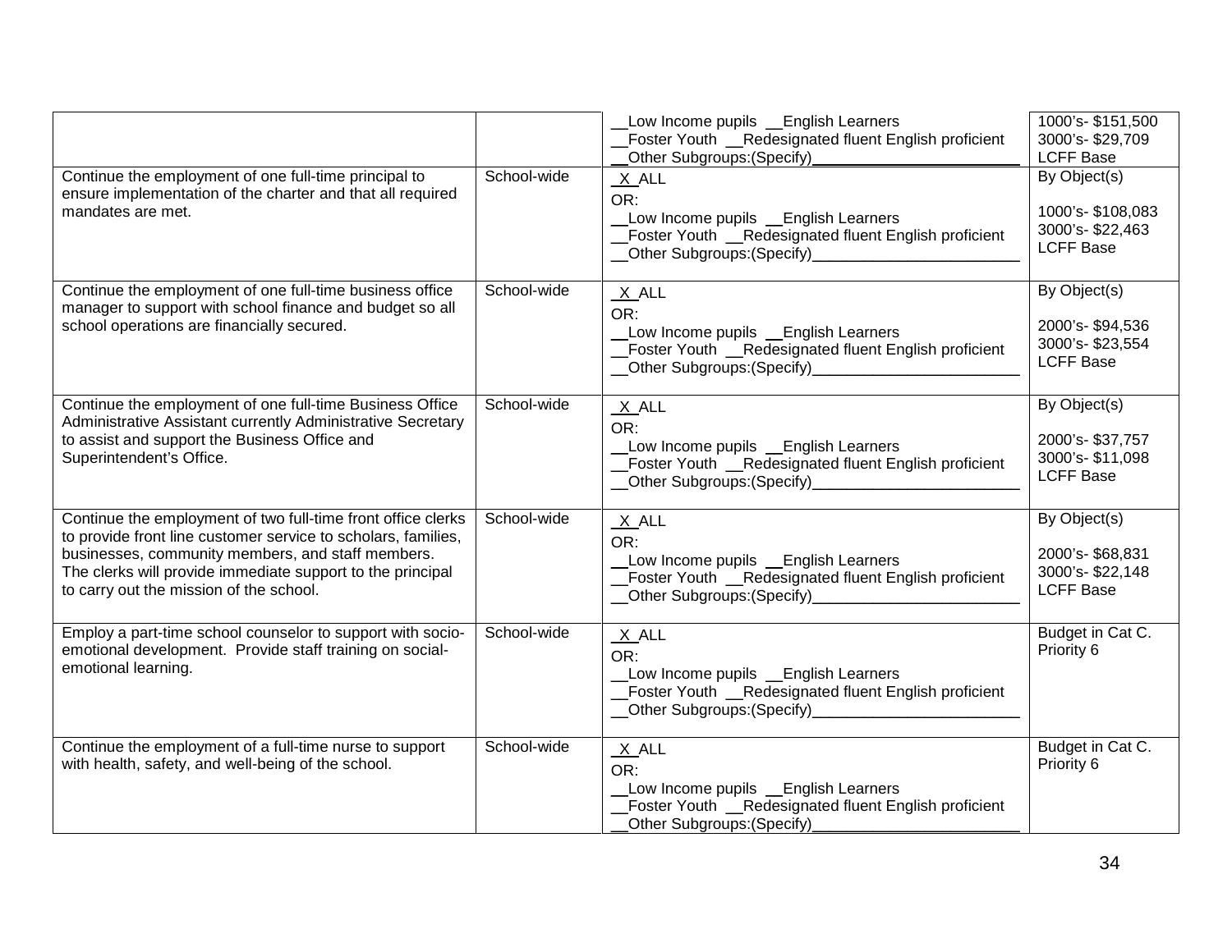| | | | |
|---|---|---|---|
| | | __Low Income pupils __English Learners<br>__Foster Youth __Redesignated fluent English proficient<br>__Other Subgroups:(Specify)________________________ | 1000's- $151,500<br>3000's- $29,709<br>LCFF Base |
| Continue the employment of one full-time principal to ensure implementation of the charter and that all required mandates are met. | School-wide | _X_ALL<br>OR:<br>__Low Income pupils __English Learners<br>__Foster Youth __Redesignated fluent English proficient<br>__Other Subgroups:(Specify)________________________ | By Object(s)<br><br>1000's- $108,083<br>3000's- $22,463<br>LCFF Base |
| Continue the employment of one full-time business office manager to support with school finance and budget so all school operations are financially secured. | School-wide | _X_ALL<br>OR:<br>__Low Income pupils __English Learners<br>__Foster Youth __Redesignated fluent English proficient<br>__Other Subgroups:(Specify)________________________ | By Object(s)<br><br>2000's- $94,536<br>3000's- $23,554<br>LCFF Base |
| Continue the employment of one full-time Business Office Administrative Assistant currently Administrative Secretary to assist and support the Business Office and Superintendent's Office. | School-wide | _X_ALL<br>OR:<br>__Low Income pupils __English Learners<br>__Foster Youth __Redesignated fluent English proficient<br>__Other Subgroups:(Specify)________________________ | By Object(s)<br><br>2000's- $37,757<br>3000's- $11,098<br>LCFF Base |
| Continue the employment of two full-time front office clerks to provide front line customer service to scholars, families, businesses, community members, and staff members. The clerks will provide immediate support to the principal to carry out the mission of the school. | School-wide | _X_ALL<br>OR:<br>__Low Income pupils __English Learners<br>__Foster Youth __Redesignated fluent English proficient<br>__Other Subgroups:(Specify)________________________ | By Object(s)<br><br>2000's- $68,831<br>3000's- $22,148<br>LCFF Base |
| Employ a part-time school counselor to support with socio-emotional development. Provide staff training on social-emotional learning. | School-wide | _X_ALL<br>OR:<br>__Low Income pupils __English Learners<br>__Foster Youth __Redesignated fluent English proficient<br>__Other Subgroups:(Specify)________________________ | Budget in Cat C. Priority 6 |
| Continue the employment of a full-time nurse to support with health, safety, and well-being of the school. | School-wide | _X_ALL<br>OR:<br>__Low Income pupils __English Learners<br>__Foster Youth __Redesignated fluent English proficient<br>__Other Subgroups:(Specify)________________________ | Budget in Cat C. Priority 6 |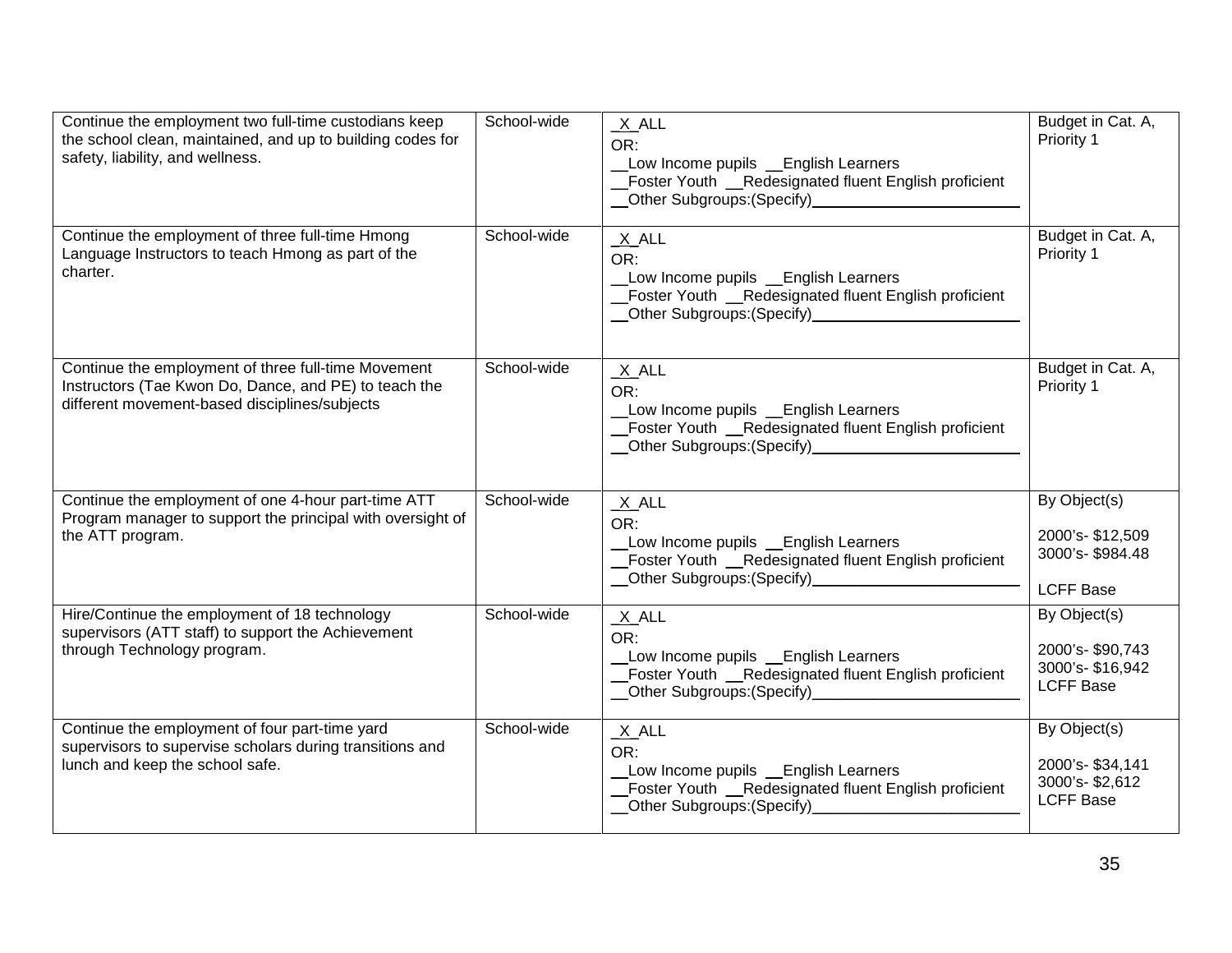| | | | |
|---|---|---|---|
| Continue the employment two full-time custodians keep the school clean, maintained, and up to building codes for safety, liability, and wellness. | School-wide | _X_ALL<br>OR:<br>__Low Income pupils __English Learners<br>__Foster Youth __Redesignated fluent English proficient<br>__Other Subgroups:(Specify)________________________ | Budget in Cat. A, Priority 1 |
| Continue the employment of three full-time Hmong Language Instructors to teach Hmong as part of the charter. | School-wide | _X_ALL<br>OR:<br>__Low Income pupils __English Learners<br>__Foster Youth __Redesignated fluent English proficient<br>__Other Subgroups:(Specify)________________________ | Budget in Cat. A, Priority 1 |
| Continue the employment of three full-time Movement Instructors (Tae Kwon Do, Dance, and PE) to teach the different movement-based disciplines/subjects | School-wide | _X_ALL<br>OR:<br>__Low Income pupils __English Learners<br>__Foster Youth __Redesignated fluent English proficient<br>__Other Subgroups:(Specify)________________________ | Budget in Cat. A, Priority 1 |
| Continue the employment of one 4-hour part-time ATT Program manager to support the principal with oversight of the ATT program. | School-wide | _X_ALL<br>OR:<br>__Low Income pupils __English Learners<br>__Foster Youth __Redesignated fluent English proficient<br>__Other Subgroups:(Specify)________________________ | By Object(s)<br><br>2000's- $12,509<br>3000's- $984.48<br><br>LCFF Base |
| Hire/Continue the employment of 18 technology supervisors (ATT staff) to support the Achievement through Technology program. | School-wide | _X_ALL<br>OR:<br>__Low Income pupils __English Learners<br>__Foster Youth __Redesignated fluent English proficient<br>__Other Subgroups:(Specify)________________________ | By Object(s)<br><br>2000's- $90,743<br>3000's- $16,942<br>LCFF Base |
| Continue the employment of four part-time yard supervisors to supervise scholars during transitions and lunch and keep the school safe. | School-wide | _X_ALL<br>OR:<br>__Low Income pupils __English Learners<br>__Foster Youth __Redesignated fluent English proficient<br>__Other Subgroups:(Specify)________________________ | By Object(s)<br><br>2000's- $34,141<br>3000's- $2,612<br>LCFF Base |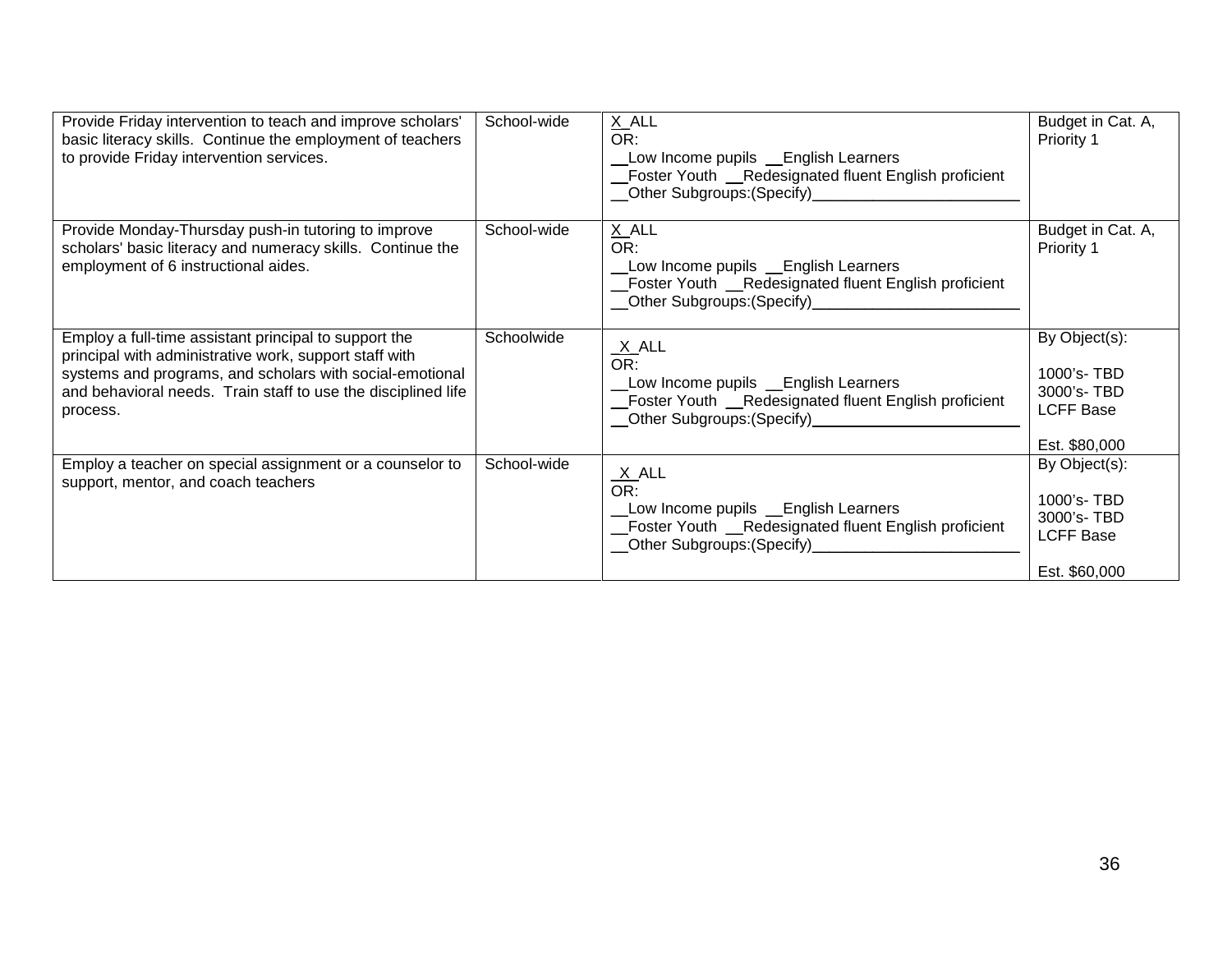| | | | |
|---|---|---|---|
| Provide Friday intervention to teach and improve scholars' basic literacy skills. Continue the employment of teachers to provide Friday intervention services. | School-wide | X_ALL<br>OR:<br>__Low Income pupils __English Learners<br>__Foster Youth __Redesignated fluent English proficient<br>__Other Subgroups:(Specify)________________________ | Budget in Cat. A, Priority 1 |
| Provide Monday-Thursday push-in tutoring to improve scholars' basic literacy and numeracy skills. Continue the employment of 6 instructional aides. | School-wide | X_ALL<br>OR:<br>__Low Income pupils __English Learners<br>__Foster Youth __Redesignated fluent English proficient<br>__Other Subgroups:(Specify)________________________ | Budget in Cat. A, Priority 1 |
| Employ a full-time assistant principal to support the principal with administrative work, support staff with systems and programs, and scholars with social-emotional and behavioral needs. Train staff to use the disciplined life process. | Schoolwide | _X_ALL<br>OR:<br>__Low Income pupils __English Learners<br>__Foster Youth __Redesignated fluent English proficient<br>__Other Subgroups:(Specify)________________________ | By Object(s):<br><br>1000's- TBD<br>3000's- TBD<br>LCFF Base<br><br>Est. $80,000 |
| Employ a teacher on special assignment or a counselor to support, mentor, and coach teachers | School-wide | _X_ALL<br>OR:<br>__Low Income pupils __English Learners<br>__Foster Youth __Redesignated fluent English proficient<br>__Other Subgroups:(Specify)________________________ | By Object(s):<br><br>1000's- TBD<br>3000's- TBD<br>LCFF Base<br><br>Est. $60,000 |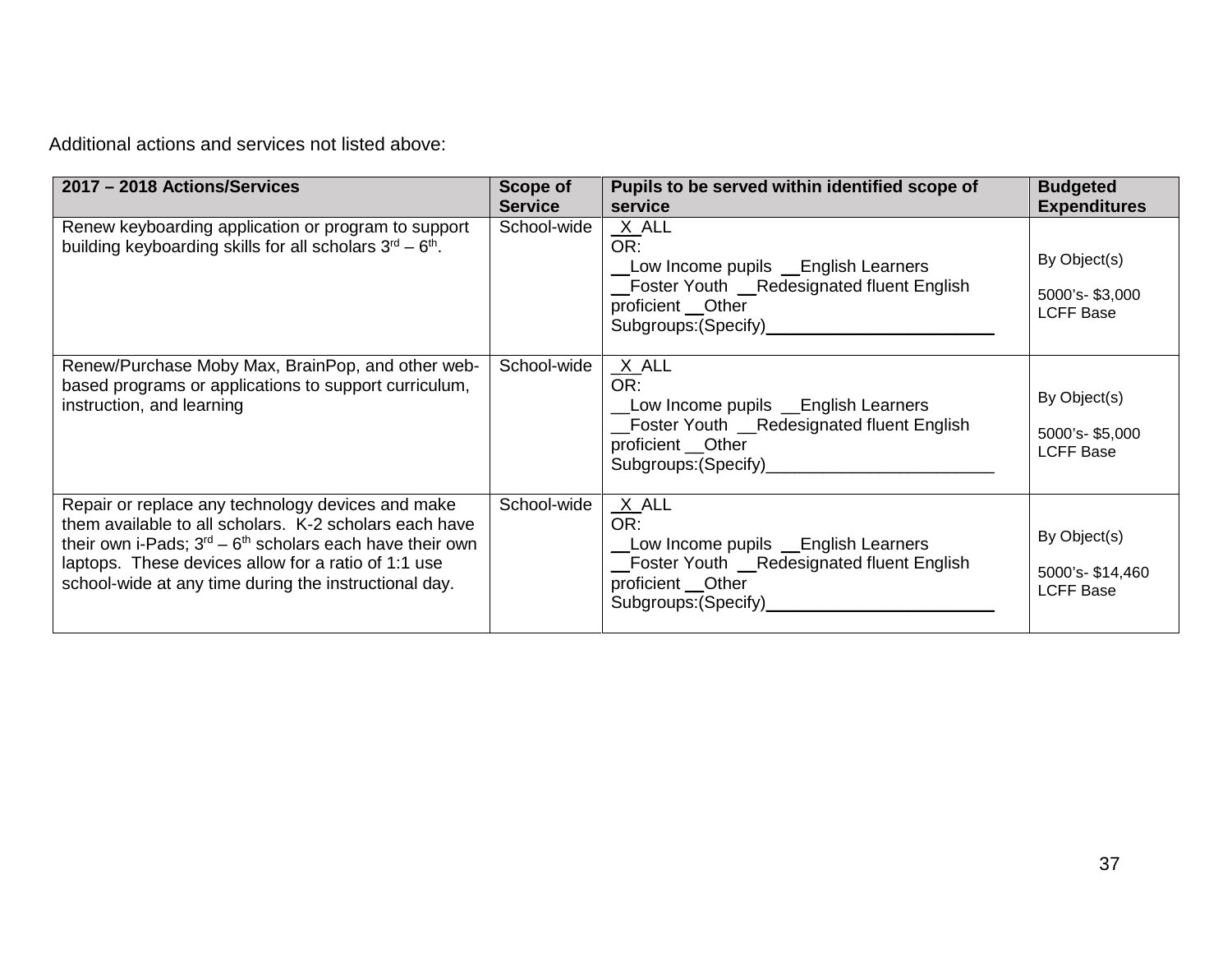Additional actions and services not listed above:

| 2017 – 2018 Actions/Services | Scope of Service | Pupils to be served within identified scope of service | Budgeted Expenditures |
|---|---|---|---|
| Renew keyboarding application or program to support building keyboarding skills for all scholars 3rd – 6th. | School-wide | _X_ALL<br>OR:<br>__Low Income pupils __English Learners<br>__Foster Youth __Redesignated fluent English proficient __Other Subgroups:(Specify)________________________ | By Object(s)<br><br>5000's- $3,000<br>LCFF Base |
| Renew/Purchase Moby Max, BrainPop, and other web-based programs or applications to support curriculum, instruction, and learning | School-wide | _X_ALL<br>OR:<br>__Low Income pupils __English Learners<br>__Foster Youth __Redesignated fluent English proficient __Other Subgroups:(Specify)________________________ | By Object(s)<br><br>5000's- $5,000<br>LCFF Base |
| Repair or replace any technology devices and make them available to all scholars. K-2 scholars each have their own i-Pads; 3rd – 6th scholars each have their own laptops. These devices allow for a ratio of 1:1 use school-wide at any time during the instructional day. | School-wide | _X_ALL<br>OR:<br>__Low Income pupils __English Learners<br>__Foster Youth __Redesignated fluent English proficient __Other Subgroups:(Specify)________________________ | By Object(s)<br><br>5000's- $14,460<br>LCFF Base |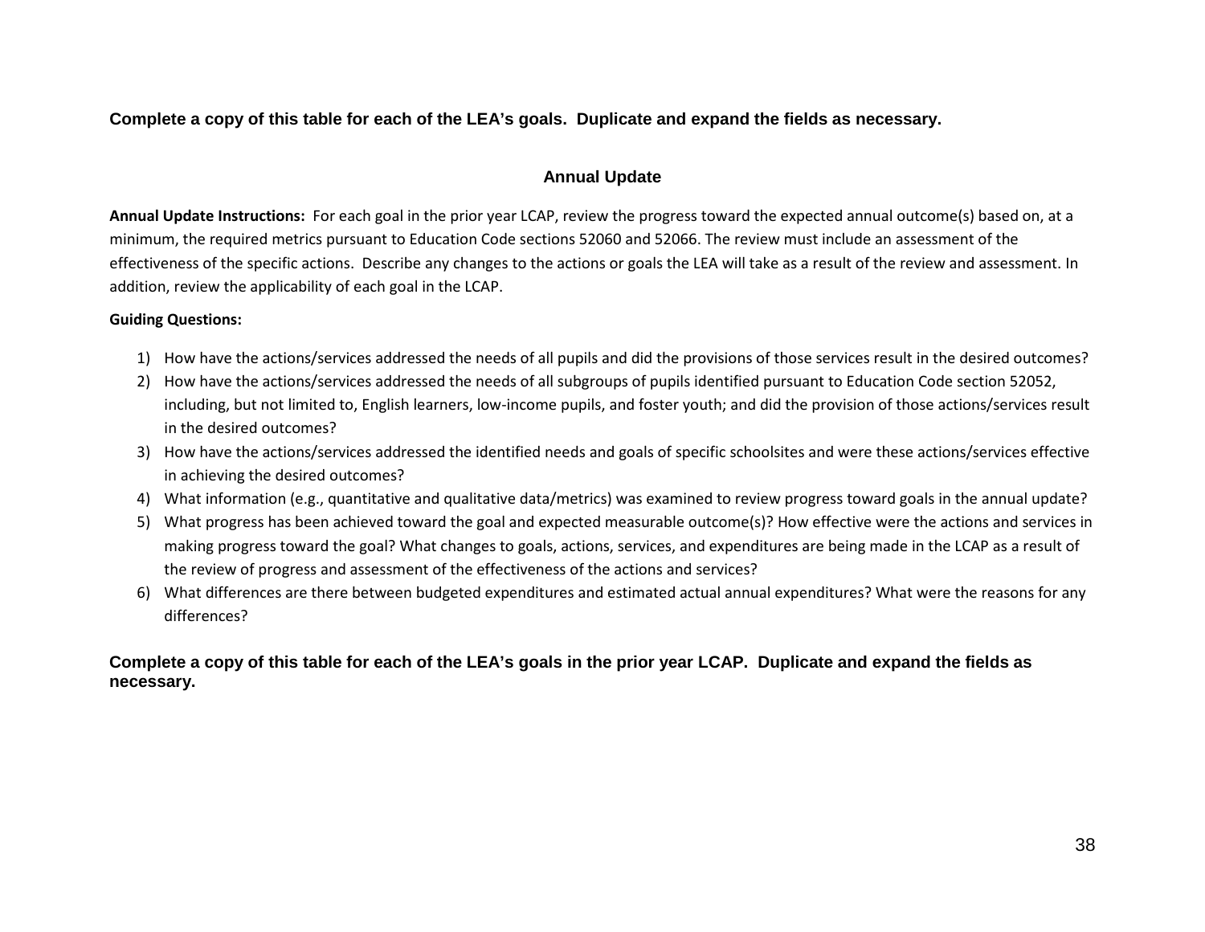**Complete a copy of this table for each of the LEA's goals. Duplicate and expand the fields as necessary.**

## Annual Update

**Annual Update Instructions:** For each goal in the prior year LCAP, review the progress toward the expected annual outcome(s) based on, at a minimum, the required metrics pursuant to Education Code sections 52060 and 52066. The review must include an assessment of the effectiveness of the specific actions. Describe any changes to the actions or goals the LEA will take as a result of the review and assessment. In addition, review the applicability of each goal in the LCAP.

**Guiding Questions:**

1) How have the actions/services addressed the needs of all pupils and did the provisions of those services result in the desired outcomes?
2) How have the actions/services addressed the needs of all subgroups of pupils identified pursuant to Education Code section 52052, including, but not limited to, English learners, low-income pupils, and foster youth; and did the provision of those actions/services result in the desired outcomes?
3) How have the actions/services addressed the identified needs and goals of specific schoolsites and were these actions/services effective in achieving the desired outcomes?
4) What information (e.g., quantitative and qualitative data/metrics) was examined to review progress toward goals in the annual update?
5) What progress has been achieved toward the goal and expected measurable outcome(s)? How effective were the actions and services in making progress toward the goal? What changes to goals, actions, services, and expenditures are being made in the LCAP as a result of the review of progress and assessment of the effectiveness of the actions and services?
6) What differences are there between budgeted expenditures and estimated actual annual expenditures? What were the reasons for any differences?

**Complete a copy of this table for each of the LEA's goals in the prior year LCAP. Duplicate and expand the fields as necessary.**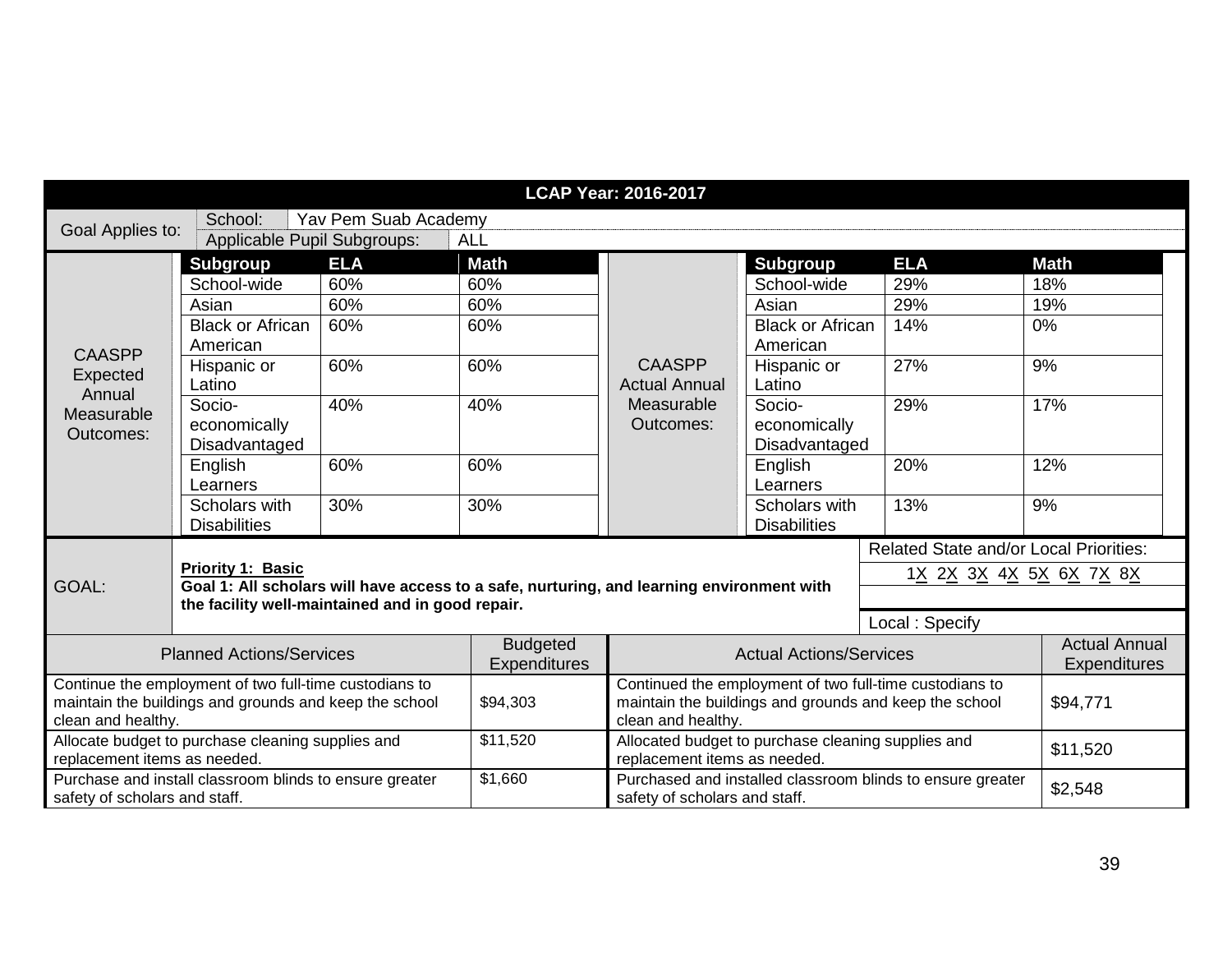**LCAP Year: 2016-2017**

| Goal Applies to: | School: | Yav Pem Suab Academy |
|---|---|---|
| | Applicable Pupil Subgroups: | ALL |

**CAASPP Expected Annual Measurable Outcomes:**

| Subgroup | ELA | Math |
|---|---|---|
| School-wide | 60% | 60% |
| Asian | 60% | 60% |
| Black or African American | 60% | 60% |
| Hispanic or Latino | 60% | 60% |
| Socio-economically Disadvantaged | 40% | 40% |
| English Learners | 60% | 60% |
| Scholars with Disabilities | 30% | 30% |

**CAASPP Actual Annual Measurable Outcomes:**

| Subgroup | ELA | Math |
|---|---|---|
| School-wide | 29% | 18% |
| Asian | 29% | 19% |
| Black or African American | 14% | 0% |
| Hispanic or Latino | 27% | 9% |
| Socio-economically Disadvantaged | 29% | 17% |
| English Learners | 20% | 12% |
| Scholars with Disabilities | 13% | 9% |

**GOAL:**

**Priority 1: Basic**
**Goal 1: All scholars will have access to a safe, nurturing, and learning environment with the facility well-maintained and in good repair.**

Related State and/or Local Priorities: 1X 2X 3X 4X 5X 6X 7X 8X

Local : Specify

| Planned Actions/Services | Budgeted Expenditures | Actual Actions/Services | Actual Annual Expenditures |
|---|---|---|---|
| Continue the employment of two full-time custodians to maintain the buildings and grounds and keep the school clean and healthy. | $94,303 | Continued the employment of two full-time custodians to maintain the buildings and grounds and keep the school clean and healthy. | $94,771 |
| Allocate budget to purchase cleaning supplies and replacement items as needed. | $11,520 | Allocated budget to purchase cleaning supplies and replacement items as needed. | $11,520 |
| Purchase and install classroom blinds to ensure greater safety of scholars and staff. | $1,660 | Purchased and installed classroom blinds to ensure greater safety of scholars and staff. | $2,548 |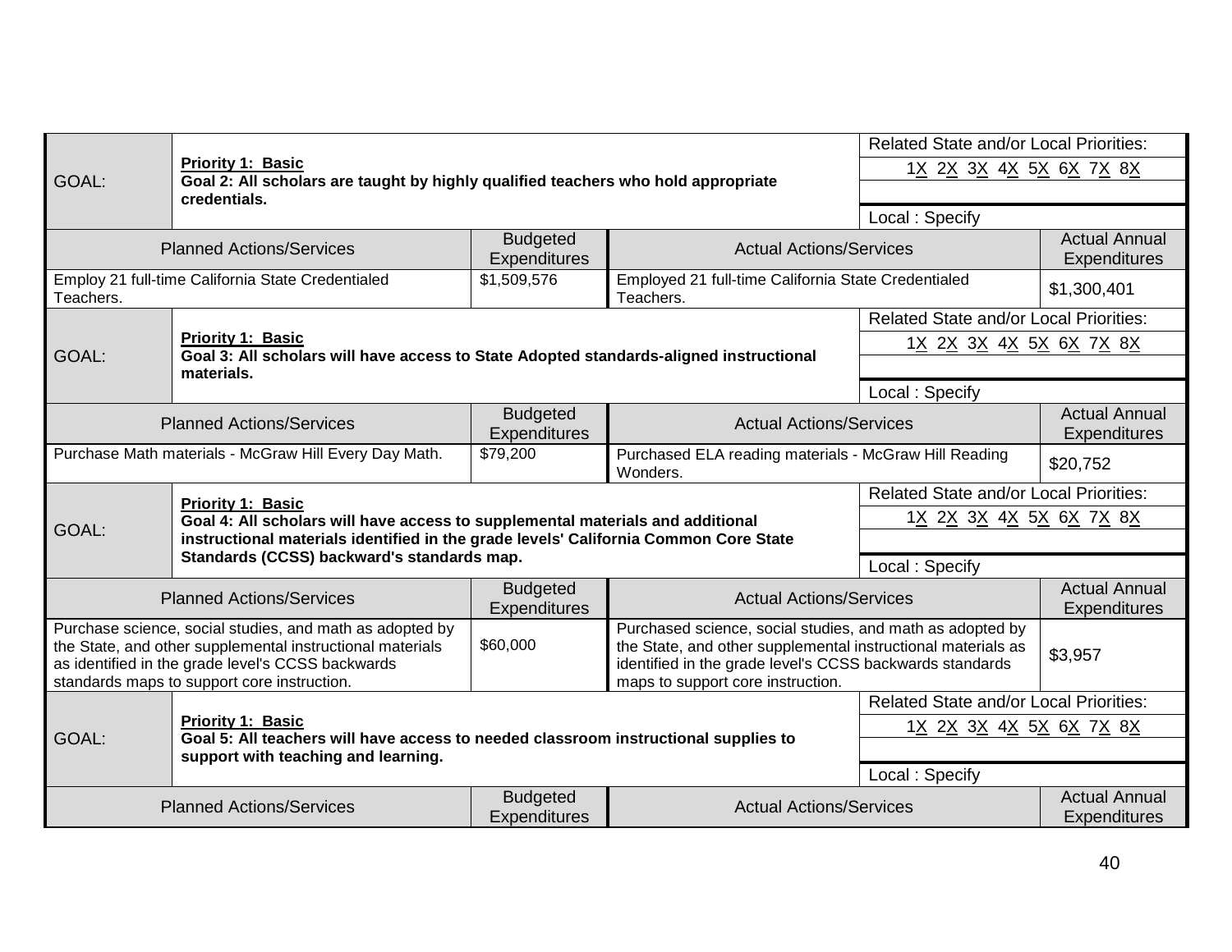| GOAL: | **Priority 1: Basic**<br>**Goal 2: All scholars are taught by highly qualified teachers who hold appropriate credentials.** | | Related State and/or Local Priorities:<br>1X 2X 3X 4X 5X 6X 7X 8X<br><br>Local : Specify |
|---|---|---|---|
| **Planned Actions/Services** | **Budgeted Expenditures** | **Actual Actions/Services** | **Actual Annual Expenditures** |
| Employ 21 full-time California State Credentialed Teachers. | $1,509,576 | Employed 21 full-time California State Credentialed Teachers. | $1,300,401 |
| GOAL: | **Priority 1: Basic**<br>**Goal 3: All scholars will have access to State Adopted standards-aligned instructional materials.** | | Related State and/or Local Priorities:<br>1X 2X 3X 4X 5X 6X 7X 8X<br><br>Local : Specify |
| **Planned Actions/Services** | **Budgeted Expenditures** | **Actual Actions/Services** | **Actual Annual Expenditures** |
| Purchase Math materials - McGraw Hill Every Day Math. | $79,200 | Purchased ELA reading materials - McGraw Hill Reading Wonders. | $20,752 |
| GOAL: | **Priority 1: Basic**<br>**Goal 4: All scholars will have access to supplemental materials and additional instructional materials identified in the grade levels' California Common Core State Standards (CCSS) backward's standards map.** | | Related State and/or Local Priorities:<br>1X 2X 3X 4X 5X 6X 7X 8X<br><br>Local : Specify |
| **Planned Actions/Services** | **Budgeted Expenditures** | **Actual Actions/Services** | **Actual Annual Expenditures** |
| Purchase science, social studies, and math as adopted by the State, and other supplemental instructional materials as identified in the grade level's CCSS backwards standards maps to support core instruction. | $60,000 | Purchased science, social studies, and math as adopted by the State, and other supplemental instructional materials as identified in the grade level's CCSS backwards standards maps to support core instruction. | $3,957 |
| GOAL: | **Priority 1: Basic**<br>**Goal 5: All teachers will have access to needed classroom instructional supplies to support with teaching and learning.** | | Related State and/or Local Priorities:<br>1X 2X 3X 4X 5X 6X 7X 8X<br><br>Local : Specify |
| **Planned Actions/Services** | **Budgeted Expenditures** | **Actual Actions/Services** | **Actual Annual Expenditures** |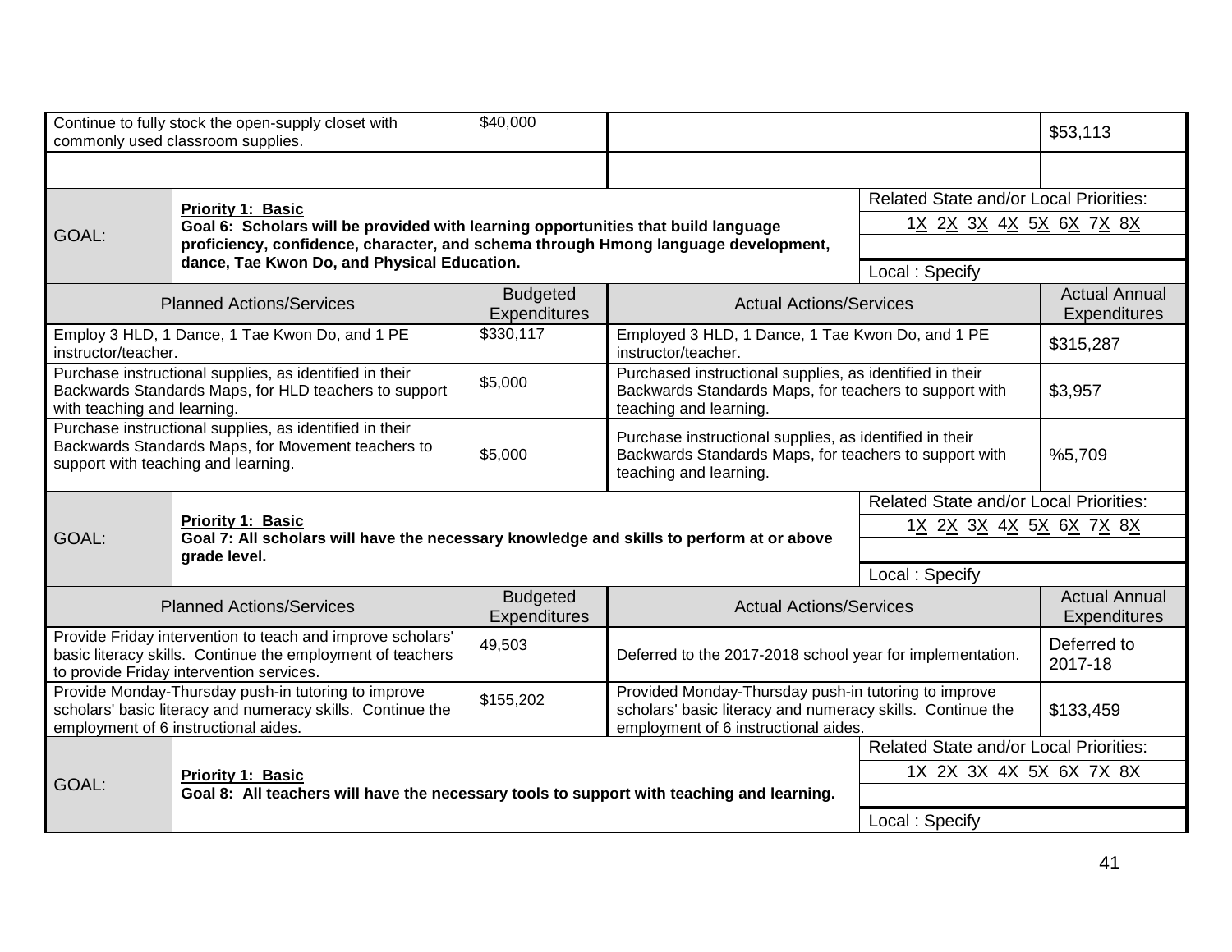| Planned Actions/Services | Budgeted Expenditures | Actual Actions/Services | Actual Annual Expenditures |
|---|---|---|---|
| Continue to fully stock the open-supply closet with commonly used classroom supplies. | $40,000 | | $53,113 |
| | | | |

| GOAL: | **Priority 1: Basic** **Goal 6: Scholars will be provided with learning opportunities that build language proficiency, confidence, character, and schema through Hmong language development, dance, Tae Kwon Do, and Physical Education.** | Related State and/or Local Priorities: 1X 2X 3X 4X 5X 6X 7X 8X Local : Specify |
|---|---|---|

| Planned Actions/Services | Budgeted Expenditures | Actual Actions/Services | Actual Annual Expenditures |
|---|---|---|---|
| Employ 3 HLD, 1 Dance, 1 Tae Kwon Do, and 1 PE instructor/teacher. | $330,117 | Employed 3 HLD, 1 Dance, 1 Tae Kwon Do, and 1 PE instructor/teacher. | $315,287 |
| Purchase instructional supplies, as identified in their Backwards Standards Maps, for HLD teachers to support with teaching and learning. | $5,000 | Purchased instructional supplies, as identified in their Backwards Standards Maps, for teachers to support with teaching and learning. | $3,957 |
| Purchase instructional supplies, as identified in their Backwards Standards Maps, for Movement teachers to support with teaching and learning. | $5,000 | Purchase instructional supplies, as identified in their Backwards Standards Maps, for teachers to support with teaching and learning. | %5,709 |

| GOAL: | **Priority 1: Basic** **Goal 7: All scholars will have the necessary knowledge and skills to perform at or above grade level.** | Related State and/or Local Priorities: 1X 2X 3X 4X 5X 6X 7X 8X Local : Specify |
|---|---|---|

| Planned Actions/Services | Budgeted Expenditures | Actual Actions/Services | Actual Annual Expenditures |
|---|---|---|---|
| Provide Friday intervention to teach and improve scholars' basic literacy skills. Continue the employment of teachers to provide Friday intervention services. | 49,503 | Deferred to the 2017-2018 school year for implementation. | Deferred to 2017-18 |
| Provide Monday-Thursday push-in tutoring to improve scholars' basic literacy and numeracy skills. Continue the employment of 6 instructional aides. | $155,202 | Provided Monday-Thursday push-in tutoring to improve scholars' basic literacy and numeracy skills. Continue the employment of 6 instructional aides. | $133,459 |

| GOAL: | **Priority 1: Basic** **Goal 8: All teachers will have the necessary tools to support with teaching and learning.** | Related State and/or Local Priorities: 1X 2X 3X 4X 5X 6X 7X 8X Local : Specify |
|---|---|---|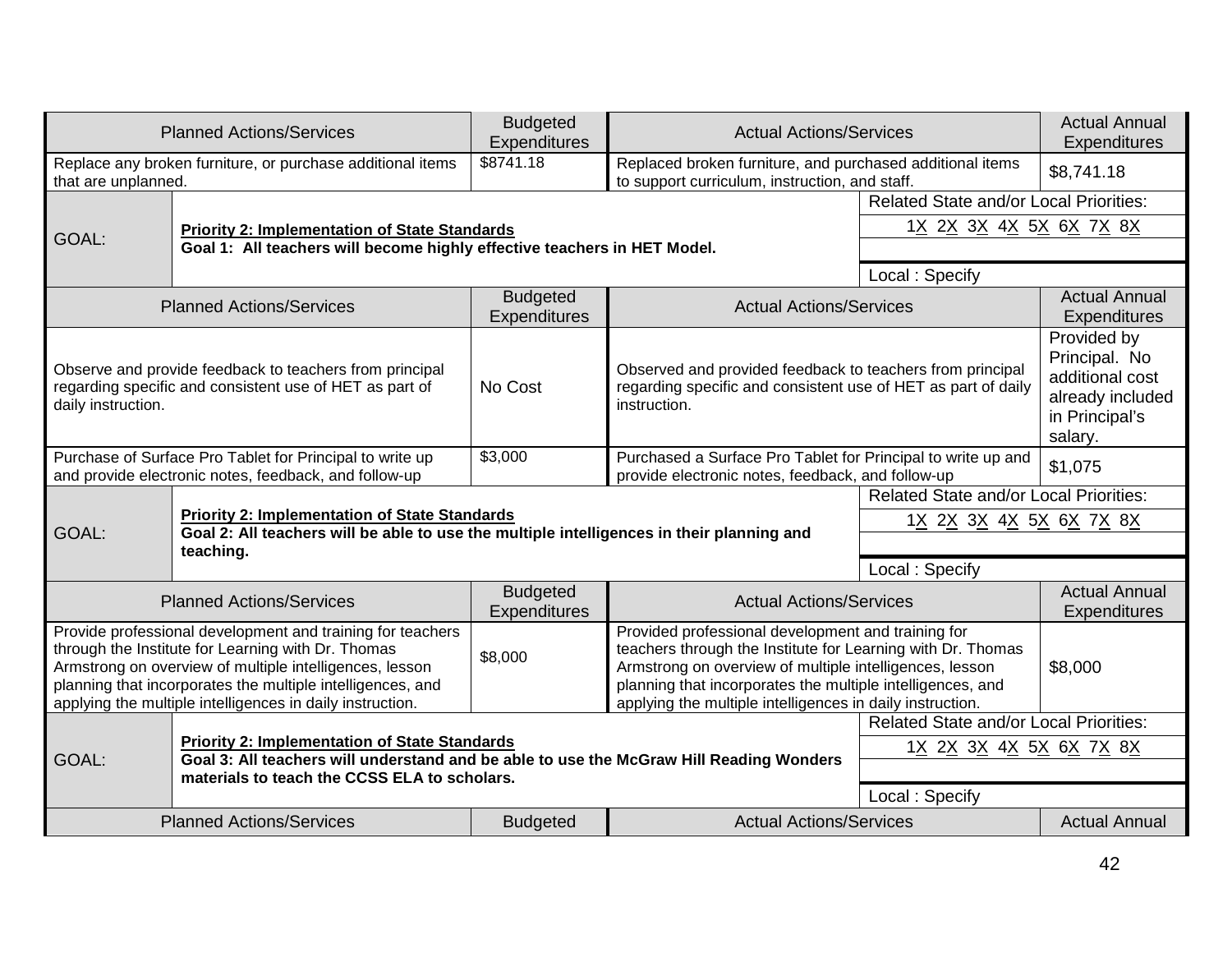| Planned Actions/Services | Budgeted Expenditures | Actual Actions/Services | Actual Annual Expenditures |
|---|---|---|---|
| Replace any broken furniture, or purchase additional items that are unplanned. | $8741.18 | Replaced broken furniture, and purchased additional items to support curriculum, instruction, and staff. | $8,741.18 |

| GOAL: | **Priority 2: Implementation of State Standards** **Goal 1: All teachers will become highly effective teachers in HET Model.** | Related State and/or Local Priorities: 1X 2X 3X 4X 5X 6X 7X 8X Local : Specify |
|---|---|---|

| Planned Actions/Services | Budgeted Expenditures | Actual Actions/Services | Actual Annual Expenditures |
|---|---|---|---|
| Observe and provide feedback to teachers from principal regarding specific and consistent use of HET as part of daily instruction. | No Cost | Observed and provided feedback to teachers from principal regarding specific and consistent use of HET as part of daily instruction. | Provided by Principal. No additional cost already included in Principal's salary. |
| Purchase of Surface Pro Tablet for Principal to write up and provide electronic notes, feedback, and follow-up | $3,000 | Purchased a Surface Pro Tablet for Principal to write up and provide electronic notes, feedback, and follow-up | $1,075 |

| GOAL: | **Priority 2: Implementation of State Standards** **Goal 2: All teachers will be able to use the multiple intelligences in their planning and teaching.** | Related State and/or Local Priorities: 1X 2X 3X 4X 5X 6X 7X 8X Local : Specify |
|---|---|---|

| Planned Actions/Services | Budgeted Expenditures | Actual Actions/Services | Actual Annual Expenditures |
|---|---|---|---|
| Provide professional development and training for teachers through the Institute for Learning with Dr. Thomas Armstrong on overview of multiple intelligences, lesson planning that incorporates the multiple intelligences, and applying the multiple intelligences in daily instruction. | $8,000 | Provided professional development and training for teachers through the Institute for Learning with Dr. Thomas Armstrong on overview of multiple intelligences, lesson planning that incorporates the multiple intelligences, and applying the multiple intelligences in daily instruction. | $8,000 |

| GOAL: | **Priority 2: Implementation of State Standards** **Goal 3: All teachers will understand and be able to use the McGraw Hill Reading Wonders materials to teach the CCSS ELA to scholars.** | Related State and/or Local Priorities: 1X 2X 3X 4X 5X 6X 7X 8X Local : Specify |
|---|---|---|

| Planned Actions/Services | Budgeted | Actual Actions/Services | Actual Annual |
|---|---|---|---|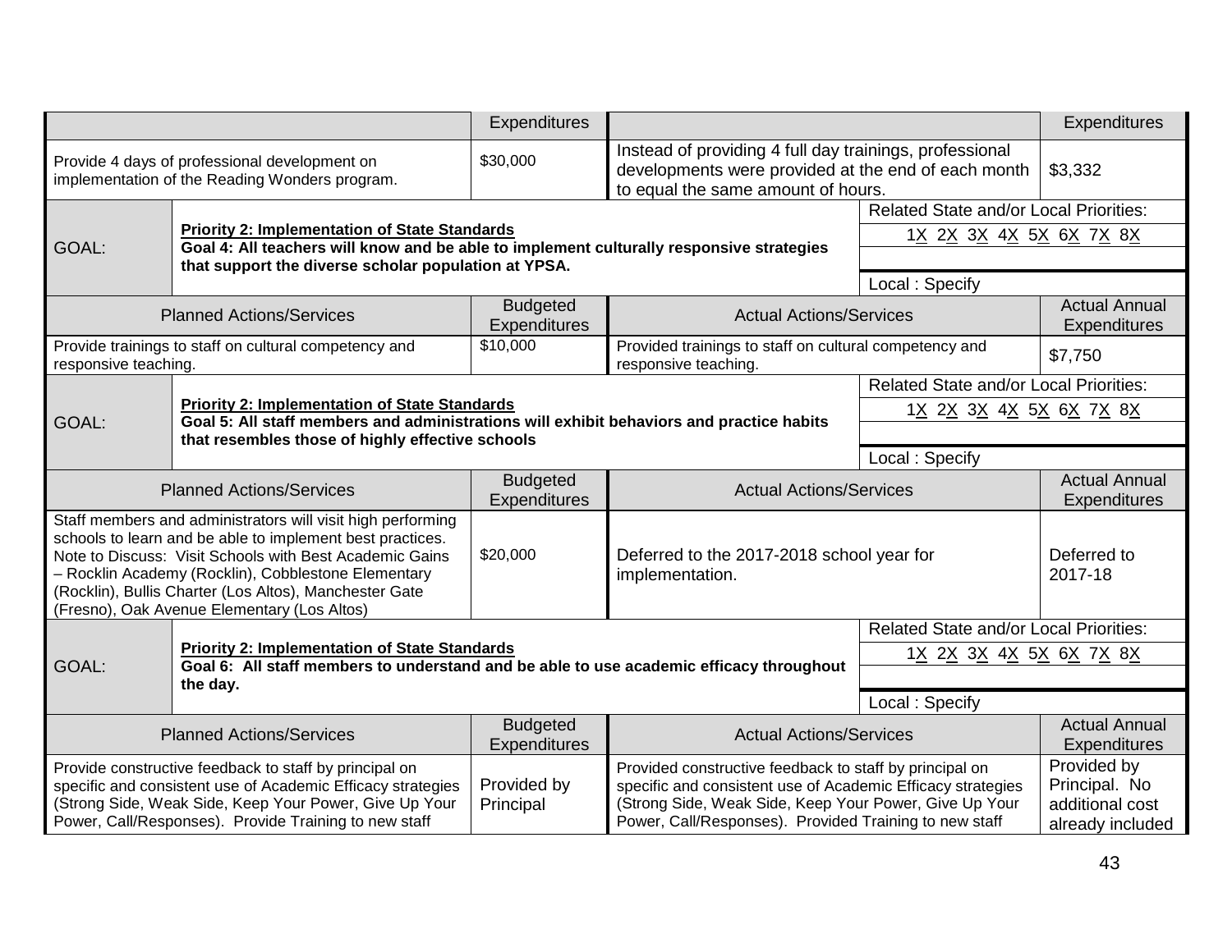| | | Expenditures | | | Expenditures |
|---|---|---|---|---|---|
| Provide 4 days of professional development on implementation of the Reading Wonders program. | | $30,000 | Instead of providing 4 full day trainings, professional developments were provided at the end of each month to equal the same amount of hours. | | $3,332 |

| GOAL: | **Priority 2: Implementation of State Standards** **Goal 4: All teachers will know and be able to implement culturally responsive strategies that support the diverse scholar population at YPSA.** | Related State and/or Local Priorities: 1X 2X 3X 4X 5X 6X 7X 8X Local : Specify |
|---|---|---|

| Planned Actions/Services | Budgeted Expenditures | Actual Actions/Services | Actual Annual Expenditures |
|---|---|---|---|
| Provide trainings to staff on cultural competency and responsive teaching. | $10,000 | Provided trainings to staff on cultural competency and responsive teaching. | $7,750 |

| GOAL: | **Priority 2: Implementation of State Standards** **Goal 5: All staff members and administrations will exhibit behaviors and practice habits that resembles those of highly effective schools** | Related State and/or Local Priorities: 1X 2X 3X 4X 5X 6X 7X 8X Local : Specify |
|---|---|---|

| Planned Actions/Services | Budgeted Expenditures | Actual Actions/Services | Actual Annual Expenditures |
|---|---|---|---|
| Staff members and administrators will visit high performing schools to learn and be able to implement best practices. Note to Discuss: Visit Schools with Best Academic Gains – Rocklin Academy (Rocklin), Cobblestone Elementary (Rocklin), Bullis Charter (Los Altos), Manchester Gate (Fresno), Oak Avenue Elementary (Los Altos) | $20,000 | Deferred to the 2017-2018 school year for implementation. | Deferred to 2017-18 |

| GOAL: | **Priority 2: Implementation of State Standards** **Goal 6: All staff members to understand and be able to use academic efficacy throughout the day.** | Related State and/or Local Priorities: 1X 2X 3X 4X 5X 6X 7X 8X Local : Specify |
|---|---|---|

| Planned Actions/Services | Budgeted Expenditures | Actual Actions/Services | Actual Annual Expenditures |
|---|---|---|---|
| Provide constructive feedback to staff by principal on specific and consistent use of Academic Efficacy strategies (Strong Side, Weak Side, Keep Your Power, Give Up Your Power, Call/Responses). Provide Training to new staff | Provided by Principal | Provided constructive feedback to staff by principal on specific and consistent use of Academic Efficacy strategies (Strong Side, Weak Side, Keep Your Power, Give Up Your Power, Call/Responses). Provided Training to new staff | Provided by Principal. No additional cost already included |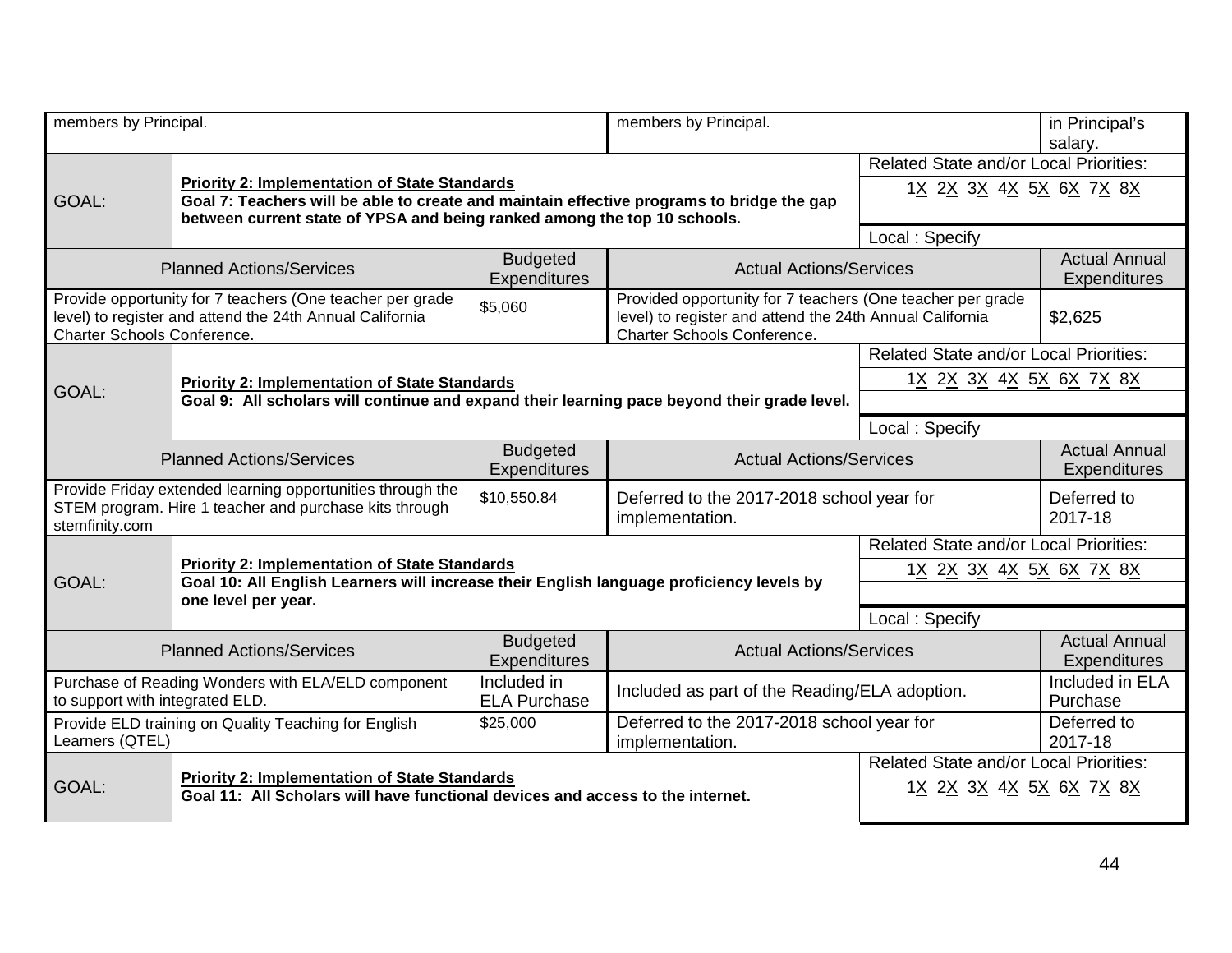| members by Principal. | | members by Principal. | in Principal's salary. |
|---|---|---|---|

| GOAL: | **Priority 2: Implementation of State Standards** **Goal 7: Teachers will be able to create and maintain effective programs to bridge the gap between current state of YPSA and being ranked among the top 10 schools.** | Related State and/or Local Priorities: 1X 2X 3X 4X 5X 6X 7X 8X Local : Specify |
|---|---|---|

| Planned Actions/Services | Budgeted Expenditures | Actual Actions/Services | Actual Annual Expenditures |
|---|---|---|---|
| Provide opportunity for 7 teachers (One teacher per grade level) to register and attend the 24th Annual California Charter Schools Conference. | $5,060 | Provided opportunity for 7 teachers (One teacher per grade level) to register and attend the 24th Annual California Charter Schools Conference. | $2,625 |

| GOAL: | **Priority 2: Implementation of State Standards** **Goal 9: All scholars will continue and expand their learning pace beyond their grade level.** | Related State and/or Local Priorities: 1X 2X 3X 4X 5X 6X 7X 8X Local : Specify |
|---|---|---|

| Planned Actions/Services | Budgeted Expenditures | Actual Actions/Services | Actual Annual Expenditures |
|---|---|---|---|
| Provide Friday extended learning opportunities through the STEM program. Hire 1 teacher and purchase kits through stemfinity.com | $10,550.84 | Deferred to the 2017-2018 school year for implementation. | Deferred to 2017-18 |

| GOAL: | **Priority 2: Implementation of State Standards** **Goal 10: All English Learners will increase their English language proficiency levels by one level per year.** | Related State and/or Local Priorities: 1X 2X 3X 4X 5X 6X 7X 8X Local : Specify |
|---|---|---|

| Planned Actions/Services | Budgeted Expenditures | Actual Actions/Services | Actual Annual Expenditures |
|---|---|---|---|
| Purchase of Reading Wonders with ELA/ELD component to support with integrated ELD. | Included in ELA Purchase | Included as part of the Reading/ELA adoption. | Included in ELA Purchase |
| Provide ELD training on Quality Teaching for English Learners (QTEL) | $25,000 | Deferred to the 2017-2018 school year for implementation. | Deferred to 2017-18 |

| GOAL: | **Priority 2: Implementation of State Standards** **Goal 11: All Scholars will have functional devices and access to the internet.** | Related State and/or Local Priorities: 1X 2X 3X 4X 5X 6X 7X 8X |
|---|---|---|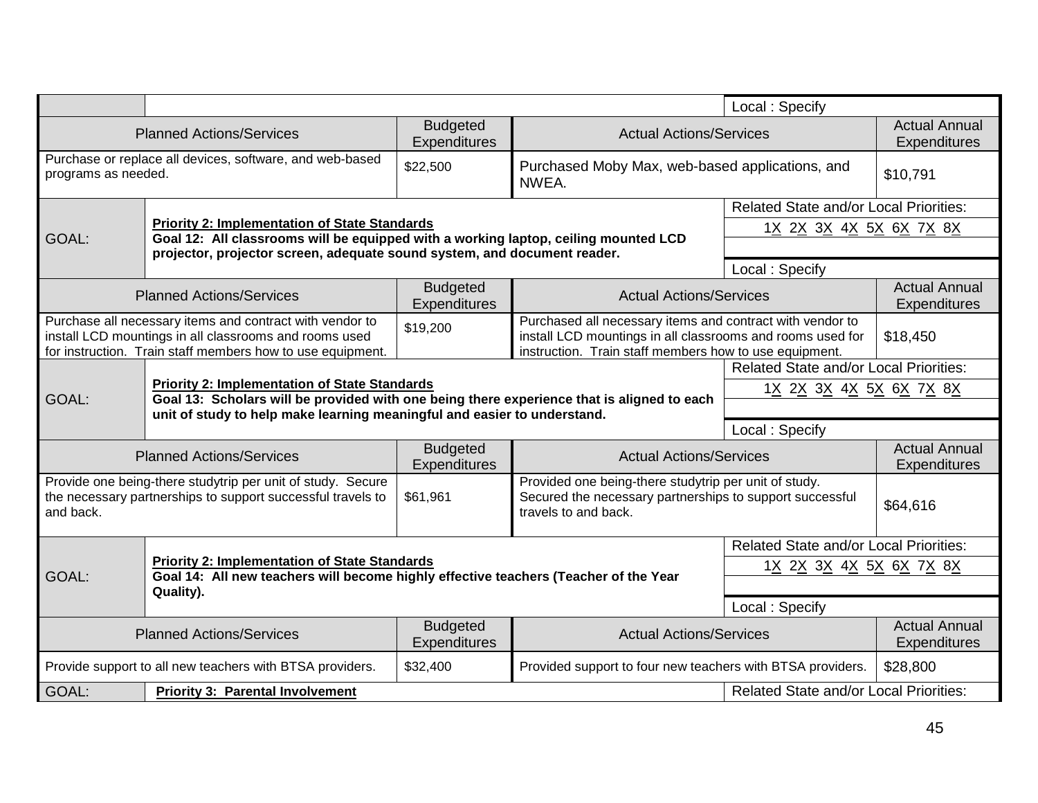| | | | | | |
|---|---|---|---|---|---|
| | | | | Local : Specify | |
| Planned Actions/Services | | Budgeted Expenditures | Actual Actions/Services | | Actual Annual Expenditures |
| Purchase or replace all devices, software, and web-based programs as needed. | | $22,500 | Purchased Moby Max, web-based applications, and NWEA. | | $10,791 |
| GOAL: | **Priority 2: Implementation of State Standards**<br>**Goal 12: All classrooms will be equipped with a working laptop, ceiling mounted LCD projector, projector screen, adequate sound system, and document reader.** | | | Related State and/or Local Priorities:<br>1X 2X 3X 4X 5X 6X 7X 8X<br><br>Local : Specify | |
| Planned Actions/Services | | Budgeted Expenditures | Actual Actions/Services | | Actual Annual Expenditures |
| Purchase all necessary items and contract with vendor to install LCD mountings in all classrooms and rooms used for instruction. Train staff members how to use equipment. | | $19,200 | Purchased all necessary items and contract with vendor to install LCD mountings in all classrooms and rooms used for instruction. Train staff members how to use equipment. | | $18,450 |
| GOAL: | **Priority 2: Implementation of State Standards**<br>**Goal 13: Scholars will be provided with one being there experience that is aligned to each unit of study to help make learning meaningful and easier to understand.** | | | Related State and/or Local Priorities:<br>1X 2X 3X 4X 5X 6X 7X 8X<br><br>Local : Specify | |
| Planned Actions/Services | | Budgeted Expenditures | Actual Actions/Services | | Actual Annual Expenditures |
| Provide one being-there studytrip per unit of study. Secure the necessary partnerships to support successful travels to and back. | | $61,961 | Provided one being-there studytrip per unit of study. Secured the necessary partnerships to support successful travels to and back. | | $64,616 |
| GOAL: | **Priority 2: Implementation of State Standards**<br>**Goal 14: All new teachers will become highly effective teachers (Teacher of the Year Quality).** | | | Related State and/or Local Priorities:<br>1X 2X 3X 4X 5X 6X 7X 8X<br><br>Local : Specify | |
| Planned Actions/Services | | Budgeted Expenditures | Actual Actions/Services | | Actual Annual Expenditures |
| Provide support to all new teachers with BTSA providers. | | $32,400 | Provided support to four new teachers with BTSA providers. | | $28,800 |
| GOAL: | **Priority 3: Parental Involvement** | | | Related State and/or Local Priorities: | |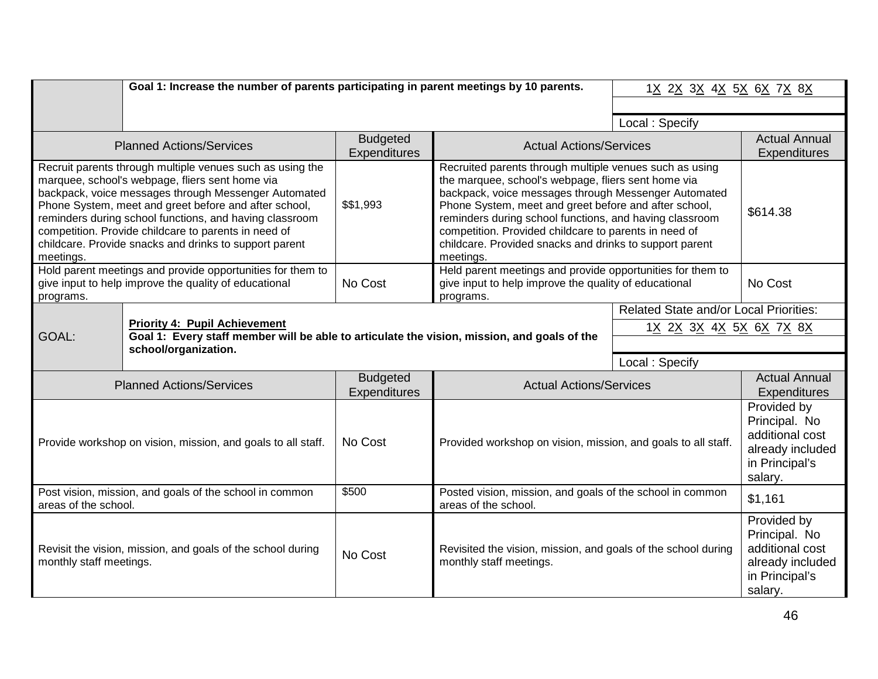| | Goal 1: Increase the number of parents participating in parent meetings by 10 parents. | | | 1X 2X 3X 4X 5X 6X 7X 8X |
|---|---|---|---|---|
| | | | | |
| | | | | Local : Specify |
| **Planned Actions/Services** | | **Budgeted Expenditures** | **Actual Actions/Services** | **Actual Annual Expenditures** |
| Recruit parents through multiple venues such as using the marquee, school's webpage, fliers sent home via backpack, voice messages through Messenger Automated Phone System, meet and greet before and after school, reminders during school functions, and having classroom competition. Provide childcare to parents in need of childcare. Provide snacks and drinks to support parent meetings. | | $$1,993 | Recruited parents through multiple venues such as using the marquee, school's webpage, fliers sent home via backpack, voice messages through Messenger Automated Phone System, meet and greet before and after school, reminders during school functions, and having classroom competition. Provided childcare to parents in need of childcare. Provided snacks and drinks to support parent meetings. | $614.38 |
| Hold parent meetings and provide opportunities for them to give input to help improve the quality of educational programs. | | No Cost | Held parent meetings and provide opportunities for them to give input to help improve the quality of educational programs. | No Cost |

| GOAL: | **Priority 4: Pupil Achievement** Goal 1: Every staff member will be able to articulate the vision, mission, and goals of the school/organization. | | | Related State and/or Local Priorities: 1X 2X 3X 4X 5X 6X 7X 8X Local : Specify |
|---|---|---|---|---|
| **Planned Actions/Services** | | **Budgeted Expenditures** | **Actual Actions/Services** | **Actual Annual Expenditures** |
| Provide workshop on vision, mission, and goals to all staff. | | No Cost | Provided workshop on vision, mission, and goals to all staff. | Provided by Principal. No additional cost already included in Principal's salary. |
| Post vision, mission, and goals of the school in common areas of the school. | | $500 | Posted vision, mission, and goals of the school in common areas of the school. | $1,161 |
| Revisit the vision, mission, and goals of the school during monthly staff meetings. | | No Cost | Revisited the vision, mission, and goals of the school during monthly staff meetings. | Provided by Principal. No additional cost already included in Principal's salary. |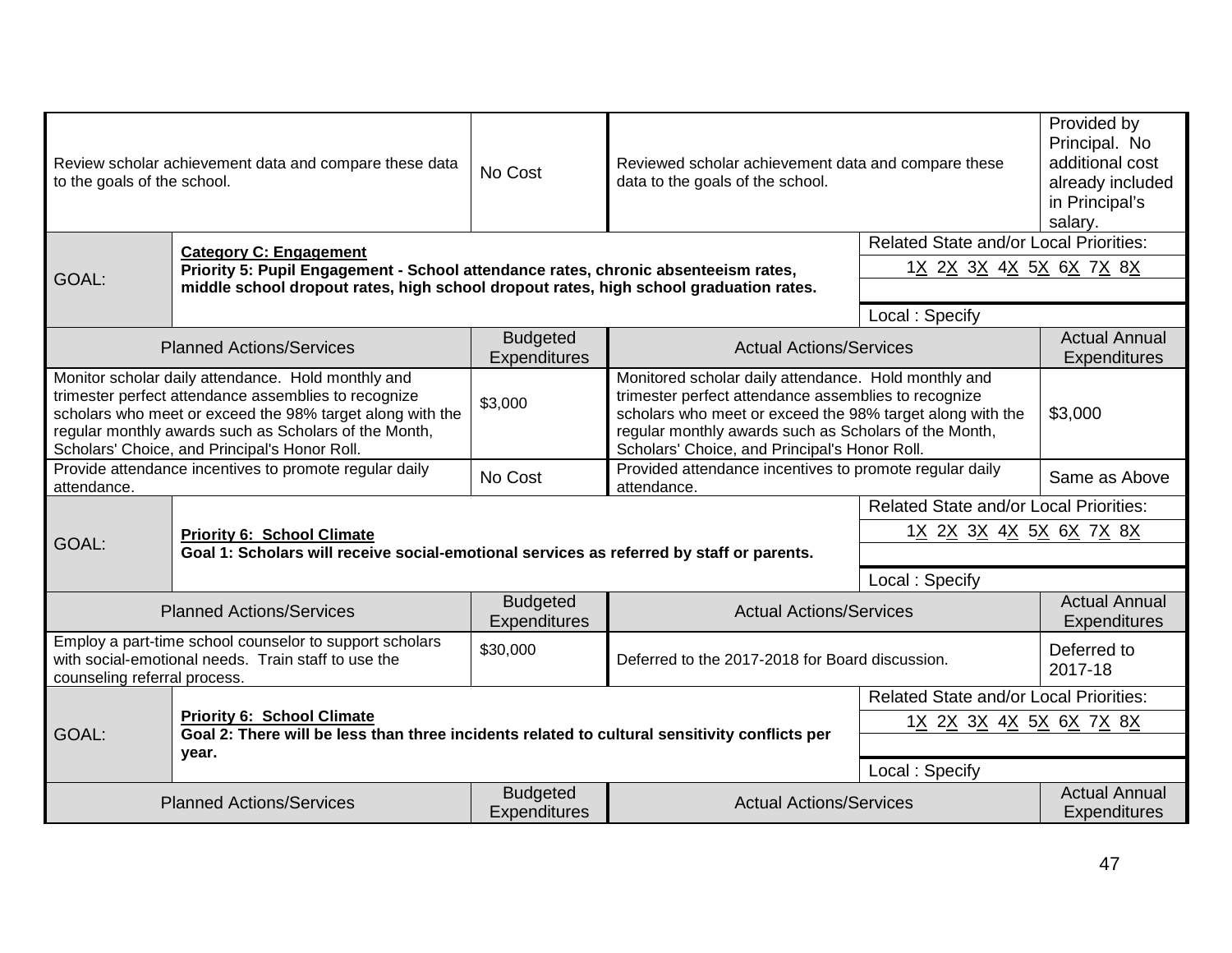| Planned Actions/Services | Budgeted Expenditures | Actual Actions/Services | Actual Annual Expenditures |
|---|---|---|---|
| Review scholar achievement data and compare these data to the goals of the school. | No Cost | Reviewed scholar achievement data and compare these data to the goals of the school. | Provided by Principal. No additional cost already included in Principal's salary. |

| GOAL: | **Category C: Engagement** **Priority 5: Pupil Engagement - School attendance rates, chronic absenteeism rates, middle school dropout rates, high school dropout rates, high school graduation rates.** | Related State and/or Local Priorities: 1X 2X 3X 4X 5X 6X 7X 8X Local : Specify |
|---|---|---|

| Planned Actions/Services | Budgeted Expenditures | Actual Actions/Services | Actual Annual Expenditures |
|---|---|---|---|
| Monitor scholar daily attendance. Hold monthly and trimester perfect attendance assemblies to recognize scholars who meet or exceed the 98% target along with the regular monthly awards such as Scholars of the Month, Scholars' Choice, and Principal's Honor Roll. | $3,000 | Monitored scholar daily attendance. Hold monthly and trimester perfect attendance assemblies to recognize scholars who meet or exceed the 98% target along with the regular monthly awards such as Scholars of the Month, Scholars' Choice, and Principal's Honor Roll. | $3,000 |
| Provide attendance incentives to promote regular daily attendance. | No Cost | Provided attendance incentives to promote regular daily attendance. | Same as Above |

| GOAL: | **Priority 6: School Climate** **Goal 1: Scholars will receive social-emotional services as referred by staff or parents.** | Related State and/or Local Priorities: 1X 2X 3X 4X 5X 6X 7X 8X Local : Specify |
|---|---|---|

| Planned Actions/Services | Budgeted Expenditures | Actual Actions/Services | Actual Annual Expenditures |
|---|---|---|---|
| Employ a part-time school counselor to support scholars with social-emotional needs. Train staff to use the counseling referral process. | $30,000 | Deferred to the 2017-2018 for Board discussion. | Deferred to 2017-18 |

| GOAL: | **Priority 6: School Climate** **Goal 2: There will be less than three incidents related to cultural sensitivity conflicts per year.** | Related State and/or Local Priorities: 1X 2X 3X 4X 5X 6X 7X 8X Local : Specify |
|---|---|---|

| Planned Actions/Services | Budgeted Expenditures | Actual Actions/Services | Actual Annual Expenditures |
|---|---|---|---|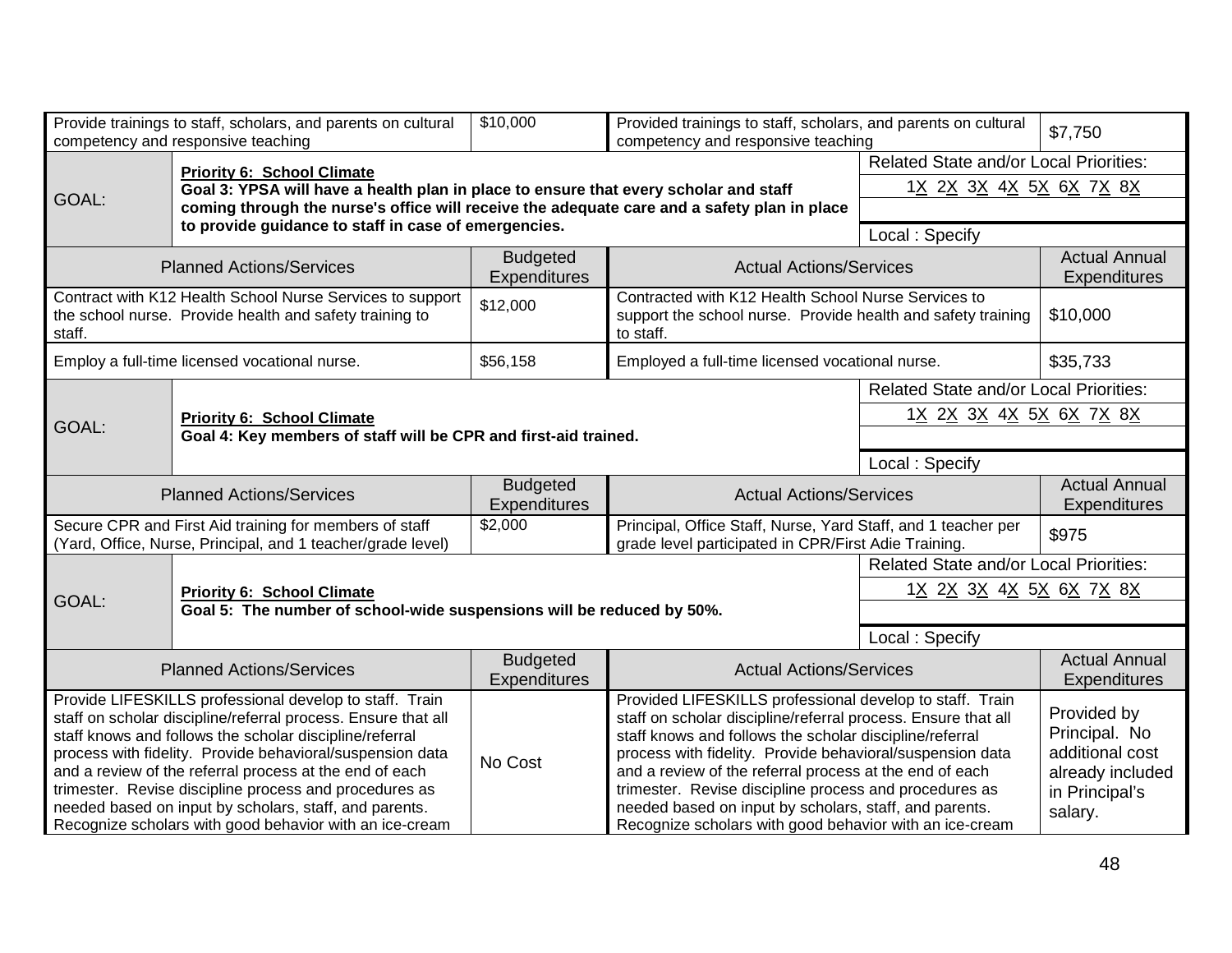| Planned Actions/Services | Budgeted Expenditures | Actual Actions/Services | Actual Annual Expenditures |
|---|---|---|---|
| Provide trainings to staff, scholars, and parents on cultural competency and responsive teaching | $10,000 | Provided trainings to staff, scholars, and parents on cultural competency and responsive teaching | $7,750 |

| GOAL: | **Priority 6: School Climate** **Goal 3: YPSA will have a health plan in place to ensure that every scholar and staff coming through the nurse's office will receive the adequate care and a safety plan in place to provide guidance to staff in case of emergencies.** | Related State and/or Local Priorities: 1X 2X 3X 4X 5X 6X 7X 8X Local : Specify |
|---|---|---|

| Planned Actions/Services | Budgeted Expenditures | Actual Actions/Services | Actual Annual Expenditures |
|---|---|---|---|
| Contract with K12 Health School Nurse Services to support the school nurse. Provide health and safety training to staff. | $12,000 | Contracted with K12 Health School Nurse Services to support the school nurse. Provide health and safety training to staff. | $10,000 |
| Employ a full-time licensed vocational nurse. | $56,158 | Employed a full-time licensed vocational nurse. | $35,733 |

| GOAL: | **Priority 6: School Climate** **Goal 4: Key members of staff will be CPR and first-aid trained.** | Related State and/or Local Priorities: 1X 2X 3X 4X 5X 6X 7X 8X Local : Specify |
|---|---|---|

| Planned Actions/Services | Budgeted Expenditures | Actual Actions/Services | Actual Annual Expenditures |
|---|---|---|---|
| Secure CPR and First Aid training for members of staff (Yard, Office, Nurse, Principal, and 1 teacher/grade level) | $2,000 | Principal, Office Staff, Nurse, Yard Staff, and 1 teacher per grade level participated in CPR/First Adie Training. | $975 |

| GOAL: | **Priority 6: School Climate** **Goal 5: The number of school-wide suspensions will be reduced by 50%.** | Related State and/or Local Priorities: 1X 2X 3X 4X 5X 6X 7X 8X Local : Specify |
|---|---|---|

| Planned Actions/Services | Budgeted Expenditures | Actual Actions/Services | Actual Annual Expenditures |
|---|---|---|---|
| Provide LIFESKILLS professional develop to staff. Train staff on scholar discipline/referral process. Ensure that all staff knows and follows the scholar discipline/referral process with fidelity. Provide behavioral/suspension data and a review of the referral process at the end of each trimester. Revise discipline process and procedures as needed based on input by scholars, staff, and parents. Recognize scholars with good behavior with an ice-cream | No Cost | Provided LIFESKILLS professional develop to staff. Train staff on scholar discipline/referral process. Ensure that all staff knows and follows the scholar discipline/referral process with fidelity. Provide behavioral/suspension data and a review of the referral process at the end of each trimester. Revise discipline process and procedures as needed based on input by scholars, staff, and parents. Recognize scholars with good behavior with an ice-cream | Provided by Principal. No additional cost already included in Principal's salary. |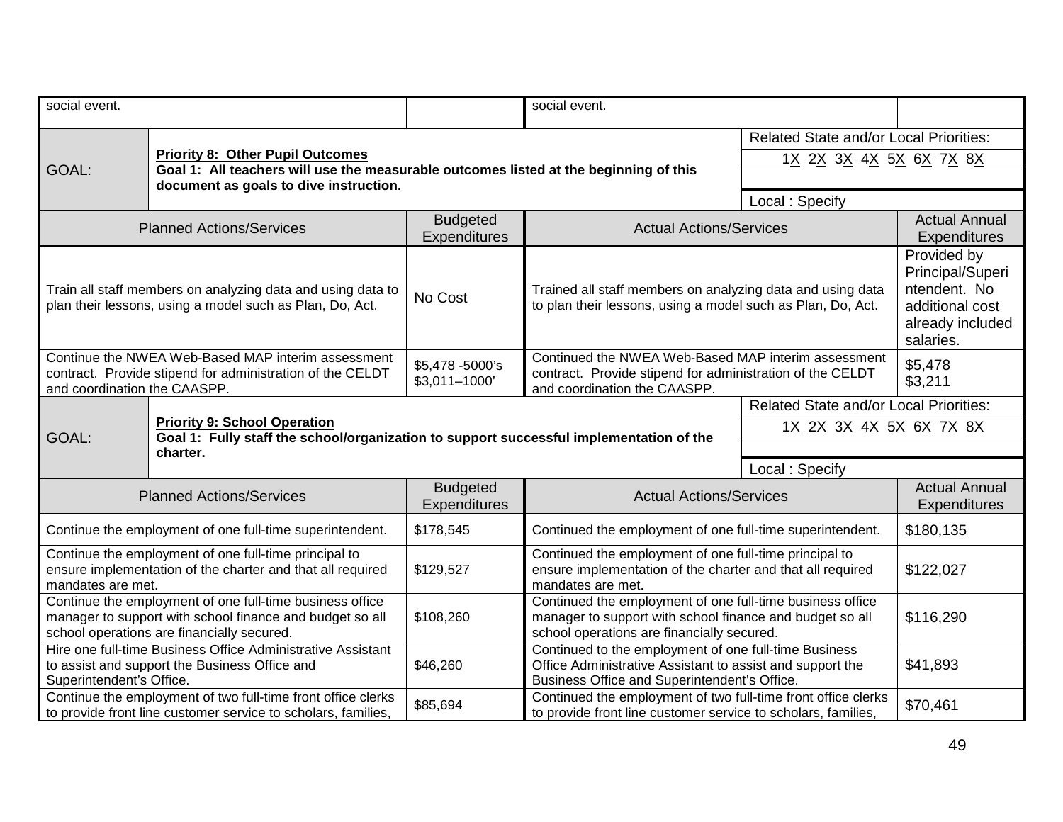| social event. | | social event. | |
|---|---|---|---|
| GOAL: **Priority 8: Other Pupil Outcomes** **Goal 1: All teachers will use the measurable outcomes listed at the beginning of this document as goals to dive instruction.** | | Related State and/or Local Priorities: 1X 2X 3X 4X 5X 6X 7X 8X Local : Specify | |
| Planned Actions/Services | Budgeted Expenditures | Actual Actions/Services | Actual Annual Expenditures |
| Train all staff members on analyzing data and using data to plan their lessons, using a model such as Plan, Do, Act. | No Cost | Trained all staff members on analyzing data and using data to plan their lessons, using a model such as Plan, Do, Act. | Provided by Principal/Superintendent. No additional cost already included salaries. |
| Continue the NWEA Web-Based MAP interim assessment contract. Provide stipend for administration of the CELDT and coordination the CAASPP. | $5,478 -5000's $3,011–1000' | Continued the NWEA Web-Based MAP interim assessment contract. Provide stipend for administration of the CELDT and coordination the CAASPP. | $5,478 $3,211 |
| GOAL: **Priority 9: School Operation** **Goal 1: Fully staff the school/organization to support successful implementation of the charter.** | | Related State and/or Local Priorities: 1X 2X 3X 4X 5X 6X 7X 8X Local : Specify | |
| Planned Actions/Services | Budgeted Expenditures | Actual Actions/Services | Actual Annual Expenditures |
| Continue the employment of one full-time superintendent. | $178,545 | Continued the employment of one full-time superintendent. | $180,135 |
| Continue the employment of one full-time principal to ensure implementation of the charter and that all required mandates are met. | $129,527 | Continued the employment of one full-time principal to ensure implementation of the charter and that all required mandates are met. | $122,027 |
| Continue the employment of one full-time business office manager to support with school finance and budget so all school operations are financially secured. | $108,260 | Continued the employment of one full-time business office manager to support with school finance and budget so all school operations are financially secured. | $116,290 |
| Hire one full-time Business Office Administrative Assistant to assist and support the Business Office and Superintendent's Office. | $46,260 | Continued to the employment of one full-time Business Office Administrative Assistant to assist and support the Business Office and Superintendent's Office. | $41,893 |
| Continue the employment of two full-time front office clerks to provide front line customer service to scholars, families, | $85,694 | Continued the employment of two full-time front office clerks to provide front line customer service to scholars, families, | $70,461 |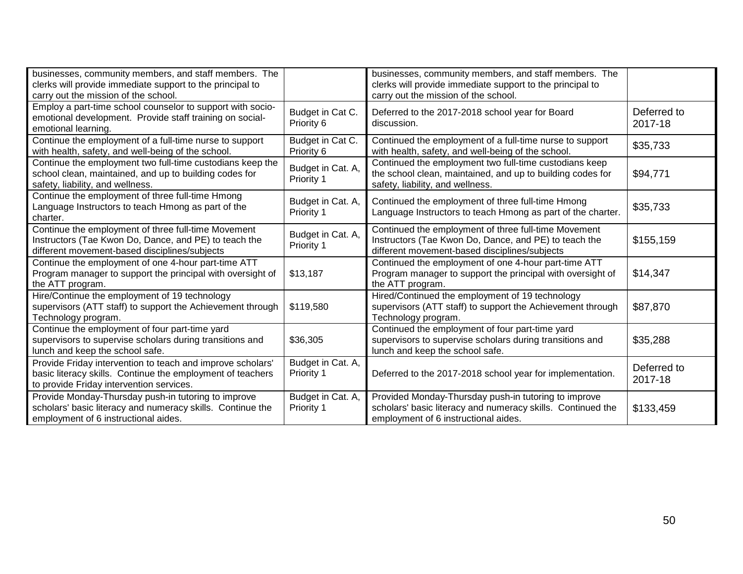| | | | |
|---|---|---|---|
| businesses, community members, and staff members. The clerks will provide immediate support to the principal to carry out the mission of the school. | | businesses, community members, and staff members. The clerks will provide immediate support to the principal to carry out the mission of the school. | |
| Employ a part-time school counselor to support with socio-emotional development. Provide staff training on social-emotional learning. | Budget in Cat C. Priority 6 | Deferred to the 2017-2018 school year for Board discussion. | Deferred to 2017-18 |
| Continue the employment of a full-time nurse to support with health, safety, and well-being of the school. | Budget in Cat C. Priority 6 | Continued the employment of a full-time nurse to support with health, safety, and well-being of the school. | $35,733 |
| Continue the employment two full-time custodians keep the school clean, maintained, and up to building codes for safety, liability, and wellness. | Budget in Cat. A, Priority 1 | Continued the employment two full-time custodians keep the school clean, maintained, and up to building codes for safety, liability, and wellness. | $94,771 |
| Continue the employment of three full-time Hmong Language Instructors to teach Hmong as part of the charter. | Budget in Cat. A, Priority 1 | Continued the employment of three full-time Hmong Language Instructors to teach Hmong as part of the charter. | $35,733 |
| Continue the employment of three full-time Movement Instructors (Tae Kwon Do, Dance, and PE) to teach the different movement-based disciplines/subjects | Budget in Cat. A, Priority 1 | Continued the employment of three full-time Movement Instructors (Tae Kwon Do, Dance, and PE) to teach the different movement-based disciplines/subjects | $155,159 |
| Continue the employment of one 4-hour part-time ATT Program manager to support the principal with oversight of the ATT program. | $13,187 | Continued the employment of one 4-hour part-time ATT Program manager to support the principal with oversight of the ATT program. | $14,347 |
| Hire/Continue the employment of 19 technology supervisors (ATT staff) to support the Achievement through Technology program. | $119,580 | Hired/Continued the employment of 19 technology supervisors (ATT staff) to support the Achievement through Technology program. | $87,870 |
| Continue the employment of four part-time yard supervisors to supervise scholars during transitions and lunch and keep the school safe. | $36,305 | Continued the employment of four part-time yard supervisors to supervise scholars during transitions and lunch and keep the school safe. | $35,288 |
| Provide Friday intervention to teach and improve scholars' basic literacy skills. Continue the employment of teachers to provide Friday intervention services. | Budget in Cat. A, Priority 1 | Deferred to the 2017-2018 school year for implementation. | Deferred to 2017-18 |
| Provide Monday-Thursday push-in tutoring to improve scholars' basic literacy and numeracy skills. Continue the employment of 6 instructional aides. | Budget in Cat. A, Priority 1 | Provided Monday-Thursday push-in tutoring to improve scholars' basic literacy and numeracy skills. Continued the employment of 6 instructional aides. | $133,459 |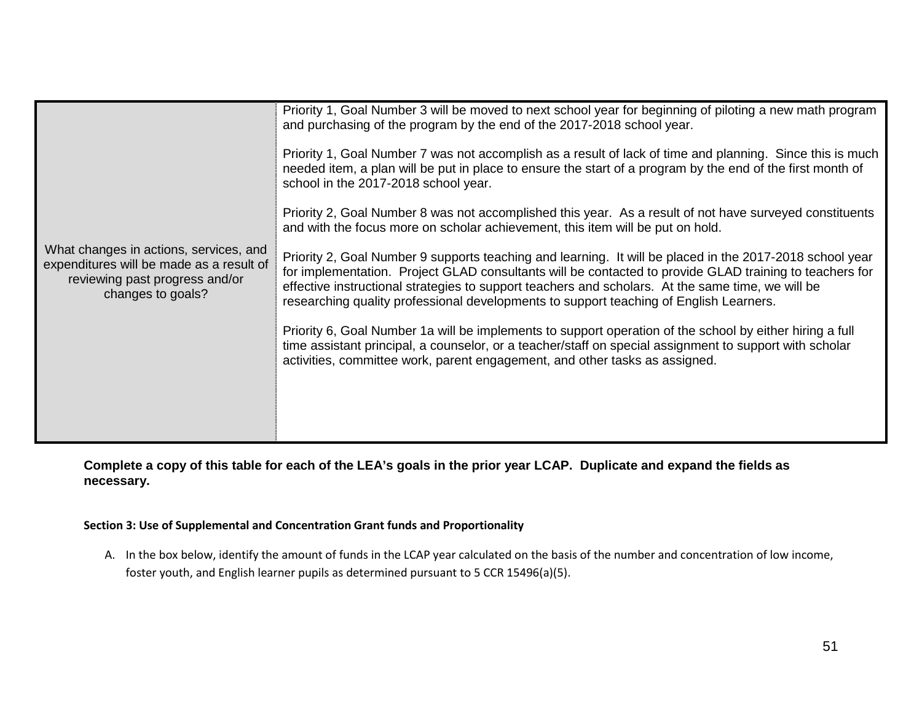| What changes in actions, services, and expenditures will be made as a result of reviewing past progress and/or changes to goals? | Priority 1, Goal Number 3 will be moved to next school year for beginning of piloting a new math program and purchasing of the program by the end of the 2017-2018 school year.<br><br>Priority 1, Goal Number 7 was not accomplish as a result of lack of time and planning. Since this is much needed item, a plan will be put in place to ensure the start of a program by the end of the first month of school in the 2017-2018 school year.<br><br>Priority 2, Goal Number 8 was not accomplished this year. As a result of not have surveyed constituents and with the focus more on scholar achievement, this item will be put on hold.<br><br>Priority 2, Goal Number 9 supports teaching and learning. It will be placed in the 2017-2018 school year for implementation. Project GLAD consultants will be contacted to provide GLAD training to teachers for effective instructional strategies to support teachers and scholars. At the same time, we will be researching quality professional developments to support teaching of English Learners.<br><br>Priority 6, Goal Number 1a will be implements to support operation of the school by either hiring a full time assistant principal, a counselor, or a teacher/staff on special assignment to support with scholar activities, committee work, parent engagement, and other tasks as assigned. |
|---|---|

**Complete a copy of this table for each of the LEA's goals in the prior year LCAP. Duplicate and expand the fields as necessary.**

**Section 3: Use of Supplemental and Concentration Grant funds and Proportionality**

A. In the box below, identify the amount of funds in the LCAP year calculated on the basis of the number and concentration of low income, foster youth, and English learner pupils as determined pursuant to 5 CCR 15496(a)(5).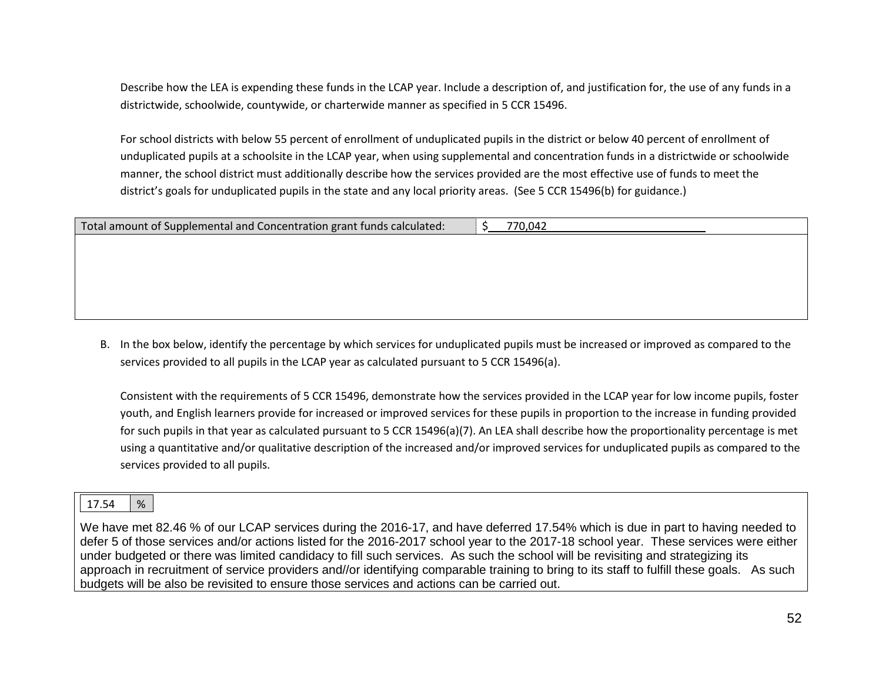Describe how the LEA is expending these funds in the LCAP year. Include a description of, and justification for, the use of any funds in a districtwide, schoolwide, countywide, or charterwide manner as specified in 5 CCR 15496.

For school districts with below 55 percent of enrollment of unduplicated pupils in the district or below 40 percent of enrollment of unduplicated pupils at a schoolsite in the LCAP year, when using supplemental and concentration funds in a districtwide or schoolwide manner, the school district must additionally describe how the services provided are the most effective use of funds to meet the district's goals for unduplicated pupils in the state and any local priority areas. (See 5 CCR 15496(b) for guidance.)

| Total amount of Supplemental and Concentration grant funds calculated: | $ 770,042 |
|---|---|
| | |

B. In the box below, identify the percentage by which services for unduplicated pupils must be increased or improved as compared to the services provided to all pupils in the LCAP year as calculated pursuant to 5 CCR 15496(a).

Consistent with the requirements of 5 CCR 15496, demonstrate how the services provided in the LCAP year for low income pupils, foster youth, and English learners provide for increased or improved services for these pupils in proportion to the increase in funding provided for such pupils in that year as calculated pursuant to 5 CCR 15496(a)(7). An LEA shall describe how the proportionality percentage is met using a quantitative and/or qualitative description of the increased and/or improved services for unduplicated pupils as compared to the services provided to all pupils.

| 17.54 | % |
|---|---|

We have met 82.46 % of our LCAP services during the 2016-17, and have deferred 17.54% which is due in part to having needed to defer 5 of those services and/or actions listed for the 2016-2017 school year to the 2017-18 school year. These services were either under budgeted or there was limited candidacy to fill such services. As such the school will be revisiting and strategizing its approach in recruitment of service providers and//or identifying comparable training to bring to its staff to fulfill these goals. As such budgets will be also be revisited to ensure those services and actions can be carried out.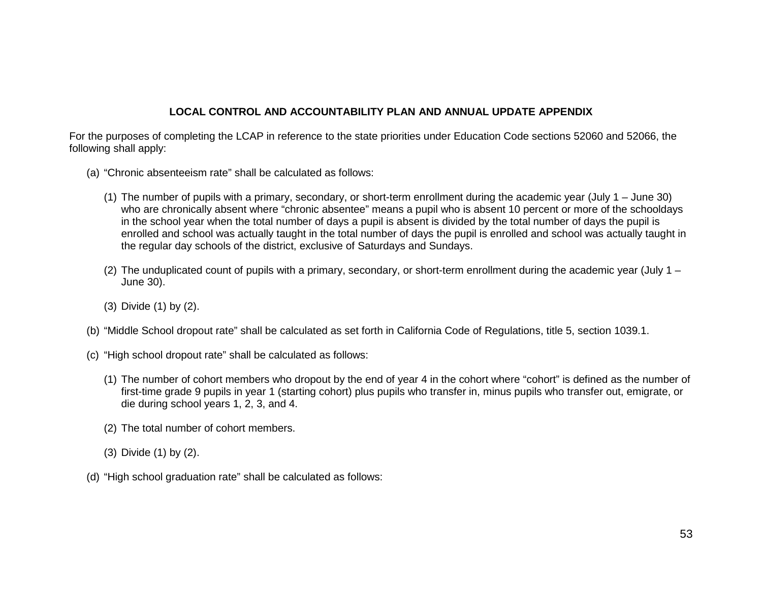## LOCAL CONTROL AND ACCOUNTABILITY PLAN AND ANNUAL UPDATE APPENDIX

For the purposes of completing the LCAP in reference to the state priorities under Education Code sections 52060 and 52066, the following shall apply:

(a) "Chronic absenteeism rate" shall be calculated as follows:

   (1) The number of pupils with a primary, secondary, or short-term enrollment during the academic year (July 1 – June 30) who are chronically absent where "chronic absentee" means a pupil who is absent 10 percent or more of the schooldays in the school year when the total number of days a pupil is absent is divided by the total number of days the pupil is enrolled and school was actually taught in the total number of days the pupil is enrolled and school was actually taught in the regular day schools of the district, exclusive of Saturdays and Sundays.

   (2) The unduplicated count of pupils with a primary, secondary, or short-term enrollment during the academic year (July 1 – June 30).

   (3) Divide (1) by (2).

(b) "Middle School dropout rate" shall be calculated as set forth in California Code of Regulations, title 5, section 1039.1.

(c) "High school dropout rate" shall be calculated as follows:

   (1) The number of cohort members who dropout by the end of year 4 in the cohort where "cohort" is defined as the number of first-time grade 9 pupils in year 1 (starting cohort) plus pupils who transfer in, minus pupils who transfer out, emigrate, or die during school years 1, 2, 3, and 4.

   (2) The total number of cohort members.

   (3) Divide (1) by (2).

(d) "High school graduation rate" shall be calculated as follows: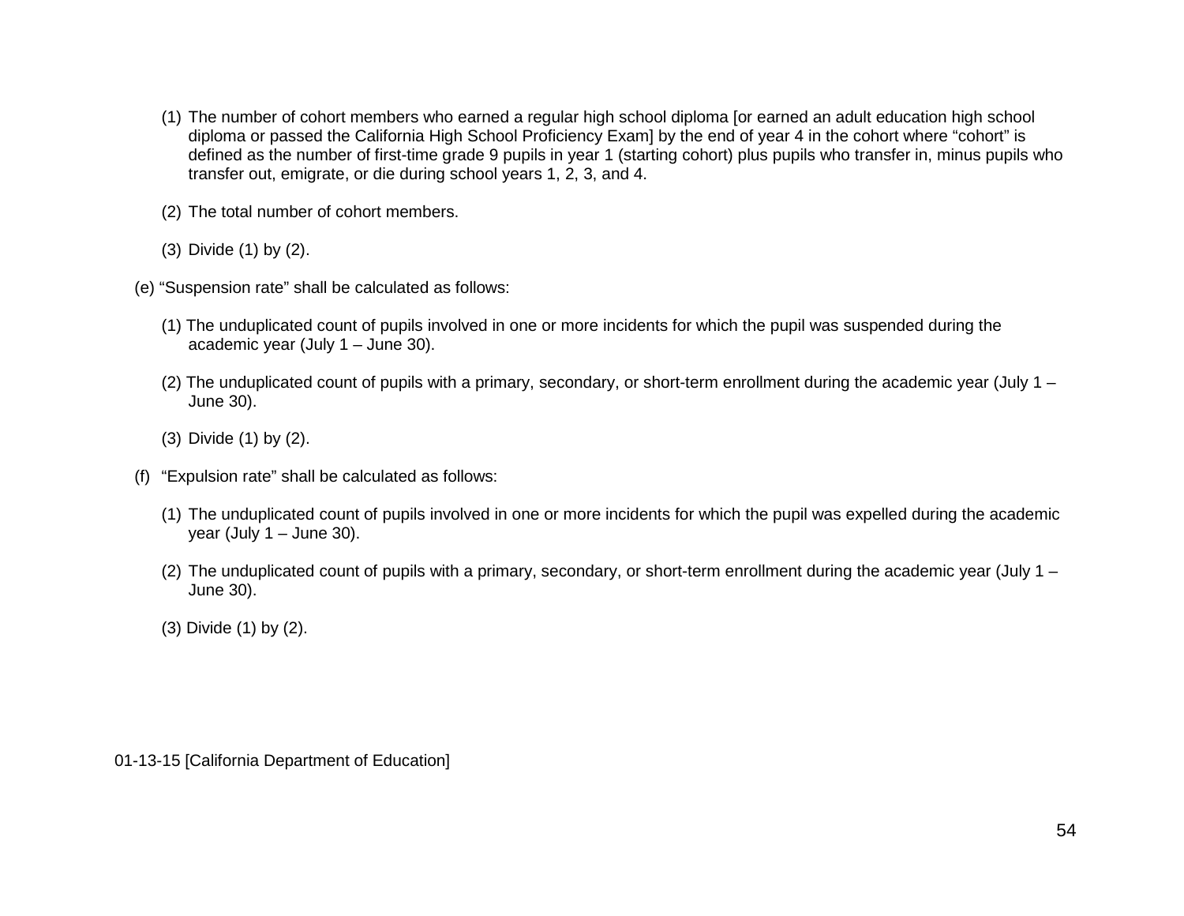(1) The number of cohort members who earned a regular high school diploma [or earned an adult education high school diploma or passed the California High School Proficiency Exam] by the end of year 4 in the cohort where "cohort" is defined as the number of first-time grade 9 pupils in year 1 (starting cohort) plus pupils who transfer in, minus pupils who transfer out, emigrate, or die during school years 1, 2, 3, and 4.

(2) The total number of cohort members.

(3) Divide (1) by (2).

(e) "Suspension rate" shall be calculated as follows:

(1) The unduplicated count of pupils involved in one or more incidents for which the pupil was suspended during the academic year (July 1 – June 30).

(2) The unduplicated count of pupils with a primary, secondary, or short-term enrollment during the academic year (July 1 – June 30).

(3) Divide (1) by (2).

(f) "Expulsion rate" shall be calculated as follows:

(1) The unduplicated count of pupils involved in one or more incidents for which the pupil was expelled during the academic year (July 1 – June 30).

(2) The unduplicated count of pupils with a primary, secondary, or short-term enrollment during the academic year (July 1 – June 30).

(3) Divide (1) by (2).

01-13-15 [California Department of Education]